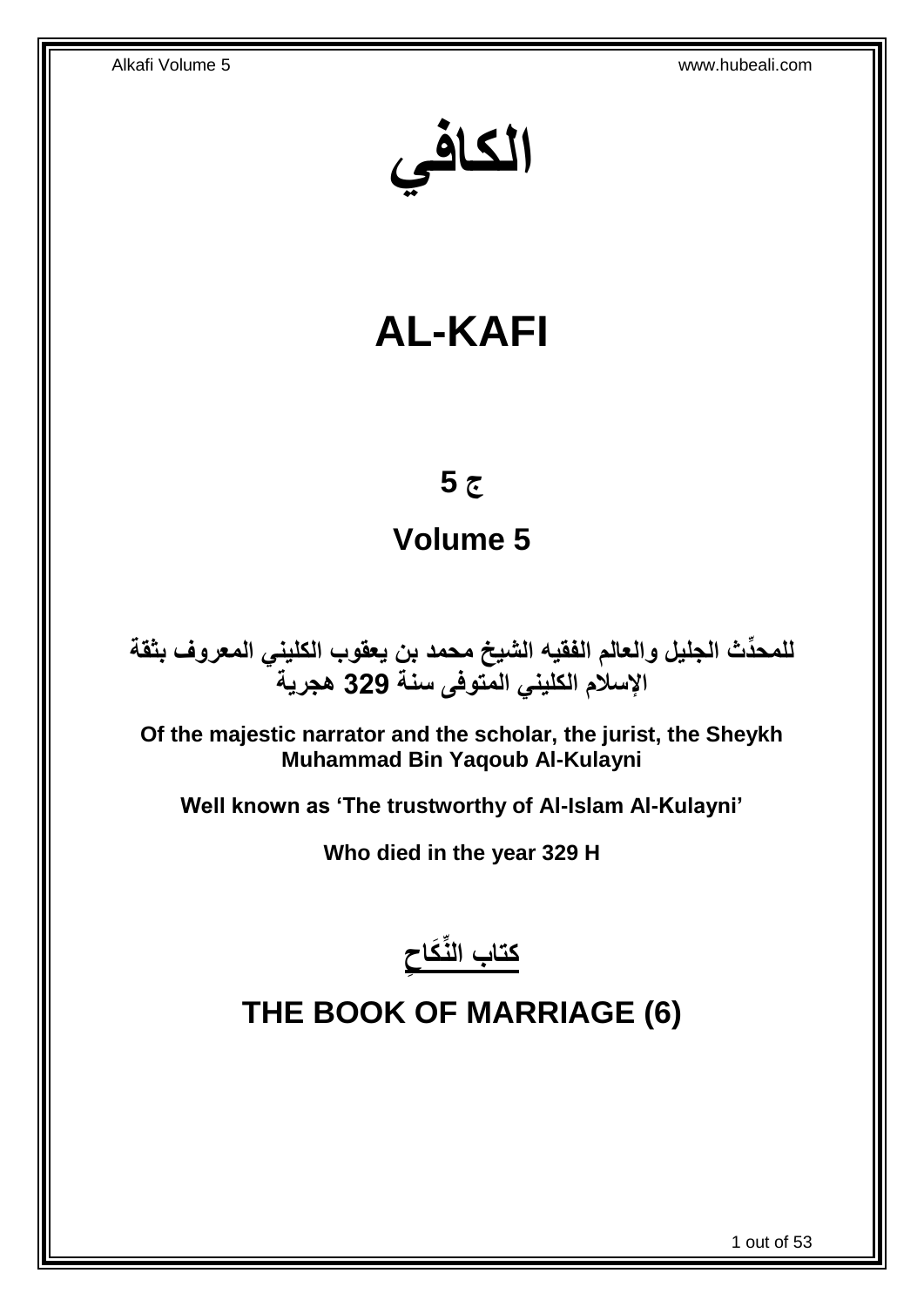# الكافي

# AL-KAFI

## ج 5

## Volume 5

**للمحدِّث الجليل والعالم الفقيه الشيخ محمد بن يعقوب الكليني المعروف بثقة الإسلام الكليني المتوفى سنة 329 هجرية**

**Of the majestic narrator and the scholar, the jurist, the Sheykh Muhammad Bin Yaqoub Al-Kulayni**

**Well known as 'The trustworthy of Al-Islam Al-Kulayni'**

**Who died in the year 329 H**

## كتاب النِّكَاحِ

## THE BOOK OF MARRIAGE (6)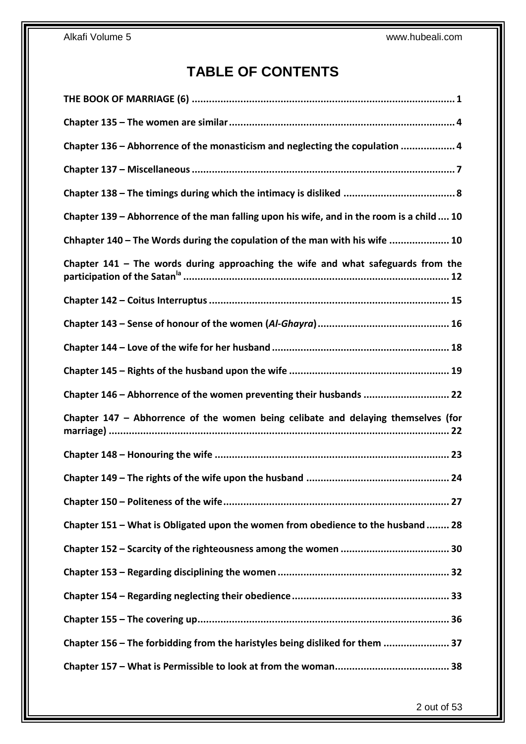# TABLE OF CONTENTS

**THE BOOK OF MARRIAGE (6)** ........................................................................................ 1

**Chapter 135 – The women are similar** ........................................................................... 4

**Chapter 136 – Abhorrence of the monasticism and neglecting the copulation** ................... 4

**Chapter 137 – Miscellaneous** ........................................................................................ 7

**Chapter 138 – The timings during which the intimacy is disliked** ...................................... 8

**Chapter 139 – Abhorrence of the man falling upon his wife, and in the room is a child** .... 10

**Chhapter 140 – The Words during the copulation of the man with his wife** ..................... 10

**Chapter 141 – The words during approaching the wife and what safeguards from the participation of the Satan[la]** ........................................................................................ 12

**Chapter 142 – Coitus Interruptus** ................................................................................ 15

**Chapter 143 – Sense of honour of the women (*Al-Ghayra*)** .......................................... 16

**Chapter 144 – Love of the wife for her husband** ............................................................ 18

**Chapter 145 – Rights of the husband upon the wife** ...................................................... 19

**Chapter 146 – Abhorrence of the women preventing their husbands** ............................. 22

**Chapter 147 – Abhorrence of the women being celibate and delaying themselves (for marriage)** ................................................................................................................... 22

**Chapter 148 – Honouring the wife** ............................................................................... 23

**Chapter 149 – The rights of the wife upon the husband** ................................................ 24

**Chapter 150 – Politeness of the wife** ............................................................................ 27

**Chapter 151 – What is Obligated upon the women from obedience to the husband** ........ 28

**Chapter 152 – Scarcity of the righteousness among the women** ..................................... 30

**Chapter 153 – Regarding disciplining the women** .......................................................... 32

**Chapter 154 – Regarding neglecting their obedience** ..................................................... 33

**Chapter 155 – The covering up** .................................................................................... 36

**Chapter 156 – The forbidding from the haristyles being disliked for them** ...................... 37

**Chapter 157 – What is Permissible to look at from the woman** ....................................... 38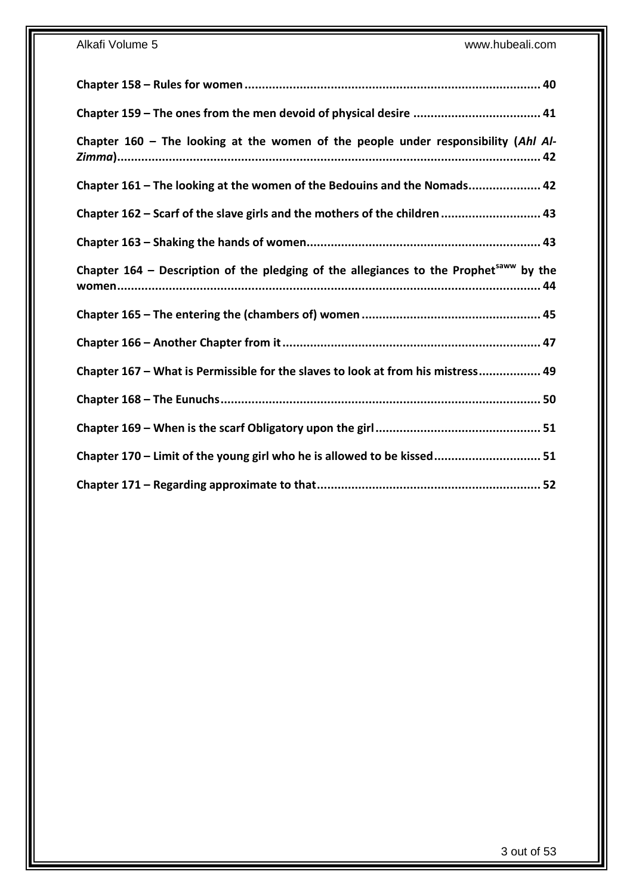**Chapter 158 – Rules for women** .................................................................................... 40

**Chapter 159 – The ones from the men devoid of physical desire** ..................................... 41

**Chapter 160 – The looking at the women of the people under responsibility (*Ahl Al-Zimma*)** ......................................................................................................................... 42

**Chapter 161 – The looking at the women of the Bedouins and the Nomads** ..................... 42

**Chapter 162 – Scarf of the slave girls and the mothers of the children** ............................. 43

**Chapter 163 – Shaking the hands of women** ................................................................... 43

**Chapter 164 – Description of the pledging of the allegiances to the Prophet[saww] by the women** ......................................................................................................................... 44

**Chapter 165 – The entering the (chambers of) women** .................................................... 45

**Chapter 166 – Another Chapter from it** .......................................................................... 47

**Chapter 167 – What is Permissible for the slaves to look at from his mistress** .................. 49

**Chapter 168 – The Eunuchs** ............................................................................................ 50

**Chapter 169 – When is the scarf Obligatory upon the girl** ................................................ 51

**Chapter 170 – Limit of the young girl who he is allowed to be kissed** ............................... 51

**Chapter 171 – Regarding approximate to that** ................................................................ 52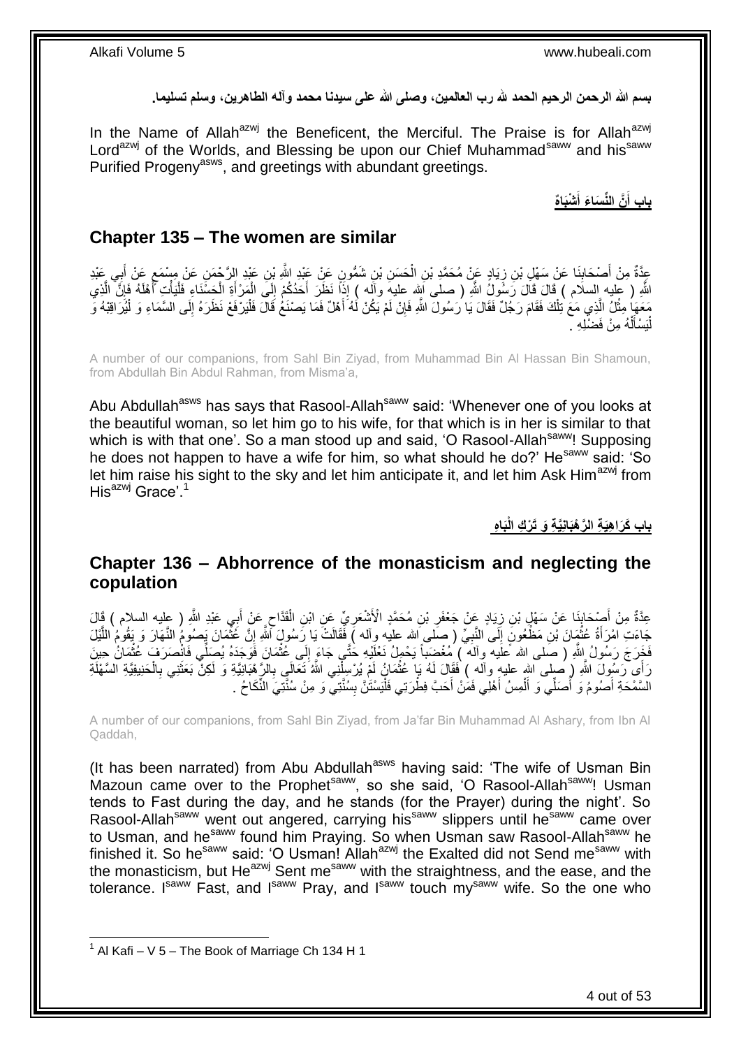**بسم الله الرحمن الرحيم الحمد لله رب العالمين، وصلى الله على سيدنا محمد وآله الطاهرين، وسلم تسليما.**

In the Name of Allah[azwj] the Beneficent, the Merciful. The Praise is for Allah[azwj] Lord[azwj] of the Worlds, and Blessing be upon our Chief Muhammad[saww] and his[saww] Purified Progeny[asws], and greetings with abundant greetings.

## باب أَنَّ النِّسَاءَ أَشْبَاهٌ

## Chapter 135 – The women are similar

عِدَّةٌ مِنْ أَصْحَابِنَا عَنْ سَهْلِ بْنِ زِيَادٍ عَنْ مُحَمَّدِ بْنِ الْحَسَنِ بْنِ شَمُّونٍ عَنْ عَبْدِ اللَّهِ بْنِ عَبْدِ الرَّحْمَنِ عَنْ مِسْمَعٍ عَنْ أَبِي عَبْدِ اللَّهِ ( عليه السلام ) قَالَ قَالَ رَسُولُ اللَّهِ ( صلى الله عليه وآله ) إِذَا نَظَرَ أَحَدُكُمْ إِلَى الْمَرْأَةِ الْحَسْنَاءِ فَلْيَأْتِ أَهْلَهُ فَإِنَّ الَّذِي مَعَهَا مِثْلُ الَّذِي مَعَ تِلْكَ فَقَامَ رَجُلٌ فَقَالَ يَا رَسُولَ اللَّهِ فَإِنْ لَمْ يَكُنْ لَهُ أَهْلٌ فَمَا يَصْنَعُ قَالَ فَلْيَرْفَعْ نَظَرَهُ إِلَى السَّمَاءِ وَ لْيُرَاقِبْهُ وَ لْيَسْأَلْهُ مِنْ فَضْلِهِ .

A number of our companions, from Sahl Bin Ziyad, from Muhammad Bin Al Hassan Bin Shamoun, from Abdullah Bin Abdul Rahman, from Misma'a,

Abu Abdullah[asws] has says that Rasool-Allah[saww] said: 'Whenever one of you looks at the beautiful woman, so let him go to his wife, for that which is in her is similar to that which is with that one'. So a man stood up and said, 'O Rasool-Allah[saww]! Supposing he does not happen to have a wife for him, so what should he do?' He[saww] said: 'So let him raise his sight to the sky and let him anticipate it, and let him Ask Him[azwj] from His[azwj] Grace'.[1]

## باب كَرَاهِيَةِ الرَّهْبَانِيَّةِ وَ تَرْكِ الْبَاهِ

## Chapter 136 – Abhorrence of the monasticism and neglecting the copulation

عِدَّةٌ مِنْ أَصْحَابِنَا عَنْ سَهْلِ بْنِ زِيَادٍ عَنْ جَعْفَرِ بْنِ مُحَمَّدٍ الْأَشْعَرِيِّ عَنِ ابْنِ الْقَدَّاحِ عَنْ أَبِي عَبْدِ اللَّهِ ( عليه السلام ) قَالَ جَاءَتِ امْرَأَةُ عُثْمَانَ بْنِ مَظْعُونٍ إِلَى النَّبِيِّ ( صلى الله عليه وآله ) فَقَالَتْ يَا رَسُولَ اللَّهِ إِنَّ عُثْمَانَ يَصُومُ النَّهَارَ وَ يَقُومُ اللَّيْلَ فَخَرَجَ رَسُولُ اللَّهِ ( صلى الله عليه وآله ) مُغْضَباً يَحْمِلُ نَعْلَيْهِ حَتَّى جَاءَ إِلَى عُثْمَانَ فَوَجَدَهُ يُصَلِّي فَانْصَرَفَ عُثْمَانُ حِينَ رَأَى رَسُولَ اللَّهِ ( صلى الله عليه وآله ) فَقَالَ لَهُ يَا عُثْمَانُ لَمْ يُرْسِلْنِي اللَّهُ تَعَالَى بِالرَّهْبَانِيَّةِ وَ لَكِنْ بَعَثَنِي بِالْحَنِيفِيَّةِ السَّهْلَةِ السَّمْحَةِ أَصُومُ وَ أُصَلِّي وَ أَلْمِسُ أَهْلِي فَمَنْ أَحَبَّ فِطْرَتِي فَلْيَسْتَنَّ بِسُنَّتِي وَ مِنْ سُنَّتِيَ النِّكَاحُ .

A number of our companions, from Sahl Bin Ziyad, from Ja'far Bin Muhammad Al Ashary, from Ibn Al Qaddah,

(It has been narrated) from Abu Abdullah[asws] having said: 'The wife of Usman Bin Mazoun came over to the Prophet[saww], so she said, 'O Rasool-Allah[saww]! Usman tends to Fast during the day, and he stands (for the Prayer) during the night'. So Rasool-Allah[saww] went out angered, carrying his[saww] slippers until he[saww] came over to Usman, and he[saww] found him Praying. So when Usman saw Rasool-Allah[saww] he finished it. So he[saww] said: 'O Usman! Allah[azwj] the Exalted did not Send me[saww] with the monasticism, but He[azwj] Sent me[saww] with the straightness, and the ease, and the tolerance. I[saww] Fast, and I[saww] Pray, and I[saww] touch my[saww] wife. So the one who

[1] Al Kafi – V 5 – The Book of Marriage Ch 134 H 1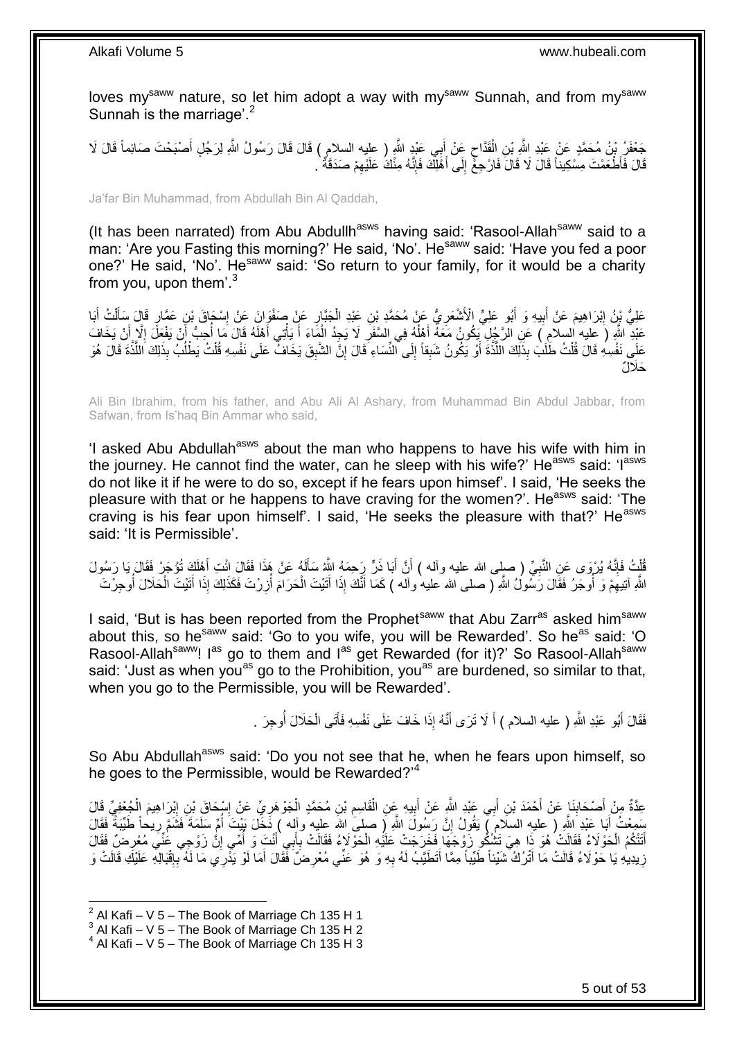loves my[saww] nature, so let him adopt a way with my[saww] Sunnah, and from my[saww] Sunnah is the marriage'.[2]

جَعْفَرُ بْنُ مُحَمَّدٍ عَنْ عَبْدِ اللَّهِ بْنِ الْقَدَّاحِ عَنْ أَبِي عَبْدِ اللَّهِ ( عليه السلام ) قَالَ قَالَ رَسُولُ اللَّهِ لِرَجُلٍ أَصْبَحْتَ صَائِماً قَالَ لَا قَالَ فَأَطْعَمْتَ مِسْكِيناً قَالَ لَا قَالَ فَارْجِعْ إِلَى أَهْلِكَ فَإِنَّهُ مِنْكَ عَلَيْهِمْ صَدَقَةٌ .

Ja'far Bin Muhammad, from Abdullah Bin Al Qaddah,

(It has been narrated) from Abu Abdullh[asws] having said: 'Rasool-Allah[saww] said to a man: 'Are you Fasting this morning?' He said, 'No'. He[saww] said: 'Have you fed a poor one?' He said, 'No'. He[saww] said: 'So return to your family, for it would be a charity from you, upon them'.[3]

عَلِيُّ بْنُ إِبْرَاهِيمَ عَنْ أَبِيهِ وَ أَبُو عَلِيٍّ الْأَشْعَرِيُّ عَنْ مُحَمَّدِ بْنِ عَبْدِ الْجَبَّارِ عَنْ صَفْوَانَ عَنْ إِسْحَاقَ بْنِ عَمَّارٍ قَالَ سَأَلْتُ أَبَا عَبْدِ اللَّهِ ( عليه السلام ) عَنِ الرَّجُلِ يَكُونُ مَعَهُ أَهْلُهُ فِي السَّفَرِ لَا يَجِدُ الْمَاءَ أَ يَأْتِي أَهْلَهُ قَالَ مَا أُحِبُّ أَنْ يَفْعَلَ إِلَّا أَنْ يَخَافَ عَلَى نَفْسِهِ قَالَ قُلْتُ طَلَبَ بِذَلِكَ اللَّذَّةَ أَوْ يَكُونُ شَبِقاً إِلَى النِّسَاءِ قَالَ إِنَّ الشَّبِقَ يَخَافُ عَلَى نَفْسِهِ قُلْتُ يَطْلُبُ بِذَلِكَ اللَّذَّةَ قَالَ هُوَ حَلَالٌ

Ali Bin Ibrahim, from his father, and Abu Ali Al Ashary, from Muhammad Bin Abdul Jabbar, from Safwan, from Is'haq Bin Ammar who said,

'I asked Abu Abdullah[asws] about the man who happens to have his wife with him in the journey. He cannot find the water, can he sleep with his wife?' He[asws] said: 'I[asws] do not like it if he were to do so, except if he fears upon himsef'. I said, 'He seeks the pleasure with that or he happens to have craving for the women?'. He[asws] said: 'The craving is his fear upon himself'. I said, 'He seeks the pleasure with that?' He[asws] said: 'It is Permissible'.

قُلْتُ فَإِنَّهُ يُرْوَى عَنِ النَّبِيِّ ( صلى الله عليه وآله ) أَنَّ أَبَا ذَرٍّ رَحِمَهُ اللَّهُ سَأَلَهُ عَنْ هَذَا فَقَالَ ائْتِ أَهْلَكَ تُؤْجَرْ فَقَالَ يَا رَسُولَ اللَّهِ آتِيهِمْ وَ أُوجَرُ فَقَالَ رَسُولُ اللَّهِ ( صلى الله عليه وآله ) كَمَا أَنَّكَ إِذَا أَتَيْتَ الْحَرَامَ أُزِرْتَ فَكَذَلِكَ إِذَا أَتَيْتَ الْحَلَالَ أُوجِرْتَ

I said, 'But is has been reported from the Prophet[saww] that Abu Zarr[as] asked him[saww] about this, so he[saww] said: 'Go to you wife, you will be Rewarded'. So he[as] said: 'O Rasool-Allah[saww]! I[as] go to them and I[as] get Rewarded (for it)?' So Rasool-Allah[saww] said: 'Just as when you[as] go to the Prohibition, you[as] are burdened, so similar to that, when you go to the Permissible, you will be Rewarded'.

فَقَالَ أَبُو عَبْدِ اللَّهِ ( عليه السلام ) أَ لَا تَرَى أَنَّهُ إِذَا خَافَ عَلَى نَفْسِهِ فَأَتَى الْحَلَالَ أُوجِرَ .

So Abu Abdullah[asws] said: 'Do you not see that he, when he fears upon himself, so he goes to the Permissible, would be Rewarded?'[4]

عِدَّةٌ مِنْ أَصْحَابِنَا عَنْ أَحْمَدَ بْنِ أَبِي عَبْدِ اللَّهِ عَنْ أَبِيهِ عَنِ الْقَاسِمِ بْنِ مُحَمَّدٍ الْجَوْهَرِيِّ عَنْ إِسْحَاقَ بْنِ إِبْرَاهِيمَ الْجُعْفِيِّ قَالَ سَمِعْتُ أَبَا عَبْدِ اللَّهِ ( عليه السلام ) يَقُولُ إِنَّ رَسُولَ اللَّهِ ( صلى الله عليه وآله ) دَخَلَ بَيْتَ أُمِّ سَلَمَةَ فَشَمَّ رِيحاً طَيِّبَةً فَقَالَ أَتَتْكُمُ الْحَوْلَاءُ فَقَالَتْ هُوَ ذَا هِيَ تَشْكُو زَوْجَهَا فَخَرَجَتْ عَلَيْهِ الْحَوْلَاءُ فَقَالَتْ بِأَبِي أَنْتَ وَ أُمِّي إِنَّ زَوْجِي عَنِّي مُعْرِضٌ فَقَالَ زِيدِيهِ يَا حَوْلَاءُ قَالَتْ مَا أَتْرُكُ شَيْئاً طَيِّباً مِمَّا أَتَطَيَّبُ لَهُ بِهِ وَ هُوَ عَنِّي مُعْرِضٌ فَقَالَ أَمَا لَوْ يَدْرِي مَا لَهُ بِإِقْبَالِهِ عَلَيْكِ قَالَتْ وَ

---

[2] Al Kafi – V 5 – The Book of Marriage Ch 135 H 1
[3] Al Kafi – V 5 – The Book of Marriage Ch 135 H 2
[4] Al Kafi – V 5 – The Book of Marriage Ch 135 H 3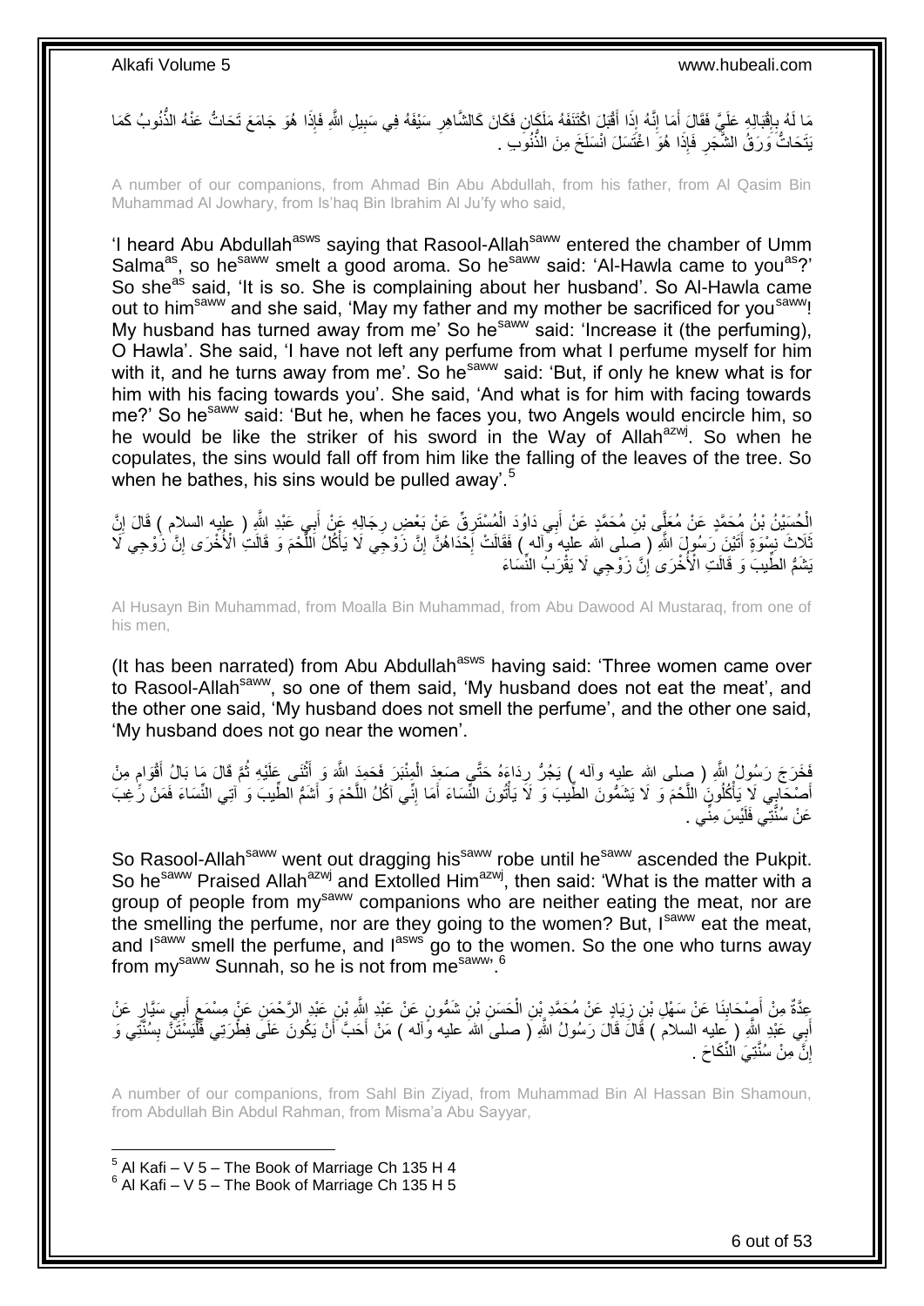مَا لَهُ بِإِقْبَالِهِ عَلَيَّ فَقَالَ أَمَا إِنَّهُ إِذَا أَقْبَلَ اكْتَنَفَهُ مَلَكَانِ فَكَانَ كَالشَّاهِرِ سَيْفَهُ فِي سَبِيلِ اللَّهِ فَإِذَا هُوَ جَامَعَ تَحَاتُّ عَنْهُ الذُّنُوبُ كَمَا يَتَحَاتُّ وَرَقُ الشَّجَرِ فَإِذَا هُوَ اغْتَسَلَ انْسَلَخَ مِنَ الذُّنُوبِ .

A number of our companions, from Ahmad Bin Abu Abdullah, from his father, from Al Qasim Bin Muhammad Al Jowhary, from Is'haq Bin Ibrahim Al Ju'fy who said,

'I heard Abu Abdullah[asws] saying that Rasool-Allah[saww] entered the chamber of Umm Salma[as], so he[saww] smelt a good aroma. So he[saww] said: 'Al-Hawla came to you[as]?' So she[as] said, 'It is so. She is complaining about her husband'. So Al-Hawla came out to him[saww] and she said, 'May my father and my mother be sacrificed for you[saww]! My husband has turned away from me' So he[saww] said: 'Increase it (the perfuming), O Hawla'. She said, 'I have not left any perfume from what I perfume myself for him with it, and he turns away from me'. So he[saww] said: 'But, if only he knew what is for him with his facing towards you'. She said, 'And what is for him with facing towards me?' So he[saww] said: 'But he, when he faces you, two Angels would encircle him, so he would be like the striker of his sword in the Way of Allah[azwj]. So when he copulates, the sins would fall off from him like the falling of the leaves of the tree. So when he bathes, his sins would be pulled away'.[5]

الْحُسَيْنُ بْنُ مُحَمَّدٍ عَنْ مُعَلَّى بْنِ مُحَمَّدٍ عَنْ أَبِي دَاوُدَ الْمُسْتَرِقِّ عَنْ بَعْضِ رِجَالِهِ عَنْ أَبِي عَبْدِ اللَّهِ ( عليه السلام ) قَالَ إِنَّ ثَلَاثَ نِسْوَةٍ أَتَيْنَ رَسُولَ اللَّهِ ( صلى الله عليه وآله ) فَقَالَتْ إِحْدَاهُنَّ إِنَّ زَوْجِي لَا يَأْكُلُ اللَّحْمَ وَ قَالَتِ الْأُخْرَى إِنَّ زَوْجِي لَا يَشَمُّ الطِّيبَ وَ قَالَتِ الْأُخْرَى إِنَّ زَوْجِي لَا يَقْرَبُ النِّسَاءَ

Al Husayn Bin Muhammad, from Moalla Bin Muhammad, from Abu Dawood Al Mustaraq, from one of his men,

(It has been narrated) from Abu Abdullah[asws] having said: 'Three women came over to Rasool-Allah[saww], so one of them said, 'My husband does not eat the meat', and the other one said, 'My husband does not smell the perfume', and the other one said, 'My husband does not go near the women'.

فَخَرَجَ رَسُولُ اللَّهِ ( صلى الله عليه وآله ) يَجُرُّ رِدَاءَهُ حَتَّى صَعِدَ الْمِنْبَرَ فَحَمِدَ اللَّهَ وَ أَثْنَى عَلَيْهِ ثُمَّ قَالَ مَا بَالُ أَقْوَامٍ مِنْ أَصْحَابِي لَا يَأْكُلُونَ اللَّحْمَ وَ لَا يَشَمُّونَ الطِّيبَ وَ لَا يَأْتُونَ النِّسَاءَ أَمَا إِنِّي آكُلُ اللَّحْمَ وَ أَشَمُّ الطِّيبَ وَ آتِي النِّسَاءَ فَمَنْ رَغِبَ عَنْ سُنَّتِي فَلَيْسَ مِنِّي .

So Rasool-Allah[saww] went out dragging his[saww] robe until he[saww] ascended the Pukpit. So he[saww] Praised Allah[azwj] and Extolled Him[azwj], then said: 'What is the matter with a group of people from my[saww] companions who are neither eating the meat, nor are the smelling the perfume, nor are they going to the women? But, I[saww] eat the meat, and I[saww] smell the perfume, and I[asws] go to the women. So the one who turns away from my[saww] Sunnah, so he is not from me[saww]'.[6]

عِدَّةٌ مِنْ أَصْحَابِنَا عَنْ سَهْلِ بْنِ زِيَادٍ عَنْ مُحَمَّدِ بْنِ الْحَسَنِ بْنِ شَمُّونٍ عَنْ عَبْدِ اللَّهِ بْنِ عَبْدِ الرَّحْمَنِ عَنْ مِسْمَعٍ أَبِي سَيَّارٍ عَنْ أَبِي عَبْدِ اللَّهِ ( عليه السلام ) قَالَ قَالَ رَسُولُ اللَّهِ ( صلى الله عليه وآله ) مَنْ أَحَبَّ أَنْ يَكُونَ عَلَى فِطْرَتِي فَلْيَسْتَنَّ بِسُنَّتِي وَ إِنَّ مِنْ سُنَّتِيَ النِّكَاحَ .

A number of our companions, from Sahl Bin Ziyad, from Muhammad Bin Al Hassan Bin Shamoun, from Abdullah Bin Abdul Rahman, from Misma'a Abu Sayyar,

[5] Al Kafi – V 5 – The Book of Marriage Ch 135 H 4
[6] Al Kafi – V 5 – The Book of Marriage Ch 135 H 5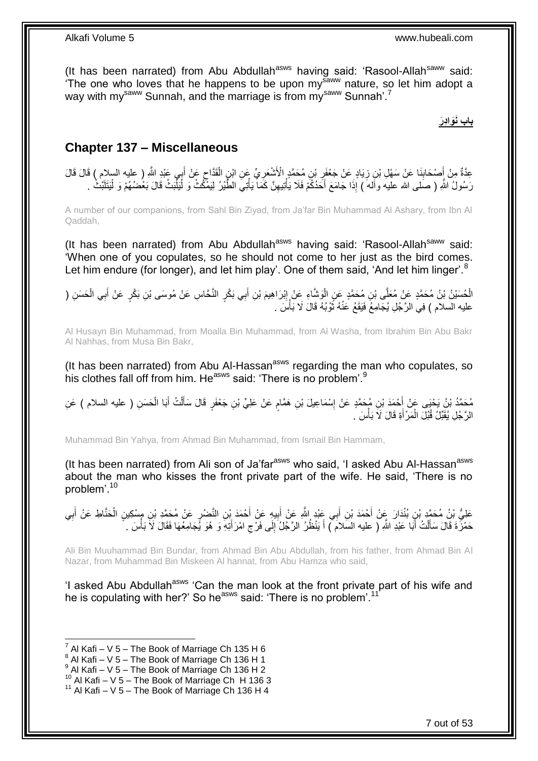(It has been narrated) from Abu Abdullah[asws] having said: 'Rasool-Allah[saww] said: 'The one who loves that he happens to be upon my[saww] nature, so let him adopt a way with my[saww] Sunnah, and the marriage is from my[saww] Sunnah'.[7]

**باب نَوَادِرَ**

## Chapter 137 – Miscellaneous

عِدَّةٌ مِنْ أَصْحَابِنَا عَنْ سَهْلِ بْنِ زِيَادٍ عَنْ جَعْفَرِ بْنِ مُحَمَّدٍ الْأَشْعَرِيِّ عَنِ ابْنِ الْقَدَّاحِ عَنْ أَبِي عَبْدِ اللَّهِ ( عليه السلام ) قَالَ قَالَ رَسُولُ اللَّهِ ( صلى الله عليه وآله ) إِذَا جَامَعَ أَحَدُكُمْ فَلَا يَأْتِيهِنَّ كَمَا يَأْتِي الطَّيْرُ لِيَمْكُثْ وَ لْيَلْبَثْ قَالَ بَعْضُهُمْ وَ لْيَتَلَبَّثْ .

A number of our companions, from Sahl Bin Ziyad, from Ja'far Bin Muhammad Al Ashary, from Ibn Al Qaddah,

(It has been narrated) from Abu Abdullah[asws] having said: 'Rasool-Allah[saww] said: 'When one of you copulates, so he should not come to her just as the bird comes. Let him endure (for longer), and let him play'. One of them said, 'And let him linger'.[8]

الْحُسَيْنُ بْنُ مُحَمَّدٍ عَنْ مُعَلَّى بْنِ مُحَمَّدٍ عَنِ الْوَشَّاءِ عَنْ إِبْرَاهِيمَ بْنِ أَبِي بَكْرٍ النَّحَّاسِ عَنْ مُوسَى بْنِ بَكْرٍ عَنْ أَبِي الْحَسَنِ ( عليه السلام ) فِي الرَّجُلِ يُجَامِعُ فَيَقَعُ عَنْهُ ثَوْبُهُ قَالَ لَا بَأْسَ .

Al Husayn Bin Muhammad, from Moalla Bin Muhammad, from Al Washa, from Ibrahim Bin Abu Bakr Al Nahhas, from Musa Bin Bakr,

(It has been narrated) from Abu Al-Hassan[asws] regarding the man who copulates, so his clothes fall off from him. He[asws] said: 'There is no problem'.[9]

مُحَمَّدُ بْنُ يَحْيَى عَنْ أَحْمَدَ بْنِ مُحَمَّدٍ عَنْ إِسْمَاعِيلَ بْنِ هَمَّامٍ عَنْ عَلِيِّ بْنِ جَعْفَرٍ قَالَ سَأَلْتُ أَبَا الْحَسَنِ ( عليه السلام ) عَنِ الرَّجُلِ يُقَبِّلُ قُبُلَ الْمَرْأَةِ قَالَ لَا بَأْسَ .

Muhammad Bin Yahya, from Ahmad Bin Muhammad, from Ismail Bin Hammam,

(It has been narrated) from Ali son of Ja'far[asws] who said, 'I asked Abu Al-Hassan[asws] about the man who kisses the front private part of the wife. He said, 'There is no problem'.[10]

عَلِيُّ بْنُ مُحَمَّدِ بْنِ بُنْدَارَ عَنْ أَحْمَدَ بْنِ أَبِي عَبْدِ اللَّهِ عَنْ أَبِيهِ عَنْ أَحْمَدَ بْنِ النَّضْرِ عَنْ مُحَمَّدِ بْنِ مِسْكِينٍ الْحَنَّاطِ عَنْ أَبِي حَمْزَةَ قَالَ سَأَلْتُ أَبَا عَبْدِ اللَّهِ ( عليه السلام ) أَ يَنْظُرُ الرَّجُلُ إِلَى فَرْجِ امْرَأَتِهِ وَ هُوَ يُجَامِعُهَا فَقَالَ لَا بَأْسَ .

Ali Bin Muuhammad Bin Bundar, from Ahmad Bin Abu Abdullah, from his father, from Ahmad Bin Al Nazar, from Muhammad Bin Miskeen Al hannat, from Abu Hamza who said,

'I asked Abu Abdullah[asws] 'Can the man look at the front private part of his wife and he is copulating with her?' So he[asws] said: 'There is no problem'.[11]

---

[7] Al Kafi – V 5 – The Book of Marriage Ch 135 H 6
[8] Al Kafi – V 5 – The Book of Marriage Ch 136 H 1
[9] Al Kafi – V 5 – The Book of Marriage Ch 136 H 2
[10] Al Kafi – V 5 – The Book of Marriage Ch H 136 3
[11] Al Kafi – V 5 – The Book of Marriage Ch 136 H 4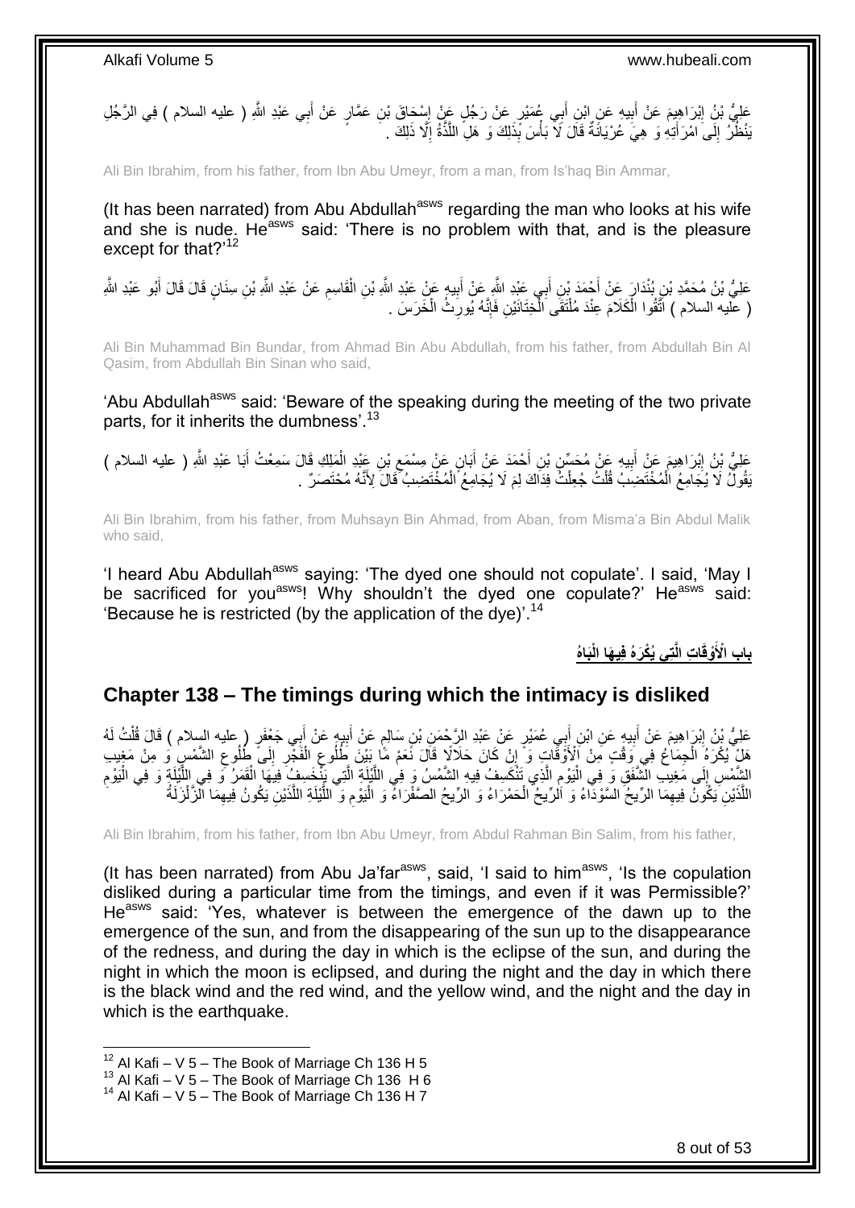عَلِيُّ بْنُ إِبْرَاهِيمَ عَنْ أَبِيهِ عَنِ ابْنِ أَبِي عُمَيْرٍ عَنْ رَجُلٍ عَنْ إِسْحَاقَ بْنِ عَمَّارٍ عَنْ أَبِي عَبْدِ اللَّهِ ( عليه السلام ) فِي الرَّجُلِ يَنْظُرُ إِلَى امْرَأَتِهِ وَ هِيَ عُرْيَانَةٌ قَالَ لَا بَأْسَ بِذَلِكَ وَ هَلِ اللَّذَّةُ إِلَّا ذَلِكَ .

Ali Bin Ibrahim, from his father, from Ibn Abu Umeyr, from a man, from Is'haq Bin Ammar,

(It has been narrated) from Abu Abdullah[asws] regarding the man who looks at his wife and she is nude. He[asws] said: 'There is no problem with that, and is the pleasure except for that?'[12]

عَلِيُّ بْنُ مُحَمَّدِ بْنِ بُنْدَارَ عَنْ أَحْمَدَ بْنِ أَبِي عَبْدِ اللَّهِ عَنْ أَبِيهِ عَنْ عَبْدِ اللَّهِ بْنِ الْقَاسِمِ عَنْ عَبْدِ اللَّهِ بْنِ سِنَانٍ قَالَ قَالَ أَبُو عَبْدِ اللَّهِ ( عليه السلام ) اتَّقُوا الْكَلَامَ عِنْدَ مُلْتَقَى الْخِتَانَيْنِ فَإِنَّهُ يُورِثُ الْخَرَسَ .

Ali Bin Muhammad Bin Bundar, from Ahmad Bin Abu Abdullah, from his father, from Abdullah Bin Al Qasim, from Abdullah Bin Sinan who said,

'Abu Abdullah[asws] said: 'Beware of the speaking during the meeting of the two private parts, for it inherits the dumbness'.[13]

عَلِيُّ بْنُ إِبْرَاهِيمَ عَنْ أَبِيهِ عَنْ مُحَسِّنِ بْنِ أَحْمَدَ عَنْ أَبَانٍ عَنْ مِسْمَعِ بْنِ عَبْدِ الْمَلِكِ قَالَ سَمِعْتُ أَبَا عَبْدِ اللَّهِ ( عليه السلام ) يَقُولُ لَا يُجَامِعُ الْمُخْتَضِبُ قُلْتُ جُعِلْتُ فِدَاكَ لِمَ لَا يُجَامِعُ الْمُخْتَضِبُ قَالَ لِأَنَّهُ مُحْتَصَرٌ .

Ali Bin Ibrahim, from his father, from Muhsayn Bin Ahmad, from Aban, from Misma'a Bin Abdul Malik who said,

'I heard Abu Abdullah[asws] saying: 'The dyed one should not copulate'. I said, 'May I be sacrificed for you[asws]! Why shouldn't the dyed one copulate?' He[asws] said: 'Because he is restricted (by the application of the dye)'.[14]

## بَابُ الْأَوْقَاتِ الَّتِي يُكْرَهُ فِيهَا الْبَاهُ

## Chapter 138 – The timings during which the intimacy is disliked

عَلِيُّ بْنُ إِبْرَاهِيمَ عَنْ أَبِيهِ عَنِ ابْنِ أَبِي عُمَيْرٍ عَنْ عَبْدِ الرَّحْمَنِ بْنِ سَالِمٍ عَنْ أَبِيهِ عَنْ أَبِي جَعْفَرٍ ( عليه السلام ) قَالَ قُلْتُ لَهُ هَلْ يُكْرَهُ الْجِمَاعُ فِي وَقْتٍ مِنَ الْأَوْقَاتِ وَ إِنْ كَانَ حَلَالًا قَالَ نَعَمْ مَا بَيْنَ طُلُوعِ الْفَجْرِ إِلَى طُلُوعِ الشَّمْسِ وَ مِنْ مَغِيبِ الشَّمْسِ إِلَى مَغِيبِ الشَّفَقِ وَ فِي الْيَوْمِ الَّذِي تَنْكَسِفُ فِيهِ الشَّمْسُ وَ فِي اللَّيْلَةِ الَّتِي يَنْخَسِفُ فِيهَا الْقَمَرُ وَ فِي اللَّيْلَةِ وَ فِي الْيَوْمِ اللَّذَيْنِ يَكُونُ فِيهِمَا الرِّيحُ السَّوْدَاءُ وَ الرِّيحُ الْحَمْرَاءُ وَ الرِّيحُ الصَّفْرَاءُ وَ الْيَوْمِ وَ اللَّيْلَةِ اللَّذَيْنِ يَكُونُ فِيهِمَا الزَّلْزَلَةُ

Ali Bin Ibrahim, from his father, from Ibn Abu Umeyr, from Abdul Rahman Bin Salim, from his father,

(It has been narrated) from Abu Ja'far[asws], said, 'I said to him[asws], 'Is the copulation disliked during a particular time from the timings, and even if it was Permissible?' He[asws] said: 'Yes, whatever is between the emergence of the dawn up to the emergence of the sun, and from the disappearing of the sun up to the disappearance of the redness, and during the day in which is the eclipse of the sun, and during the night in which the moon is eclipsed, and during the night and the day in which there is the black wind and the red wind, and the yellow wind, and the night and the day in which is the earthquake.

[12] Al Kafi – V 5 – The Book of Marriage Ch 136 H 5
[13] Al Kafi – V 5 – The Book of Marriage Ch 136 H 6
[14] Al Kafi – V 5 – The Book of Marriage Ch 136 H 7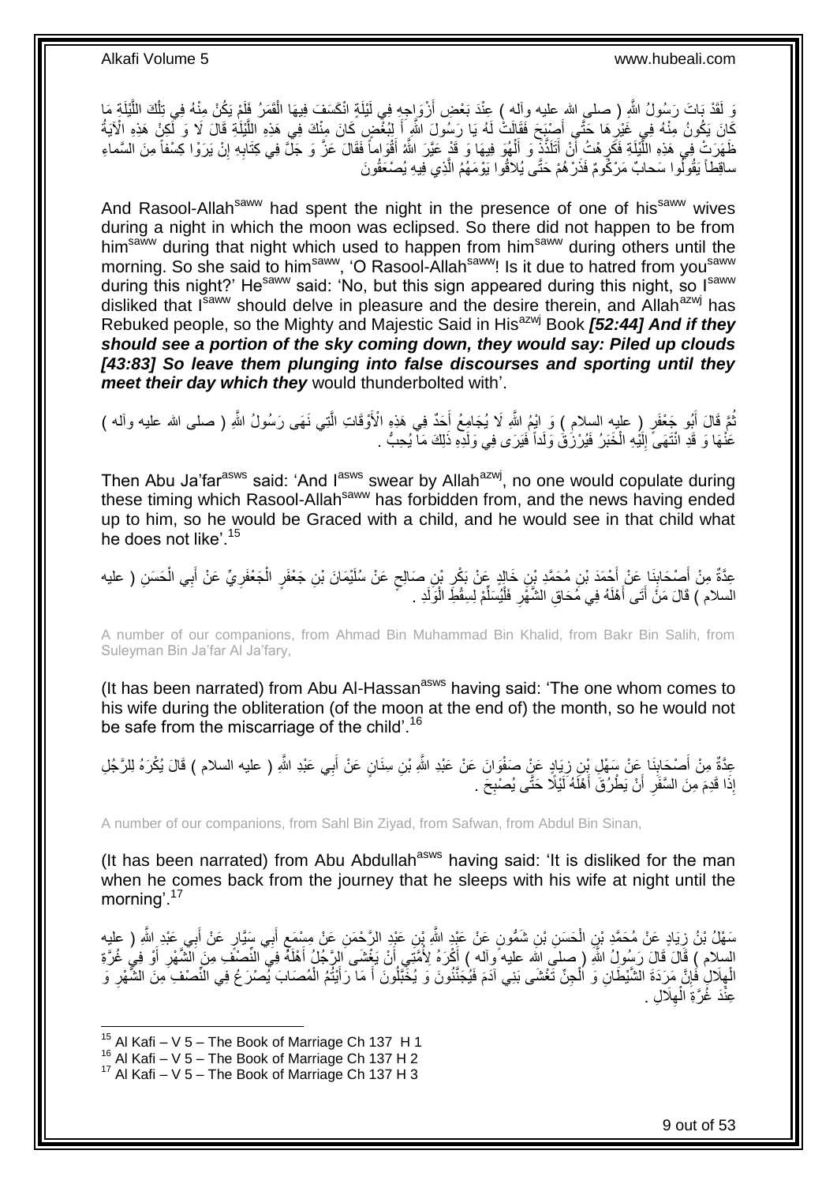وَ لَقَدْ بَاتَ رَسُولُ اللَّهِ ( صلى الله عليه وآله ) عِنْدَ بَعْضِ أَزْوَاجِهِ فِي لَيْلَةٍ انْكَسَفَ فِيهَا الْقَمَرُ فَلَمْ يَكُنْ مِنْهُ فِي تِلْكَ اللَّيْلَةِ مَا كَانَ يَكُونُ مِنْهُ فِي غَيْرِهَا حَتَّى أَصْبَحَ فَقَالَتْ لَهُ يَا رَسُولَ اللَّهِ أَ لِبُغْضٍ كَانَ مِنْكَ فِي هَذِهِ اللَّيْلَةِ قَالَ لَا وَ لَكِنْ هَذِهِ الْآيَةُ ظَهَرَتْ فِي هَذِهِ اللَّيْلَةِ فَكَرِهْتُ أَنْ أَتَلَذَّذَ وَ أَلْهُوَ فِيهَا وَ قَدْ عَيَّرَ اللَّهُ أَقْوَاماً فَقَالَ عَزَّ وَ جَلَّ فِي كِتَابِهِ إِنْ يَرَوْا كِسْفاً مِنَ السَّماءِ ساقِطاً يَقُولُوا سَحابٌ مَرْكُومٌ فَذَرْهُمْ حَتَّى يُلاقُوا يَوْمَهُمُ الَّذِي فِيهِ يُصْعَقُونَ

And Rasool-Allah[saww] had spent the night in the presence of one of his[saww] wives during a night in which the moon was eclipsed. So there did not happen to be from him[saww] during that night which used to happen from him[saww] during others until the morning. So she said to him[saww], 'O Rasool-Allah[saww]! Is it due to hatred from you[saww] during this night?' He[saww] said: 'No, but this sign appeared during this night, so I[saww] disliked that I[saww] should delve in pleasure and the desire therein, and Allah[azwj] has Rebuked people, so the Mighty and Majestic Said in His[azwj] Book ***[52:44] And if they should see a portion of the sky coming down, they would say: Piled up clouds [43:83] So leave them plunging into false discourses and sporting until they meet their day which they*** would thunderbolted with'.

ثُمَّ قَالَ أَبُو جَعْفَرٍ ( عليه السلام ) وَ ايْمُ اللَّهِ لَا يُجَامِعُ أَحَدٌ فِي هَذِهِ الْأَوْقَاتِ الَّتِي نَهَى رَسُولُ اللَّهِ ( صلى الله عليه وآله ) عَنْهَا وَ قَدِ انْتَهَى إِلَيْهِ الْخَبَرُ فَيُرْزَقَ وَلَداً فَيَرَى فِي وَلَدِهِ ذَلِكَ مَا يُحِبُّ .

Then Abu Ja'far[asws] said: 'And I[asws] swear by Allah[azwj], no one would copulate during these timing which Rasool-Allah[saww] has forbidden from, and the news having ended up to him, so he would be Graced with a child, and he would see in that child what he does not like'.[15]

عِدَّةٌ مِنْ أَصْحَابِنَا عَنْ أَحْمَدَ بْنِ مُحَمَّدِ بْنِ خَالِدٍ عَنْ بَكْرِ بْنِ صَالِحٍ عَنْ سُلَيْمَانَ بْنِ جَعْفَرٍ الْجَعْفَرِيِّ عَنْ أَبِي الْحَسَنِ ( عليه السلام ) قَالَ مَنْ أَتَى أَهْلَهُ فِي مُحَاقِ الشَّهْرِ فَلْيُسَلِّمْ لِسِقْطِ الْوَلَدِ .

A number of our companions, from Ahmad Bin Muhammad Bin Khalid, from Bakr Bin Salih, from Suleyman Bin Ja'far Al Ja'fary,

(It has been narrated) from Abu Al-Hassan[asws] having said: 'The one whom comes to his wife during the obliteration (of the moon at the end of) the month, so he would not be safe from the miscarriage of the child'.[16]

عِدَّةٌ مِنْ أَصْحَابِنَا عَنْ سَهْلِ بْنِ زِيَادٍ عَنْ صَفْوَانَ عَنْ عَبْدِ اللَّهِ بْنِ سِنَانٍ عَنْ أَبِي عَبْدِ اللَّهِ ( عليه السلام ) قَالَ يُكْرَهُ لِلرَّجُلِ إِذَا قَدِمَ مِنَ السَّفَرِ أَنْ يَطْرُقَ أَهْلَهُ لَيْلًا حَتَّى يُصْبِحَ .

A number of our companions, from Sahl Bin Ziyad, from Safwan, from Abdul Bin Sinan,

(It has been narrated) from Abu Abdullah[asws] having said: 'It is disliked for the man when he comes back from the journey that he sleeps with his wife at night until the morning'.[17]

سَهْلُ بْنُ زِيَادٍ عَنْ مُحَمَّدِ بْنِ الْحَسَنِ بْنِ شَمُّونٍ عَنْ عَبْدِ اللَّهِ بْنِ عَبْدِ الرَّحْمَنِ عَنْ مِسْمَعٍ أَبِي سَيَّارٍ عَنْ أَبِي عَبْدِ اللَّهِ ( عليه السلام ) قَالَ قَالَ رَسُولُ اللَّهِ ( صلى الله عليه وآله ) أَكْرَهُ لِأُمَّتِي أَنْ يَغْشَى الرَّجُلُ أَهْلَهُ فِي النِّصْفِ مِنَ الشَّهْرِ أَوْ فِي غُرَّةِ الْهِلَالِ فَإِنَّ مَرَدَةَ الشَّيْطَانِ وَ الْجِنِّ تَغْشَى بَنِي آدَمَ فَيُجَنَّنُونَ وَ يُخَبَّلُونَ أَ مَا رَأَيْتُمُ الْمُصَابَ يُصْرَعُ فِي النِّصْفِ مِنَ الشَّهْرِ وَ عِنْدَ غُرَّةِ الْهِلَالِ .

[15] Al Kafi – V 5 – The Book of Marriage Ch 137 H 1
[16] Al Kafi – V 5 – The Book of Marriage Ch 137 H 2
[17] Al Kafi – V 5 – The Book of Marriage Ch 137 H 3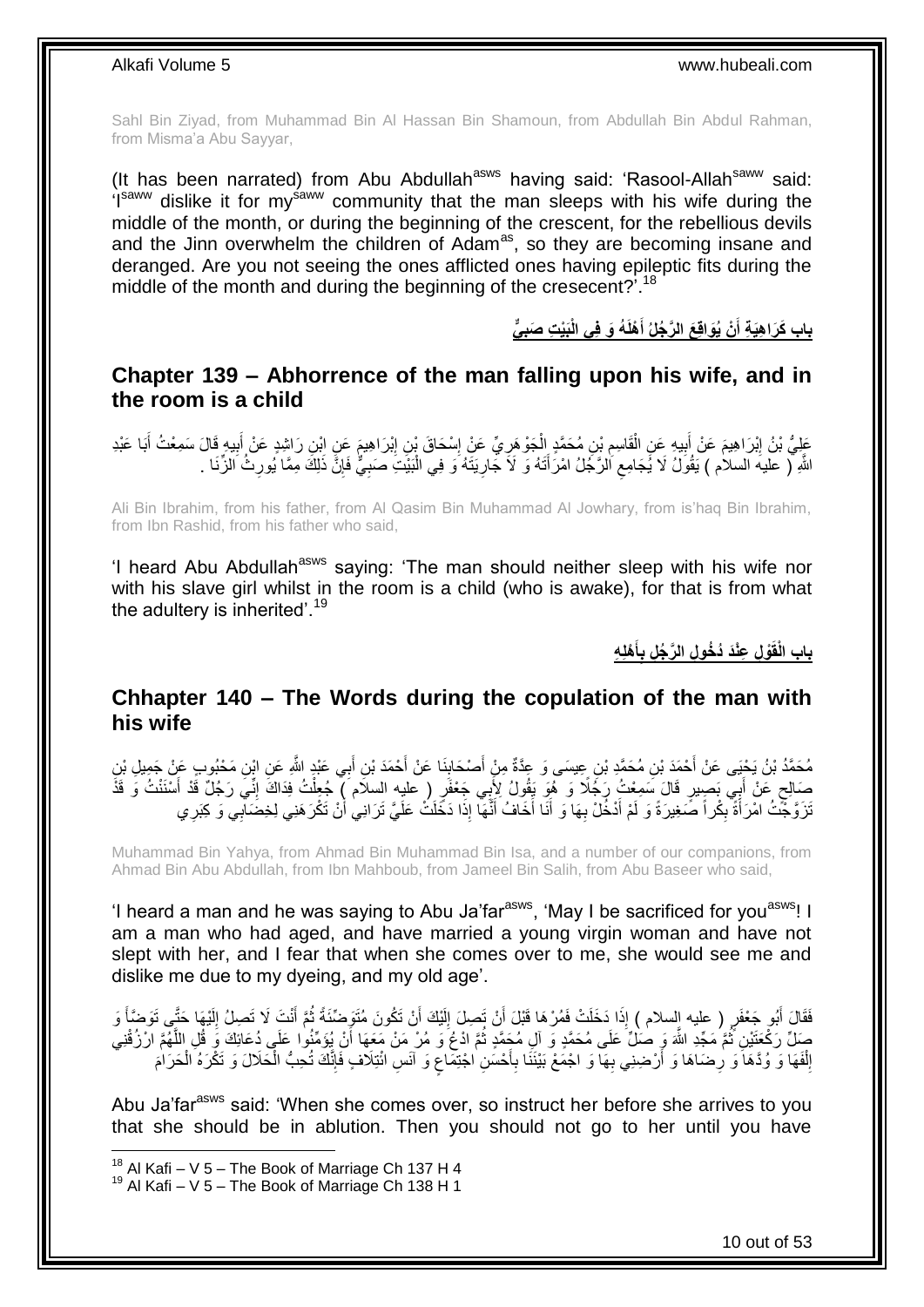Sahl Bin Ziyad, from Muhammad Bin Al Hassan Bin Shamoun, from Abdullah Bin Abdul Rahman, from Misma'a Abu Sayyar,

(It has been narrated) from Abu Abdullah[asws] having said: 'Rasool-Allah[saww] said: 'I[saww] dislike it for my[saww] community that the man sleeps with his wife during the middle of the month, or during the beginning of the crescent, for the rebellious devils and the Jinn overwhelm the children of Adam[as], so they are becoming insane and deranged. Are you not seeing the ones afflicted ones having epileptic fits during the middle of the month and during the beginning of the cresecent?'.[18]

## باب كَرَاهِيَةِ أَنْ يُوَاقِعَ الرَّجُلُ أَهْلَهُ وَ فِي الْبَيْتِ صَبِيٌّ

## Chapter 139 – Abhorrence of the man falling upon his wife, and in the room is a child

عَلِيُّ بْنُ إِبْرَاهِيمَ عَنْ أَبِيهِ عَنِ الْقَاسِمِ بْنِ مُحَمَّدٍ الْجَوْهَرِيِّ عَنْ إِسْحَاقَ بْنِ إِبْرَاهِيمَ عَنِ ابْنِ رَاشِدٍ عَنْ أَبِيهِ قَالَ سَمِعْتُ أَبَا عَبْدِ اللَّهِ ( عليه السلام ) يَقُولُ لَا يُجَامِعِ الرَّجُلُ امْرَأَتَهُ وَ لَا جَارِيَتَهُ وَ فِي الْبَيْتِ صَبِيٌّ فَإِنَّ ذَلِكَ مِمَّا يُورِثُ الزِّنَا .

Ali Bin Ibrahim, from his father, from Al Qasim Bin Muhammad Al Jowhary, from is'haq Bin Ibrahim, from Ibn Rashid, from his father who said,

'I heard Abu Abdullah[asws] saying: 'The man should neither sleep with his wife nor with his slave girl whilst in the room is a child (who is awake), for that is from what the adultery is inherited'.[19]

## باب الْقَوْلِ عِنْدَ دُخُولِ الرَّجُلِ بِأَهْلِهِ

## Chhapter 140 – The Words during the copulation of the man with his wife

مُحَمَّدُ بْنُ يَحْيَى عَنْ أَحْمَدَ بْنِ مُحَمَّدِ بْنِ عِيسَى وَ عِدَّةٌ مِنْ أَصْحَابِنَا عَنْ أَحْمَدَ بْنِ أَبِي عَبْدِ اللَّهِ عَنِ ابْنِ مَحْبُوبٍ عَنْ جَمِيلِ بْنِ صَالِحٍ عَنْ أَبِي بَصِيرٍ قَالَ سَمِعْتُ رَجُلًا وَ هُوَ يَقُولُ لِأَبِي جَعْفَرٍ ( عليه السلام ) جُعِلْتُ فِدَاكَ إِنِّي رَجُلٌ قَدْ أَسْنَنْتُ وَ قَدْ تَزَوَّجْتُ امْرَأَةً بِكْراً صَغِيرَةً وَ لَمْ أَدْخُلْ بِهَا وَ أَنَا أَخَافُ أَنَّهَا إِذَا دَخَلَتْ عَلَيَّ تَرَانِي أَنْ تَكْرَهَنِي لِخِضَابِي وَ كِبَرِي

Muhammad Bin Yahya, from Ahmad Bin Muhammad Bin Isa, and a number of our companions, from Ahmad Bin Abu Abdullah, from Ibn Mahboub, from Jameel Bin Salih, from Abu Baseer who said,

'I heard a man and he was saying to Abu Ja'far[asws], 'May I be sacrificed for you[asws]! I am a man who had aged, and have married a young virgin woman and have not slept with her, and I fear that when she comes over to me, she would see me and dislike me due to my dyeing, and my old age'.

فَقَالَ أَبُو جَعْفَرٍ ( عليه السلام ) إِذَا دَخَلَتْ فَمُرْهَا قَبْلَ أَنْ تَصِلَ إِلَيْكَ أَنْ تَكُونَ مُتَوَضِّئَةً ثُمَّ أَنْتَ لَا تَصِلُ إِلَيْهَا حَتَّى تَوَضَّأَ وَ صَلِّ رَكْعَتَيْنِ ثُمَّ مَجِّدِ اللَّهَ وَ صَلِّ عَلَى مُحَمَّدٍ وَ آلِ مُحَمَّدٍ ثُمَّ ادْعُ وَ مُرْ مَنْ مَعَهَا أَنْ يُؤَمِّنُوا عَلَى دُعَائِكَ وَ قُلِ اللَّهُمَّ ارْزُقْنِي إِلْفَهَا وَ وُدَّهَا وَ رِضَاهَا وَ أَرْضِنِي بِهَا وَ اجْمَعْ بَيْنَنَا بِأَحْسَنِ اجْتِمَاعٍ وَ آنَسِ ائْتِلَافٍ فَإِنَّكَ تُحِبُّ الْحَلَالَ وَ تَكْرَهُ الْحَرَامَ

Abu Ja'far[asws] said: 'When she comes over, so instruct her before she arrives to you that she should be in ablution. Then you should not go to her until you have

[18] Al Kafi – V 5 – The Book of Marriage Ch 137 H 4
[19] Al Kafi – V 5 – The Book of Marriage Ch 138 H 1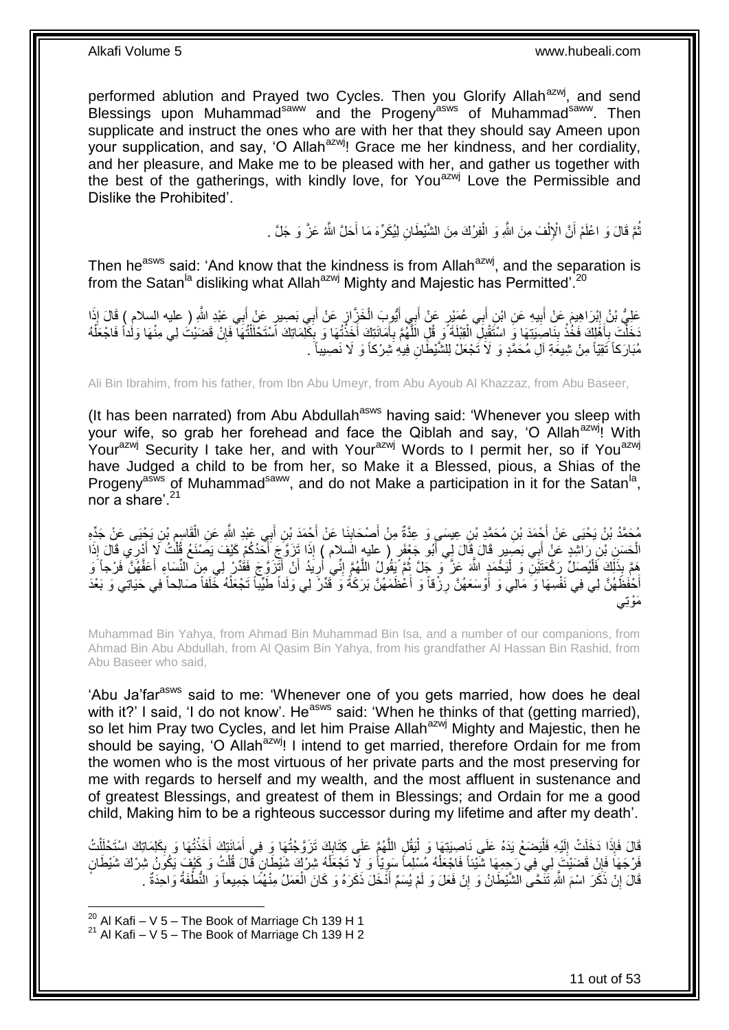performed ablution and Prayed two Cycles. Then you Glorify Allah[azwj], and send Blessings upon Muhammad[saww] and the Progeny[asws] of Muhammad[saww]. Then supplicate and instruct the ones who are with her that they should say Ameen upon your supplication, and say, 'O Allah[azwj]! Grace me her kindness, and her cordiality, and her pleasure, and Make me to be pleased with her, and gather us together with the best of the gatherings, with kindly love, for You[azwj] Love the Permissible and Dislike the Prohibited'.

ثُمَّ قَالَ وَ اعْلَمْ أَنَّ الْإِلْفَ مِنَ اللَّهِ وَ الْفِرْكَ مِنَ الشَّيْطَانِ لِيُكَرِّهَ مَا أَحَلَّ اللَّهُ عَزَّ وَ جَلَّ .

Then he[asws] said: 'And know that the kindness is from Allah[azwj], and the separation is from the Satan[la] disliking what Allah[azwj] Mighty and Majestic has Permitted'.[20]

عَلِيُّ بْنُ إِبْرَاهِيمَ عَنْ أَبِيهِ عَنِ ابْنِ أَبِي عُمَيْرٍ عَنْ أَبِي أَيُّوبَ الْخَزَّازِ عَنْ أَبِي بَصِيرٍ عَنْ أَبِي عَبْدِ اللَّهِ ( عليه السلام ) قَالَ إِذَا دَخَلْتَ بِأَهْلِكَ فَخُذْ بِنَاصِيَتِهَا وَ اسْتَقْبِلِ الْقِبْلَةَ وَ قُلِ اللَّهُمَّ بِأَمَانَتِكَ أَخَذْتُهَا وَ بِكَلِمَاتِكَ اسْتَحْلَلْتُهَا فَإِنْ قَضَيْتَ لِي مِنْهَا وَلَداً فَاجْعَلْهُ مُبَارَكاً تَقِيّاً مِنْ شِيعَةِ آلِ مُحَمَّدٍ وَ لَا تَجْعَلْ لِلشَّيْطَانِ فِيهِ شِرْكاً وَ لَا نَصِيباً .

Ali Bin Ibrahim, from his father, from Ibn Abu Umeyr, from Abu Ayoub Al Khazzaz, from Abu Baseer,

(It has been narrated) from Abu Abdullah[asws] having said: 'Whenever you sleep with your wife, so grab her forehead and face the Qiblah and say, 'O Allah[azwj]! With Your[azwj] Security I take her, and with Your[azwj] Words to I permit her, so if You[azwj] have Judged a child to be from her, so Make it a Blessed, pious, a Shias of the Progeny[asws] of Muhammad[saww], and do not Make a participation in it for the Satan[la], nor a share'.[21]

مُحَمَّدُ بْنُ يَحْيَى عَنْ أَحْمَدَ بْنِ مُحَمَّدِ بْنِ عِيسَى وَ عِدَّةٌ مِنْ أَصْحَابِنَا عَنْ أَحْمَدَ بْنِ أَبِي عَبْدِ اللَّهِ عَنِ الْقَاسِمِ بْنِ يَحْيَى عَنْ جَدِّهِ الْحَسَنِ بْنِ رَاشِدٍ عَنْ أَبِي بَصِيرٍ قَالَ قَالَ لِي أَبُو جَعْفَرٍ ( عليه السلام ) إِذَا تَزَوَّجَ أَحَدُكُمْ كَيْفَ يَصْنَعُ قُلْتُ لَا أَدْرِي قَالَ إِذَا هَمَّ بِذَلِكَ فَلْيُصَلِّ رَكْعَتَيْنِ وَ لْيَحْمَدِ اللَّهَ عَزَّ وَ جَلَّ ثُمَّ يَقُولُ اللَّهُمَّ إِنِّي أُرِيدُ أَنْ أَتَزَوَّجَ فَقَدِّرْ لِي مِنَ النِّسَاءِ أَعَفَّهُنَّ فَرْجاً وَ أَحْفَظَهُنَّ لِي فِي نَفْسِهَا وَ مَالِي وَ أَوْسَعَهُنَّ رِزْقاً وَ أَعْظَمَهُنَّ بَرَكَةً وَ قَدِّرْ لِي وَلَداً طَيِّباً تَجْعَلُهُ خَلَفاً صَالِحاً فِي حَيَاتِي وَ بَعْدَ مَوْتِي

Muhammad Bin Yahya, from Ahmad Bin Muhammad Bin Isa, and a number of our companions, from Ahmad Bin Abu Abdullah, from Al Qasim Bin Yahya, from his grandfather Al Hassan Bin Rashid, from Abu Baseer who said,

'Abu Ja'far[asws] said to me: 'Whenever one of you gets married, how does he deal with it?' I said, 'I do not know'. He[asws] said: 'When he thinks of that (getting married), so let him Pray two Cycles, and let him Praise Allah[azwj] Mighty and Majestic, then he should be saying, 'O Allah[azwj]! I intend to get married, therefore Ordain for me from the women who is the most virtuous of her private parts and the most preserving for me with regards to herself and my wealth, and the most affluent in sustenance and of greatest Blessings, and greatest of them in Blessings; and Ordain for me a good child, Making him to be a righteous successor during my lifetime and after my death'.

قَالَ فَإِذَا دَخَلَتْ إِلَيْهِ فَلْيَضَعْ يَدَهُ عَلَى نَاصِيَتِهَا وَ لْيَقُلِ اللَّهُمَّ عَلَى كِتَابِكَ تَزَوَّجْتُهَا وَ فِي أَمَانَتِكَ أَخَذْتُهَا وَ بِكَلِمَاتِكَ اسْتَحْلَلْتُ فَرْجَهَا فَإِنْ قَضَيْتَ لِي فِي رَحِمِهَا شَيْئاً فَاجْعَلْهُ مُسْلِماً سَوِيّاً وَ لَا تَجْعَلْهُ شِرْكَ شَيْطَانٍ قَالَ قُلْتُ وَ كَيْفَ يَكُونُ شِرْكَ شَيْطَانٍ قَالَ إِنْ ذَكَرَ اسْمَ اللَّهِ تَنَحَّى الشَّيْطَانُ وَ إِنْ فَعَلَ وَ لَمْ يُسَمِّ أَدْخَلَ ذَكَرَهُ وَ كَانَ الْعَمَلُ مِنْهُمَا جَمِيعاً وَ النُّطْفَةُ وَاحِدَةٌ .

[20] Al Kafi – V 5 – The Book of Marriage Ch 139 H 1
[21] Al Kafi – V 5 – The Book of Marriage Ch 139 H 2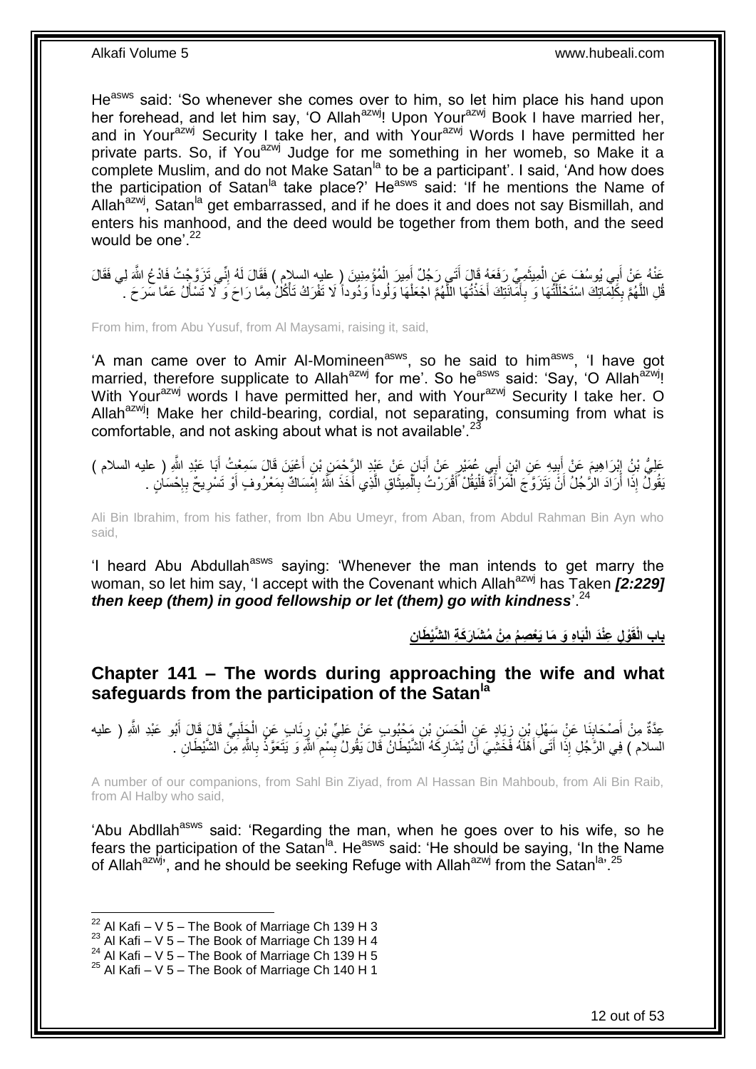He[asws] said: 'So whenever she comes over to him, so let him place his hand upon her forehead, and let him say, 'O Allah[azwj]! Upon Your[azwj] Book I have married her, and in Your[azwj] Security I take her, and with Your[azwj] Words I have permitted her private parts. So, if You[azwj] Judge for me something in her womeb, so Make it a complete Muslim, and do not Make Satan[la] to be a participant'. I said, 'And how does the participation of Satan[la] take place?' He[asws] said: 'If he mentions the Name of Allah[azwj], Satan[la] get embarrassed, and if he does it and does not say Bismillah, and enters his manhood, and the deed would be together from them both, and the seed would be one'.[22]

عَنْهُ عَنْ أَبِي يُوسُفَ عَنِ الْمِيثَمِيِّ رَفَعَهُ قَالَ أَتَى رَجُلٌ أَمِيرَ الْمُؤْمِنِينَ ( عليه السلام ) فَقَالَ لَهُ إِنِّي تَزَوَّجْتُ فَادْعُ اللَّهَ لِي فَقَالَ قُلِ اللَّهُمَّ بِكَلِمَاتِكَ اسْتَحْلَلْتُهَا وَ بِأَمَانَتِكَ أَخَذْتُهَا اللَّهُمَّ اجْعَلْهَا وَلُوداً وَدُوداً لَا تَفْرَكُ تَأْكُلُ مِمَّا رَاحَ وَ لَا تَسْأَلُ عَمَّا سَرَحَ .

From him, from Abu Yusuf, from Al Maysami, raising it, said,

'A man came over to Amir Al-Momineen[asws], so he said to him[asws], 'I have got married, therefore supplicate to Allah[azwj] for me'. So he[asws] said: 'Say, 'O Allah[azwj]! With Your[azwj] words I have permitted her, and with Your[azwj] Security I take her. O Allah[azwj]! Make her child-bearing, cordial, not separating, consuming from what is comfortable, and not asking about what is not available'.[23]

عَلِيُّ بْنُ إِبْرَاهِيمَ عَنْ أَبِيهِ عَنِ ابْنِ أَبِي عُمَيْرٍ عَنْ أَبَانٍ عَنْ عَبْدِ الرَّحْمَنِ بْنِ أَعْيَنَ قَالَ سَمِعْتُ أَبَا عَبْدِ اللَّهِ ( عليه السلام ) يَقُولُ إِذَا أَرَادَ الرَّجُلُ أَنْ يَتَزَوَّجَ الْمَرْأَةَ فَلْيَقُلْ أَقْرَرْتُ بِالْمِيثَاقِ الَّذِي أَخَذَ اللَّهُ إِمْسَاكٌ بِمَعْرُوفٍ أَوْ تَسْرِيحٌ بِإِحْسَانٍ .

Ali Bin Ibrahim, from his father, from Ibn Abu Umeyr, from Aban, from Abdul Rahman Bin Ayn who said,

'I heard Abu Abdullah[asws] saying: 'Whenever the man intends to get marry the woman, so let him say, 'I accept with the Covenant which Allah[azwj] has Taken ***[2:229] then keep (them) in good fellowship or let (them) go with kindness***'.[24]

## بَابُ الْقَوْلِ عِنْدَ الْبَاهِ وَ مَا يَعْصِمُ مِنْ مُشَارَكَةِ الشَّيْطَانِ

## Chapter 141 – The words during approaching the wife and what safeguards from the participation of the Satan[la]

عِدَّةٌ مِنْ أَصْحَابِنَا عَنْ سَهْلِ بْنِ زِيَادٍ عَنِ الْحَسَنِ بْنِ مَحْبُوبٍ عَنْ عَلِيِّ بْنِ رِئَابٍ عَنِ الْحَلَبِيِّ قَالَ قَالَ أَبُو عَبْدِ اللَّهِ ( عليه السلام ) فِي الرَّجُلِ إِذَا أَتَى أَهْلَهُ فَخَشِيَ أَنْ يُشَارِكَهُ الشَّيْطَانُ قَالَ يَقُولُ بِسْمِ اللَّهِ وَ يَتَعَوَّذُ بِاللَّهِ مِنَ الشَّيْطَانِ .

A number of our companions, from Sahl Bin Ziyad, from Al Hassan Bin Mahboub, from Ali Bin Raib, from Al Halby who said,

'Abu Abdllah[asws] said: 'Regarding the man, when he goes over to his wife, so he fears the participation of the Satan[la]. He[asws] said: 'He should be saying, 'In the Name of Allah[azwj]', and he should be seeking Refuge with Allah[azwj] from the Satan[la]'.[25]

---

[22] Al Kafi – V 5 – The Book of Marriage Ch 139 H 3
[23] Al Kafi – V 5 – The Book of Marriage Ch 139 H 4
[24] Al Kafi – V 5 – The Book of Marriage Ch 139 H 5
[25] Al Kafi – V 5 – The Book of Marriage Ch 140 H 1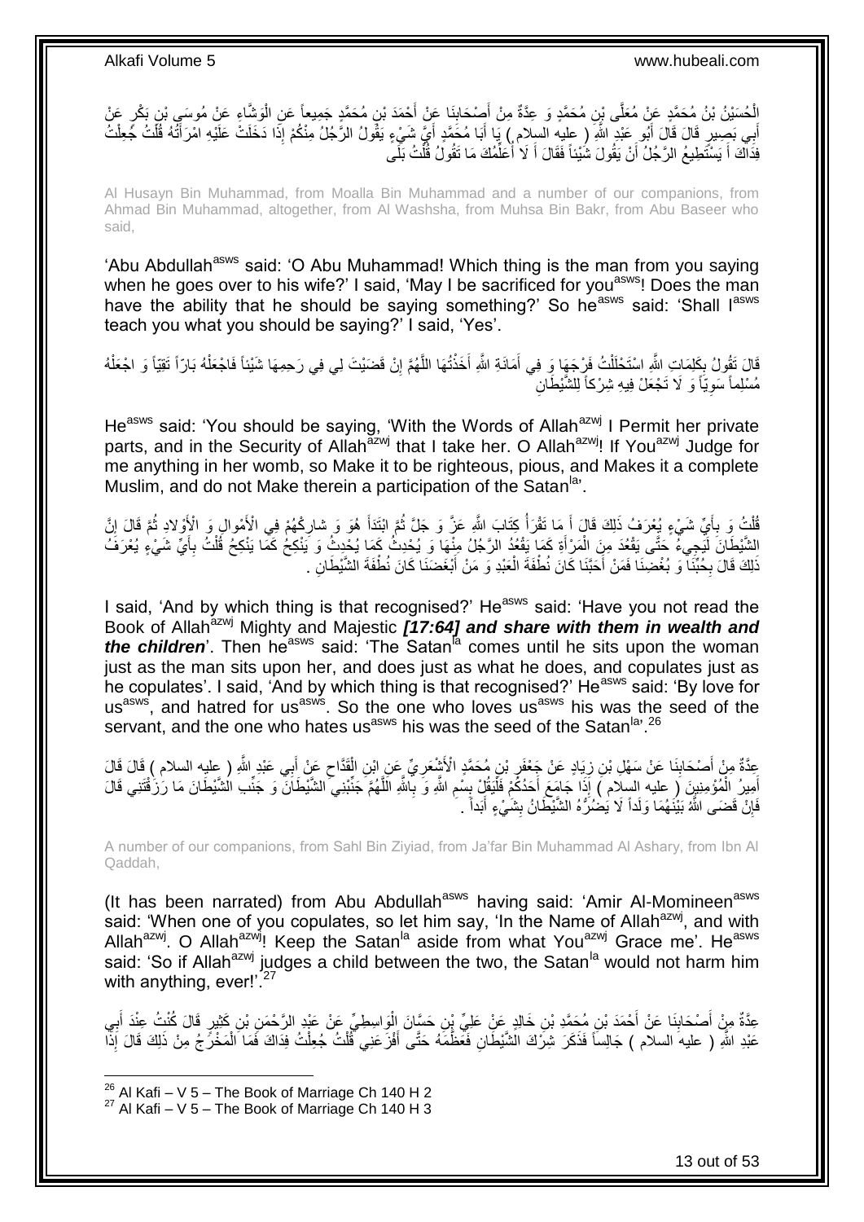الْحُسَيْنُ بْنُ مُحَمَّدٍ عَنْ مُعَلَّى بْنِ مُحَمَّدٍ وَ عِدَّةٌ مِنْ أَصْحَابِنَا عَنْ أَحْمَدَ بْنِ مُحَمَّدٍ جَمِيعاً عَنِ الْوَشَّاءِ عَنْ مُوسَى بْنِ بَكْرٍ عَنْ أَبِي بَصِيرٍ قَالَ قَالَ أَبُو عَبْدِ اللَّهِ ( عليه السلام ) يَا أَبَا مُحَمَّدٍ أَيَّ شَيْءٍ يَقُولُ الرَّجُلُ مِنْكُمْ إِذَا دَخَلَتْ عَلَيْهِ امْرَأَتُهُ قُلْتُ جُعِلْتُ فِدَاكَ أَ يَسْتَطِيعُ الرَّجُلُ أَنْ يَقُولَ شَيْئاً فَقَالَ أَ لَا أُعَلِّمُكَ مَا تَقُولُ قُلْتُ بَلَى

Al Husayn Bin Muhammad, from Moalla Bin Muhammad and a number of our companions, from Ahmad Bin Muhammad, altogether, from Al Washsha, from Muhsa Bin Bakr, from Abu Baseer who said,

'Abu Abdullah[asws] said: 'O Abu Muhammad! Which thing is the man from you saying when he goes over to his wife?' I said, 'May I be sacrificed for you[asws]! Does the man have the ability that he should be saying something?' So he[asws] said: 'Shall I[asws] teach you what you should be saying?' I said, 'Yes'.

قَالَ تَقُولُ بِكَلِمَاتِ اللَّهِ اسْتَحْلَلْتُ فَرْجَهَا وَ فِي أَمَانَةِ اللَّهِ أَخَذْتُهَا اللَّهُمَّ إِنْ قَضَيْتَ لِي فِي رَحِمِهَا شَيْئاً فَاجْعَلْهُ بَارّاً تَقِيّاً وَ اجْعَلْهُ مُسْلِماً سَوِيّاً وَ لَا تَجْعَلْ فِيهِ شِرْكاً لِلشَّيْطَانِ

He[asws] said: 'You should be saying, 'With the Words of Allah[azwj] I Permit her private parts, and in the Security of Allah[azwj] that I take her. O Allah[azwj]! If You[azwj] Judge for me anything in her womb, so Make it to be righteous, pious, and Makes it a complete Muslim, and do not Make therein a participation of the Satan[la]'.

قُلْتُ وَ بِأَيِّ شَيْءٍ يُعْرَفُ ذَلِكَ قَالَ أَ مَا تَقْرَأُ كِتَابَ اللَّهِ عَزَّ وَ جَلَّ ثُمَّ ابْتَدَأَ هُوَ وَ شارِكْهُمْ فِي الْأَمْوالِ وَ الْأَوْلادِ ثُمَّ قَالَ إِنَّ الشَّيْطَانَ لَيَجِيءُ حَتَّى يَقْعُدَ مِنَ الْمَرْأَةِ كَمَا يَقْعُدُ الرَّجُلُ مِنْهَا وَ يُحْدِثُ كَمَا يُحْدِثُ وَ يَنْكِحُ كَمَا يَنْكِحُ قُلْتُ بِأَيِّ شَيْءٍ يُعْرَفُ ذَلِكَ قَالَ بِحُبِّنَا وَ بُغْضِنَا فَمَنْ أَحَبَّنَا كَانَ نُطْفَةَ الْعَبْدِ وَ مَنْ أَبْغَضَنَا كَانَ نُطْفَةَ الشَّيْطَانِ .

I said, 'And by which thing is that recognised?' He[asws] said: 'Have you not read the Book of Allah[azwj] Mighty and Majestic ***[17:64] and share with them in wealth and the children***'. Then he[asws] said: 'The Satan[la] comes until he sits upon the woman just as the man sits upon her, and does just as what he does, and copulates just as he copulates'. I said, 'And by which thing is that recognised?' He[asws] said: 'By love for us[asws], and hatred for us[asws]. So the one who loves us[asws] his was the seed of the servant, and the one who hates us[asws] his was the seed of the Satan[la]'.[26]

عِدَّةٌ مِنْ أَصْحَابِنَا عَنْ سَهْلِ بْنِ زِيَادٍ عَنْ جَعْفَرِ بْنِ مُحَمَّدٍ الْأَشْعَرِيِّ عَنِ ابْنِ الْقَدَّاحِ عَنْ أَبِي عَبْدِ اللَّهِ ( عليه السلام ) قَالَ قَالَ أَمِيرُ الْمُؤْمِنِينَ ( عليه السلام ) إِذَا جَامَعَ أَحَدُكُمْ فَلْيَقُلْ بِسْمِ اللَّهِ وَ بِاللَّهِ اللَّهُمَّ جَنِّبْنِي الشَّيْطَانَ وَ جَنِّبِ الشَّيْطَانَ مَا رَزَقْتَنِي قَالَ فَإِنْ قَضَى اللَّهُ بَيْنَهُمَا وَلَداً لَا يَضُرُّهُ الشَّيْطَانُ بِشَيْءٍ أَبَداً .

A number of our companions, from Sahl Bin Ziyad, from Ja'far Bin Muhammad Al Ashary, from Ibn Al Qaddah,

(It has been narrated) from Abu Abdullah[asws] having said: 'Amir Al-Momineen[asws] said: 'When one of you copulates, so let him say, 'In the Name of Allah[azwj], and with Allah[azwj]. O Allah[azwj]! Keep the Satan[la] aside from what You[azwj] Grace me'. He[asws] said: 'So if Allah[azwj] judges a child between the two, the Satan[la] would not harm him with anything, ever!'.[27]

عِدَّةٌ مِنْ أَصْحَابِنَا عَنْ أَحْمَدَ بْنِ مُحَمَّدِ بْنِ خَالِدٍ عَنْ عَلِيِّ بْنِ حَسَّانَ الْوَاسِطِيِّ عَنْ عَبْدِ الرَّحْمَنِ بْنِ كَثِيرٍ قَالَ كُنْتُ عِنْدَ أَبِي عَبْدِ اللَّهِ ( عليه السلام ) جَالِساً فَذَكَرَ شِرْكَ الشَّيْطَانِ فَعَظَّمَهُ حَتَّى أَفْزَعَنِي قُلْتُ جُعِلْتُ فِدَاكَ فَمَا الْمَخْرَجُ مِنْ ذَلِكَ قَالَ إِذَا

[26] Al Kafi – V 5 – The Book of Marriage Ch 140 H 2
[27] Al Kafi – V 5 – The Book of Marriage Ch 140 H 3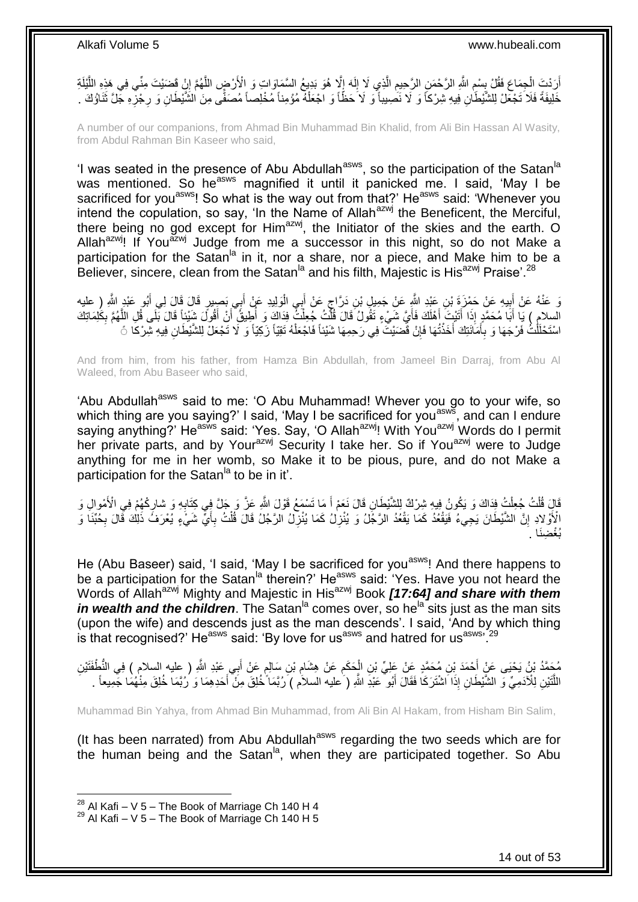أَرَدْتَ الْجِمَاعَ فَقُلْ بِسْمِ اللَّهِ الرَّحْمَنِ الرَّحِيمِ الَّذِي لَا إِلَهَ إِلَّا هُوَ بَدِيعُ السَّمَاوَاتِ وَ الْأَرْضِ اللَّهُمَّ إِنْ قَضَيْتَ مِنِّي فِي هَذِهِ اللَّيْلَةِ خَلِيفَةً فَلَا تَجْعَلْ لِلشَّيْطَانِ فِيهِ شِرْكاً وَ لَا نَصِيباً وَ لَا حَظّاً وَ اجْعَلْهُ مُؤْمِناً مُخْلِصاً مُصَفًّى مِنَ الشَّيْطَانِ وَ رِجْزِهِ جَلَّ ثَنَاؤُكَ .

A number of our companions, from Ahmad Bin Muhammad Bin Khalid, from Ali Bin Hassan Al Wasity, from Abdul Rahman Bin Kaseer who said,

'I was seated in the presence of Abu Abdullah[asws], so the participation of the Satan[la] was mentioned. So he[asws] magnified it until it panicked me. I said, 'May I be sacrificed for you[asws]! So what is the way out from that?' He[asws] said: 'Whenever you intend the copulation, so say, 'In the Name of Allah[azwj] the Beneficent, the Merciful, there being no god except for Him[azwj], the Initiator of the skies and the earth. O Allah[azwj]! If You[azwj] Judge from me a successor in this night, so do not Make a participation for the Satan[la] in it, nor a share, nor a piece, and Make him to be a Believer, sincere, clean from the Satan[la] and his filth, Majestic is His[azwj] Praise'.[28]

وَ عَنْهُ عَنْ أَبِيهِ عَنْ حَمْزَةَ بْنِ عَبْدِ اللَّهِ عَنْ جَمِيلِ بْنِ دَرَّاجٍ عَنْ أَبِي الْوَلِيدِ عَنْ أَبِي بَصِيرٍ قَالَ قَالَ لِي أَبُو عَبْدِ اللَّهِ ( عليه السلام ) يَا أَبَا مُحَمَّدٍ إِذَا أَتَيْتَ أَهْلَكَ فَأَيَّ شَيْءٍ تَقُولُ قَالَ قُلْتُ جُعِلْتُ فِدَاكَ وَ أُطِيقُ أَنْ أَقُولَ شَيْئاً قَالَ بَلَى قُلِ اللَّهُمَّ بِكَلِمَاتِكَ اسْتَحْلَلْتُ فَرْجَهَا وَ بِأَمَانَتِكَ أَخَذْتُهَا فَإِنْ قَضَيْتَ فِي رَحِمِهَا شَيْئاً فَاجْعَلْهُ تَقِيّاً زَكِيّاً وَ لَا تَجْعَلْ لِلشَّيْطَانِ فِيهِ شِرْكاً

And from him, from his father, from Hamza Bin Abdullah, from Jameel Bin Darraj, from Abu Al Waleed, from Abu Baseer who said,

'Abu Abdullah[asws] said to me: 'O Abu Muhammad! Whever you go to your wife, so which thing are you saying?' I said, 'May I be sacrificed for you[asws], and can I endure saying anything?' He[asws] said: 'Yes. Say, 'O Allah[azwj]! With You[azwj] Words do I permit her private parts, and by Your[azwj] Security I take her. So if You[azwj] were to Judge anything for me in her womb, so Make it to be pious, pure, and do not Make a participation for the Satan[la] to be in it'.

قَالَ قُلْتُ جُعِلْتُ فِدَاكَ وَ يَكُونُ فِيهِ شِرْكٌ لِلشَّيْطَانِ قَالَ نَعَمْ أَ مَا تَسْمَعُ قَوْلَ اللَّهِ عَزَّ وَ جَلَّ فِي كِتَابِهِ وَ شارِكْهُمْ فِي الْأَمْوالِ وَ الْأَوْلادِ إِنَّ الشَّيْطَانَ يَجِيءُ فَيَقْعُدُ كَمَا يَقْعُدُ الرَّجُلُ وَ يُنْزِلُ كَمَا يُنْزِلُ الرَّجُلُ قَالَ قُلْتُ بِأَيِّ شَيْءٍ يُعْرَفُ ذَلِكَ قَالَ بِحُبِّنَا وَ بُغْضِنَا .

He (Abu Baseer) said, 'I said, 'May I be sacrificed for you[asws]! And there happens to be a participation for the Satan[la] therein?' He[asws] said: 'Yes. Have you not heard the Words of Allah[azwj] Mighty and Majestic in His[azwj] Book ***[17:64] and share with them in wealth and the children***. The Satan[la] comes over, so he[la] sits just as the man sits (upon the wife) and descends just as the man descends'. I said, 'And by which thing is that recognised?' He[asws] said: 'By love for us[asws] and hatred for us[asws]'.[29]

مُحَمَّدُ بْنُ يَحْيَى عَنْ أَحْمَدَ بْنِ مُحَمَّدٍ عَنْ عَلِيِّ بْنِ الْحَكَمِ عَنْ هِشَامِ بْنِ سَالِمٍ عَنْ أَبِي عَبْدِ اللَّهِ ( عليه السلام ) فِي النُّطْفَتَيْنِ اللَّتَيْنِ لِلْآدَمِيِّ وَ الشَّيْطَانِ إِذَا اشْتَرَكَا فَقَالَ أَبُو عَبْدِ اللَّهِ ( عليه السلام ) رُبَّمَا خُلِقَ مِنْ أَحَدِهِمَا وَ رُبَّمَا خُلِقَ مِنْهُمَا جَمِيعاً .

Muhammad Bin Yahya, from Ahmad Bin Muhammad, from Ali Bin Al Hakam, from Hisham Bin Salim,

(It has been narrated) from Abu Abdullah[asws] regarding the two seeds which are for the human being and the Satan[la], when they are participated together. So Abu

---

[28] Al Kafi – V 5 – The Book of Marriage Ch 140 H 4
[29] Al Kafi – V 5 – The Book of Marriage Ch 140 H 5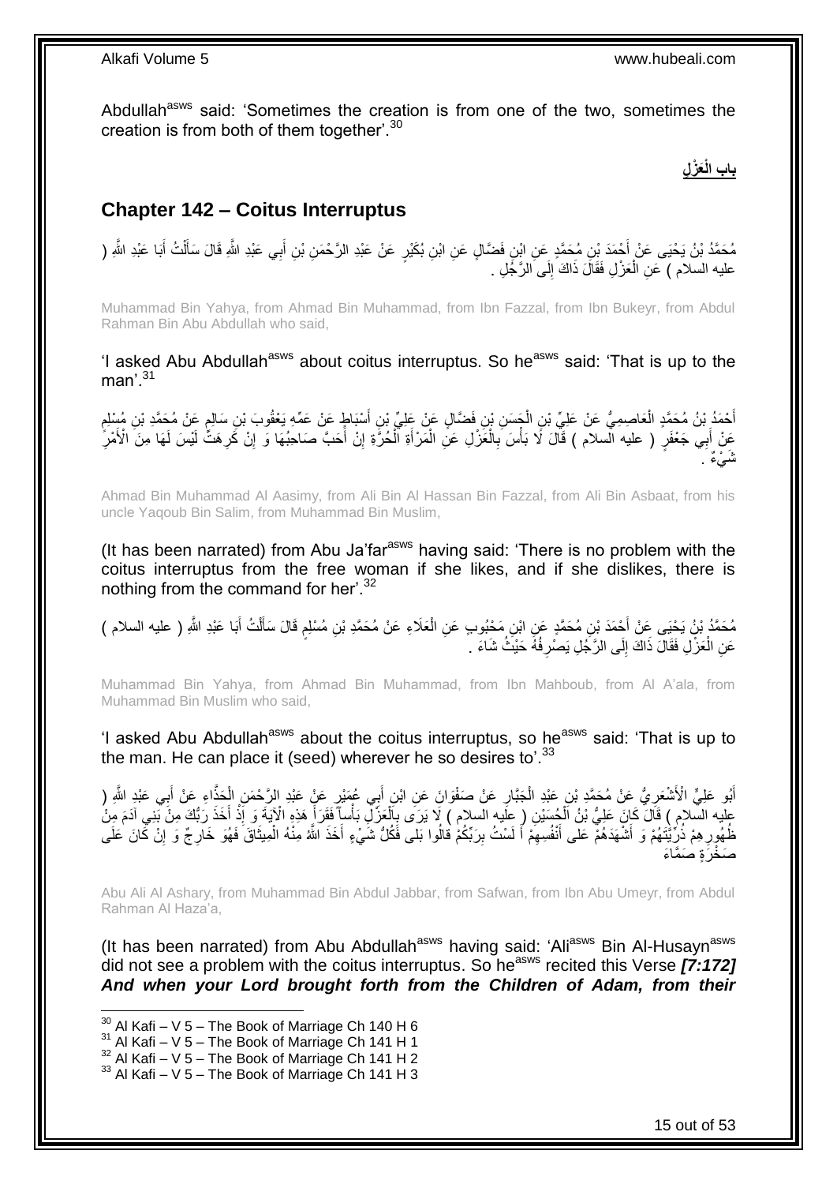Abdullah[asws] said: 'Sometimes the creation is from one of the two, sometimes the creation is from both of them together'.[30]

## بابِ الْعَزْلِ

## Chapter 142 – Coitus Interruptus

مُحَمَّدُ بْنُ يَحْيَى عَنْ أَحْمَدَ بْنِ مُحَمَّدٍ عَنِ ابْنِ فَضَّالٍ عَنِ ابْنِ بُكَيْرٍ عَنْ عَبْدِ الرَّحْمَنِ بْنِ أَبِي عَبْدِ اللَّهِ قَالَ سَأَلْتُ أَبَا عَبْدِ اللَّهِ ( عليه السلام ) عَنِ الْعَزْلِ فَقَالَ ذَاكَ إِلَى الرَّجُلِ .

Muhammad Bin Yahya, from Ahmad Bin Muhammad, from Ibn Fazzal, from Ibn Bukeyr, from Abdul Rahman Bin Abu Abdullah who said,

'I asked Abu Abdullah[asws] about coitus interruptus. So he[asws] said: 'That is up to the man'.[31]

أَحْمَدُ بْنُ مُحَمَّدٍ الْعَاصِمِيُّ عَنْ عَلِيِّ بْنِ الْحَسَنِ بْنِ فَضَّالٍ عَنْ عَلِيِّ بْنِ أَسْبَاطٍ عَنْ عَمِّهِ يَعْقُوبَ بْنِ سَالِمٍ عَنْ مُحَمَّدِ بْنِ مُسْلِمٍ عَنْ أَبِي جَعْفَرٍ ( عليه السلام ) قَالَ لَا بَأْسَ بِالْعَزْلِ عَنِ الْمَرْأَةِ الْحُرَّةِ إِنْ أَحَبَّ صَاحِبُهَا وَ إِنْ كَرِهَتْ لَيْسَ لَهَا مِنَ الْأَمْرِ شَيْءٌ .

Ahmad Bin Muhammad Al Aasimy, from Ali Bin Al Hassan Bin Fazzal, from Ali Bin Asbaat, from his uncle Yaqoub Bin Salim, from Muhammad Bin Muslim,

(It has been narrated) from Abu Ja'far[asws] having said: 'There is no problem with the coitus interruptus from the free woman if she likes, and if she dislikes, there is nothing from the command for her'.[32]

مُحَمَّدُ بْنُ يَحْيَى عَنْ أَحْمَدَ بْنِ مُحَمَّدٍ عَنِ ابْنِ مَحْبُوبٍ عَنِ الْعَلَاءِ عَنْ مُحَمَّدِ بْنِ مُسْلِمٍ قَالَ سَأَلْتُ أَبَا عَبْدِ اللَّهِ ( عليه السلام ) عَنِ الْعَزْلِ فَقَالَ ذَاكَ إِلَى الرَّجُلِ يَصْرِفُهُ حَيْثُ شَاءَ .

Muhammad Bin Yahya, from Ahmad Bin Muhammad, from Ibn Mahboub, from Al A'ala, from Muhammad Bin Muslim who said,

'I asked Abu Abdullah[asws] about the coitus interruptus, so he[asws] said: 'That is up to the man. He can place it (seed) wherever he so desires to'.[33]

أَبُو عَلِيٍّ الْأَشْعَرِيُّ عَنْ مُحَمَّدِ بْنِ عَبْدِ الْجَبَّارِ عَنْ صَفْوَانَ عَنِ ابْنِ أَبِي عُمَيْرٍ عَنْ عَبْدِ الرَّحْمَنِ الْحَذَّاءِ عَنْ أَبِي عَبْدِ اللَّهِ ( عليه السلام ) قَالَ كَانَ عَلِيُّ بْنُ الْحُسَيْنِ ( عليه السلام ) لَا يَرَى بِالْعَزْلِ بَأْساً فَقَرَأَ هَذِهِ الْآيَةَ وَ إِذْ أَخَذَ رَبُّكَ مِنْ بَنِي آدَمَ مِنْ ظُهُورِهِمْ ذُرِّيَّتَهُمْ وَ أَشْهَدَهُمْ عَلى أَنْفُسِهِمْ أَ لَسْتُ بِرَبِّكُمْ قالُوا بَلى فَكُلُّ شَيْءٍ أَخَذَ اللَّهُ مِنْهُ الْمِيثَاقَ فَهُوَ خَارِجٌ وَ إِنْ كَانَ عَلَى صَخْرَةٍ صَمَّاءَ

Abu Ali Al Ashary, from Muhammad Bin Abdul Jabbar, from Safwan, from Ibn Abu Umeyr, from Abdul Rahman Al Haza'a,

(It has been narrated) from Abu Abdullah[asws] having said: 'Ali[asws] Bin Al-Husayn[asws] did not see a problem with the coitus interruptus. So he[asws] recited this Verse ***[7:172] And when your Lord brought forth from the Children of Adam, from their***

---

[30] Al Kafi – V 5 – The Book of Marriage Ch 140 H 6
[31] Al Kafi – V 5 – The Book of Marriage Ch 141 H 1
[32] Al Kafi – V 5 – The Book of Marriage Ch 141 H 2
[33] Al Kafi – V 5 – The Book of Marriage Ch 141 H 3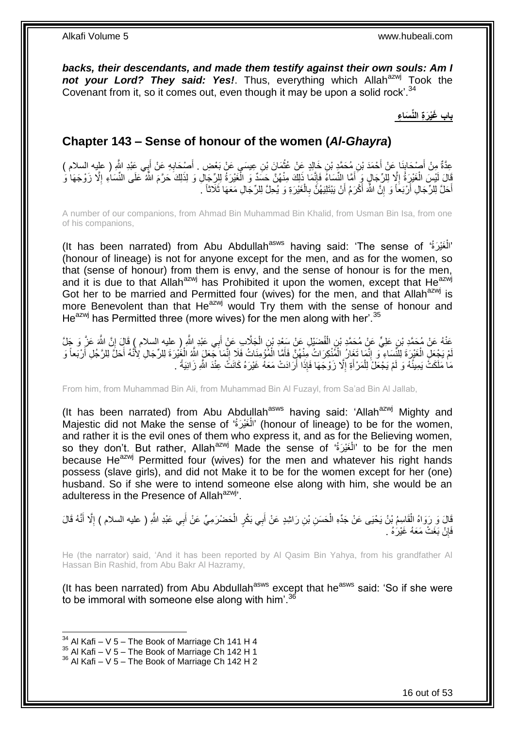***backs, their descendants, and made them testify against their own souls: Am I not your Lord? They said: Yes!***. Thus, everything which Allah[azwj] Took the Covenant from it, so it comes out, even though it may be upon a solid rock'.[34]

**باب غَيْرَةِ النِّسَاءِ**

## Chapter 143 – Sense of honour of the women (*Al-Ghayra*)

عِدَّةٌ مِنْ أَصْحَابِنَا عَنْ أَحْمَدَ بْنِ مُحَمَّدِ بْنِ خَالِدٍ عَنْ عُثْمَانَ بْنِ عِيسَى عَنْ بَعْضِ أَصْحَابِهِ عَنْ أَبِي عَبْدِ اللَّهِ ( عليه السلام ) قَالَ لَيْسَ الْغَيْرَةُ إِلَّا لِلرِّجَالِ وَ أَمَّا النِّسَاءُ فَإِنَّمَا ذَلِكَ مِنْهُنَّ حَسَدٌ وَ الْغَيْرَةُ لِلرِّجَالِ وَ لِذَلِكَ حَرَّمَ اللَّهُ عَلَى النِّسَاءِ إِلَّا زَوْجَهَا وَ أَحَلَّ لِلرِّجَالِ أَرْبَعاً وَ إِنَّ اللَّهَ أَكْرَمُ أَنْ يَبْتَلِيَهُنَّ بِالْغَيْرَةِ وَ يُحِلَّ لِلرِّجَالِ مَعَهَا ثَلَاثاً .

A number of our companions, from Ahmad Bin Muhammad Bin Khalid, from Usman Bin Isa, from one of his companions,

(It has been narrated) from Abu Abdullah[asws] having said: 'The sense of 'الْغَيْرَةُ' (honour of lineage) is not for anyone except for the men, and as for the women, so that (sense of honour) from them is envy, and the sense of honour is for the men, and it is due to that Allah[azwj] has Prohibited it upon the women, except that He[azwj] Got her to be married and Permitted four (wives) for the men, and that Allah[azwj] is more Benevolent than that He[azwj] would Try them with the sense of honour and He[azwj] has Permitted three (more wives) for the men along with her'.[35]

عَنْهُ عَنْ مُحَمَّدِ بْنِ عَلِيٍّ عَنْ مُحَمَّدِ بْنِ الْفُضَيْلِ عَنْ سَعْدِ بْنِ الْجَلَّابِ عَنْ أَبِي عَبْدِ اللَّهِ ( عليه السلام ) قَالَ إِنَّ اللَّهَ عَزَّ وَ جَلَّ لَمْ يَجْعَلِ الْغَيْرَةَ لِلنِّسَاءِ وَ إِنَّمَا تَغَارُ الْمُنْكِرَاتُ مِنْهُنَّ فَأَمَّا الْمُؤْمِنَاتُ فَلَا إِنَّمَا جَعَلَ اللَّهُ الْغَيْرَةَ لِلرِّجَالِ لِأَنَّهُ أَحَلَّ لِلرَّجُلِ أَرْبَعاً وَ مَا مَلَكَتْ يَمِينُهُ وَ لَمْ يَجْعَلْ لِلْمَرْأَةِ إِلَّا زَوْجَهَا فَإِذَا أَرَادَتْ مَعَهُ غَيْرَهُ كَانَتْ عِنْدَ اللَّهِ زَانِيَةً .

From him, from Muhammad Bin Ali, from Muhammad Bin Al Fuzayl, from Sa'ad Bin Al Jallab,

(It has been narrated) from Abu Abdullah[asws] having said: 'Allah[azwj] Mighty and Majestic did not Make the sense of 'الْغَيْرَةَ' (honour of lineage) to be for the women, and rather it is the evil ones of them who express it, and as for the Believing women, so they don't. But rather, Allah[azwj] Made the sense of 'الْغَيْرَةَ' to be for the men because He[azwj] Permitted four (wives) for the men and whatever his right hands possess (slave girls), and did not Make it to be for the women except for her (one) husband. So if she were to intend someone else along with him, she would be an adulteress in the Presence of Allah[azwj]'.

قَالَ وَ رَوَاهُ الْقَاسِمُ بْنُ يَحْيَى عَنْ جَدِّهِ الْحَسَنِ بْنِ رَاشِدٍ عَنْ أَبِي بَكْرٍ الْحَضْرَمِيِّ عَنْ أَبِي عَبْدِ اللَّهِ ( عليه السلام ) إِلَّا أَنَّهُ قَالَ فَإِنْ بَغَتْ مَعَهُ غَيْرَهُ .

He (the narrator) said, 'And it has been reported by Al Qasim Bin Yahya, from his grandfather Al Hassan Bin Rashid, from Abu Bakr Al Hazramy,

(It has been narrated) from Abu Abdullah[asws] except that he[asws] said: 'So if she were to be immoral with someone else along with him'.[36]

---

[34] Al Kafi – V 5 – The Book of Marriage Ch 141 H 4
[35] Al Kafi – V 5 – The Book of Marriage Ch 142 H 1
[36] Al Kafi – V 5 – The Book of Marriage Ch 142 H 2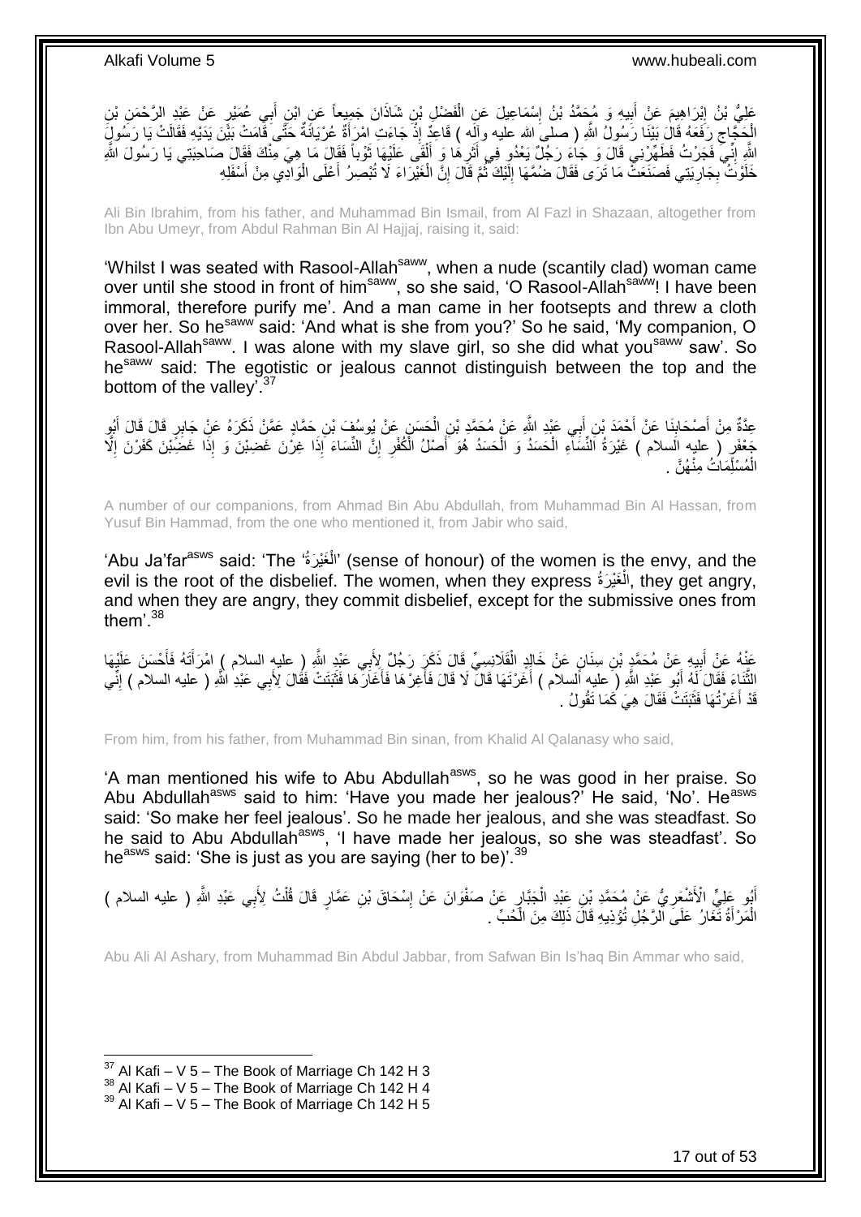عَلِيُّ بْنُ إِبْرَاهِيمَ عَنْ أَبِيهِ وَ مُحَمَّدُ بْنُ إِسْمَاعِيلَ عَنِ الْفَضْلِ بْنِ شَاذَانَ جَمِيعاً عَنِ ابْنِ أَبِي عُمَيْرٍ عَنْ عَبْدِ الرَّحْمَنِ بْنِ الْحَجَّاجِ رَفَعَهُ قَالَ بَيْنَا رَسُولُ اللَّهِ ( صلى الله عليه وآله ) قَاعِدٌ إِذْ جَاءَتِ امْرَأَةٌ عُرْيَانَةٌ حَتَّى قَامَتْ بَيْنَ يَدَيْهِ فَقَالَتْ يَا رَسُولَ اللَّهِ إِنِّي فَجَرْتُ فَطَهِّرْنِي قَالَ وَ جَاءَ رَجُلٌ يَعْدُو فِي أَثَرِهَا وَ أَلْقَى عَلَيْهَا ثَوْباً فَقَالَ مَا هِيَ مِنْكَ فَقَالَ صَاحِبَتِي يَا رَسُولَ اللَّهِ خَلَوْتُ بِجَارِيَتِي فَصَنَعَتْ مَا تَرَى فَقَالَ ضُمَّهَا إِلَيْكَ ثُمَّ قَالَ إِنَّ الْغَيْرَاءَ لَا تُبْصِرُ أَعْلَى الْوَادِي مِنْ أَسْفَلِهِ

Ali Bin Ibrahim, from his father, and Muhammad Bin Ismail, from Al Fazl in Shazaan, altogether from Ibn Abu Umeyr, from Abdul Rahman Bin Al Hajjaj, raising it, said:

'Whilst I was seated with Rasool-Allah[saww], when a nude (scantily clad) woman came over until she stood in front of him[saww], so she said, 'O Rasool-Allah[saww]! I have been immoral, therefore purify me'. And a man came in her footsepts and threw a cloth over her. So he[saww] said: 'And what is she from you?' So he said, 'My companion, O Rasool-Allah[saww]. I was alone with my slave girl, so she did what you[saww] saw'. So he[saww] said: The egotistic or jealous cannot distinguish between the top and the bottom of the valley'.[37]

عِدَّةٌ مِنْ أَصْحَابِنَا عَنْ أَحْمَدَ بْنِ أَبِي عَبْدِ اللَّهِ عَنْ مُحَمَّدِ بْنِ الْحَسَنِ عَنْ يُوسُفَ بْنِ حَمَّادٍ عَمَّنْ ذَكَرَهُ عَنْ جَابِرٍ قَالَ قَالَ أَبُو جَعْفَرٍ ( عليه السلام ) غَيْرَةُ النِّسَاءِ الْحَسَدُ وَ الْحَسَدُ هُوَ أَصْلُ الْكُفْرِ إِنَّ النِّسَاءَ إِذَا غِرْنَ غَضِبْنَ وَ إِذَا غَضِبْنَ كَفَرْنَ إِلَّا الْمُسْلِمَاتُ مِنْهُنَّ .

A number of our companions, from Ahmad Bin Abu Abdullah, from Muhammad Bin Al Hassan, from Yusuf Bin Hammad, from the one who mentioned it, from Jabir who said,

'Abu Ja'far[asws] said: 'The 'الْغَيْرَةُ' (sense of honour) of the women is the envy, and the evil is the root of the disbelief. The women, when they express الْغَيْرَةُ, they get angry, and when they are angry, they commit disbelief, except for the submissive ones from them'.[38]

عَنْهُ عَنْ أَبِيهِ عَنْ مُحَمَّدِ بْنِ سِنَانٍ عَنْ خَالِدٍ الْقَلَانِسِيِّ قَالَ ذَكَرَ رَجُلٌ لِأَبِي عَبْدِ اللَّهِ ( عليه السلام ) امْرَأَتَهُ فَأَحْسَنَ عَلَيْهَا الثَّنَاءَ فَقَالَ لَهُ أَبُو عَبْدِ اللَّهِ ( عليه السلام ) أَغَرْتَهَا قَالَ لَا قَالَ فَأَغِرْهَا فَأَغَارَهَا فَثَبَتَتْ فَقَالَ لِأَبِي عَبْدِ اللَّهِ ( عليه السلام ) إِنِّي قَدْ أَغَرْتُهَا فَثَبَتَتْ فَقَالَ هِيَ كَمَا تَقُولُ .

From him, from his father, from Muhammad Bin sinan, from Khalid Al Qalanasy who said,

'A man mentioned his wife to Abu Abdullah[asws], so he was good in her praise. So Abu Abdullah[asws] said to him: 'Have you made her jealous?' He said, 'No'. He[asws] said: 'So make her feel jealous'. So he made her jealous, and she was steadfast. So he said to Abu Abdullah[asws], 'I have made her jealous, so she was steadfast'. So he[asws] said: 'She is just as you are saying (her to be)'.[39]

أَبُو عَلِيٍّ الْأَشْعَرِيُّ عَنْ مُحَمَّدِ بْنِ عَبْدِ الْجَبَّارِ عَنْ صَفْوَانَ عَنْ إِسْحَاقَ بْنِ عَمَّارٍ قَالَ قُلْتُ لِأَبِي عَبْدِ اللَّهِ ( عليه السلام ) الْمَرْأَةُ تَغَارُ عَلَى الرَّجُلِ تُؤْذِيهِ قَالَ ذَلِكَ مِنَ الْحُبِّ .

Abu Ali Al Ashary, from Muhammad Bin Abdul Jabbar, from Safwan Bin Is'haq Bin Ammar who said,

[37] Al Kafi – V 5 – The Book of Marriage Ch 142 H 3
[38] Al Kafi – V 5 – The Book of Marriage Ch 142 H 4
[39] Al Kafi – V 5 – The Book of Marriage Ch 142 H 5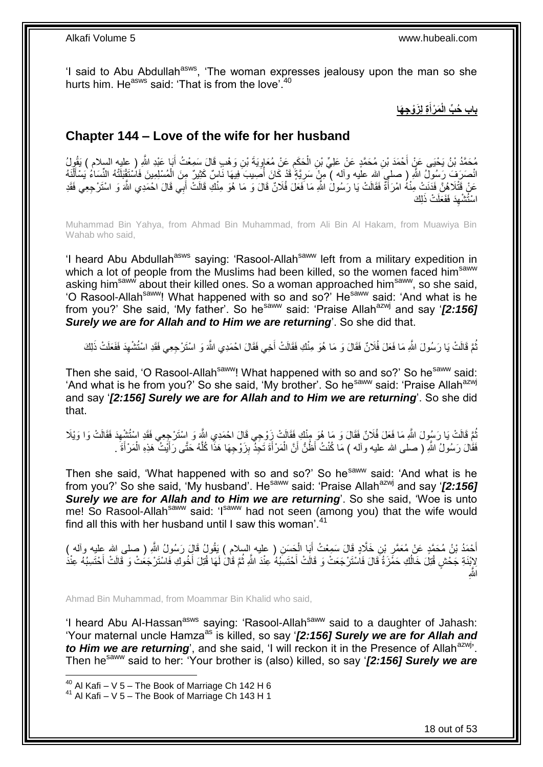'I said to Abu Abdullah[asws], 'The woman expresses jealousy upon the man so she hurts him. He[asws] said: 'That is from the love'.[40]

**باب حُبِّ الْمَرْأَةِ لِزَوْجِهَا**

## Chapter 144 – Love of the wife for her husband

مُحَمَّدُ بْنُ يَحْيَى عَنْ أَحْمَدَ بْنِ مُحَمَّدٍ عَنْ عَلِيِّ بْنِ الْحَكَمِ عَنْ مُعَاوِيَةَ بْنِ وَهْبٍ قَالَ سَمِعْتُ أَبَا عَبْدِ اللَّهِ ( عليه السلام ) يَقُولُ انْصَرَفَ رَسُولُ اللَّهِ ( صلى الله عليه وآله ) مِنْ سَرِيَّةٍ قَدْ كَانَ أُصِيبَ فِيهَا نَاسٌ كَثِيرٌ مِنَ الْمُسْلِمِينَ فَاسْتَقْبَلَتْهُ النِّسَاءُ يَسْأَلْنَهُ عَنْ قَتْلَاهُنَّ فَدَنَتْ مِنْهُ امْرَأَةٌ فَقَالَتْ يَا رَسُولَ اللَّهِ مَا فَعَلَ فُلَانٌ قَالَ وَ مَا هُوَ مِنْكِ قَالَتْ أَبِي قَالَ احْمَدِي اللَّهَ وَ اسْتَرْجِعِي فَقَدِ اسْتُشْهِدَ فَفَعَلَتْ ذَلِكَ

Muhammad Bin Yahya, from Ahmad Bin Muhammad, from Ali Bin Al Hakam, from Muawiya Bin Wahab who said,

'I heard Abu Abdullah[asws] saying: 'Rasool-Allah[saww] left from a military expedition in which a lot of people from the Muslims had been killed, so the women faced him[saww] asking him[saww] about their killed ones. So a woman approached him[saww], so she said, 'O Rasool-Allah[saww]! What happened with so and so?' He[saww] said: 'And what is he from you?' She said, 'My father'. So he[saww] said: 'Praise Allah[azwj] and say '*[2:156] Surely we are for Allah and to Him we are returning*'. So she did that.

ثُمَّ قَالَتْ يَا رَسُولَ اللَّهِ مَا فَعَلَ فُلَانٌ فَقَالَ وَ مَا هُوَ مِنْكِ فَقَالَتْ أَخِي فَقَالَ احْمَدِي اللَّهَ وَ اسْتَرْجِعِي فَقَدِ اسْتُشْهِدَ فَفَعَلَتْ ذَلِكَ

Then she said, 'O Rasool-Allah[saww]! What happened with so and so?' So he[saww] said: 'And what is he from you?' So she said, 'My brother'. So he[saww] said: 'Praise Allah[azwj] and say '*[2:156] Surely we are for Allah and to Him we are returning*'. So she did that.

ثُمَّ قَالَتْ يَا رَسُولَ اللَّهِ مَا فَعَلَ فُلَانٌ فَقَالَ وَ مَا هُوَ مِنْكِ فَقَالَتْ زَوْجِي قَالَ احْمَدِي اللَّهَ وَ اسْتَرْجِعِي فَقَدِ اسْتُشْهِدَ فَقَالَتْ وَا وَيْلَا فَقَالَ رَسُولُ اللَّهِ ( صلى الله عليه وآله ) مَا كُنْتُ أَظُنُّ أَنَّ الْمَرْأَةَ تَجِدُ بِزَوْجِهَا هَذَا كُلَّهُ حَتَّى رَأَيْتُ هَذِهِ الْمَرْأَةَ .

Then she said, 'What happened with so and so?' So he[saww] said: 'And what is he from you?' So she said, 'My husband'. He[saww] said: 'Praise Allah[azwj] and say '*[2:156] Surely we are for Allah and to Him we are returning*'. So she said, 'Woe is unto me! So Rasool-Allah[saww] said: 'I[saww] had not seen (among you) that the wife would find all this with her husband until I saw this woman'.[41]

أَحْمَدُ بْنُ مُحَمَّدٍ عَنْ مُعَمَّرِ بْنِ خَلَّادٍ قَالَ سَمِعْتُ أَبَا الْحَسَنِ ( عليه السلام ) يَقُولُ قَالَ رَسُولُ اللَّهِ ( صلى الله عليه وآله ) لِابْنَةِ جَحْشٍ قُتِلَ خَالُكِ حَمْزَةُ قَالَ فَاسْتَرْجَعَتْ وَ قَالَتْ أَحْتَسِبُهُ عِنْدَ اللَّهِ ثُمَّ قَالَ لَهَا قُتِلَ أَخُوكِ فَاسْتَرْجَعَتْ وَ قَالَتْ أَحْتَسِبُهُ عِنْدَ اللَّهِ

Ahmad Bin Muhammad, from Moammar Bin Khalid who said,

'I heard Abu Al-Hassan[asws] saying: 'Rasool-Allah[saww] said to a daughter of Jahash: 'Your maternal uncle Hamza[as] is killed, so say '*[2:156] Surely we are for Allah and to Him we are returning*', and she said, 'I will reckon it in the Presence of Allah[azwj]'. Then he[saww] said to her: 'Your brother is (also) killed, so say '*[2:156] Surely we are*

[40] Al Kafi – V 5 – The Book of Marriage Ch 142 H 6
[41] Al Kafi – V 5 – The Book of Marriage Ch 143 H 1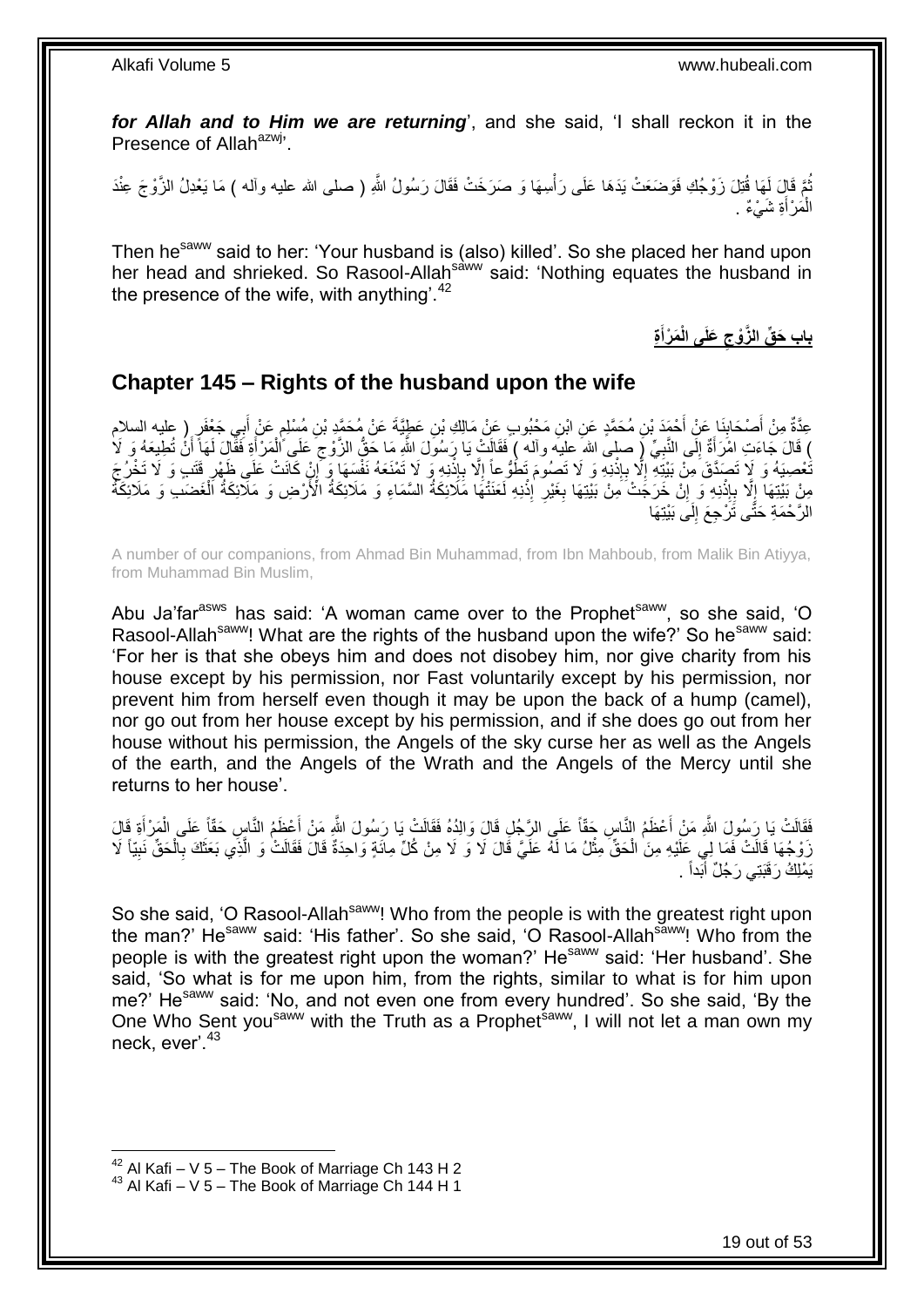***for Allah and to Him we are returning***', and she said, 'I shall reckon it in the Presence of Allah[azwj]'.

ثُمَّ قَالَ لَهَا قُتِلَ زَوْجُكِ فَوَضَعَتْ يَدَهَا عَلَى رَأْسِهَا وَ صَرَخَتْ فَقَالَ رَسُولُ اللَّهِ ( صلى الله عليه وآله ) مَا يَعْدِلُ الزَّوْجَ عِنْدَ الْمَرْأَةِ شَيْءٌ .

Then he[saww] said to her: 'Your husband is (also) killed'. So she placed her hand upon her head and shrieked. So Rasool-Allah[saww] said: 'Nothing equates the husband in the presence of the wife, with anything'.[42]

## باب حَقِّ الزَّوْجِ عَلَى الْمَرْأَةِ

## Chapter 145 – Rights of the husband upon the wife

عِدَّةٌ مِنْ أَصْحَابِنَا عَنْ أَحْمَدَ بْنِ مُحَمَّدٍ عَنِ ابْنِ مَحْبُوبٍ عَنْ مَالِكِ بْنِ عَطِيَّةَ عَنْ مُحَمَّدِ بْنِ مُسْلِمٍ عَنْ أَبِي جَعْفَرٍ ( عليه السلام ) قَالَ جَاءَتِ امْرَأَةٌ إِلَى النَّبِيِّ ( صلى الله عليه وآله ) فَقَالَتْ يَا رَسُولَ اللَّهِ مَا حَقُّ الزَّوْجِ عَلَى الْمَرْأَةِ فَقَالَ لَهَا أَنْ تُطِيعَهُ وَ لَا تَعْصِيَهُ وَ لَا تَصَدَّقَ مِنْ بَيْتِهِ إِلَّا بِإِذْنِهِ وَ لَا تَصُومَ تَطَوُّعاً إِلَّا بِإِذْنِهِ وَ لَا تَمْنَعَهُ نَفْسَهَا وَ إِنْ كَانَتْ عَلَى ظَهْرِ قَتَبٍ وَ لَا تَخْرُجَ مِنْ بَيْتِهَا إِلَّا بِإِذْنِهِ وَ إِنْ خَرَجَتْ مِنْ بَيْتِهَا بِغَيْرِ إِذْنِهِ لَعَنَتْهَا مَلَائِكَةُ السَّمَاءِ وَ مَلَائِكَةُ الْأَرْضِ وَ مَلَائِكَةُ الْغَضَبِ وَ مَلَائِكَةُ الرَّحْمَةِ حَتَّى تَرْجِعَ إِلَى بَيْتِهَا

A number of our companions, from Ahmad Bin Muhammad, from Ibn Mahboub, from Malik Bin Atiyya, from Muhammad Bin Muslim,

Abu Ja'far[asws] has said: 'A woman came over to the Prophet[saww], so she said, 'O Rasool-Allah[saww]! What are the rights of the husband upon the wife?' So he[saww] said: 'For her is that she obeys him and does not disobey him, nor give charity from his house except by his permission, nor Fast voluntarily except by his permission, nor prevent him from herself even though it may be upon the back of a hump (camel), nor go out from her house except by his permission, and if she does go out from her house without his permission, the Angels of the sky curse her as well as the Angels of the earth, and the Angels of the Wrath and the Angels of the Mercy until she returns to her house'.

فَقَالَتْ يَا رَسُولَ اللَّهِ مَنْ أَعْظَمُ النَّاسِ حَقّاً عَلَى الرَّجُلِ قَالَ وَالِدُهُ فَقَالَتْ يَا رَسُولَ اللَّهِ مَنْ أَعْظَمُ النَّاسِ حَقّاً عَلَى الْمَرْأَةِ قَالَ زَوْجُهَا قَالَتْ فَمَا لِي عَلَيْهِ مِنَ الْحَقِّ مِثْلُ مَا لَهُ عَلَيَّ قَالَ لَا وَ لَا مِنْ كُلِّ مِائَةٍ وَاحِدَةٌ قَالَ فَقَالَتْ وَ الَّذِي بَعَثَكَ بِالْحَقِّ نَبِيّاً لَا يَمْلِكُ رَقَبَتِي رَجُلٌ أَبَداً .

So she said, 'O Rasool-Allah[saww]! Who from the people is with the greatest right upon the man?' He[saww] said: 'His father'. So she said, 'O Rasool-Allah[saww]! Who from the people is with the greatest right upon the woman?' He[saww] said: 'Her husband'. She said, 'So what is for me upon him, from the rights, similar to what is for him upon me?' He[saww] said: 'No, and not even one from every hundred'. So she said, 'By the One Who Sent you[saww] with the Truth as a Prophet[saww], I will not let a man own my neck, ever'.[43]

---

[42] Al Kafi – V 5 – The Book of Marriage Ch 143 H 2
[43] Al Kafi – V 5 – The Book of Marriage Ch 144 H 1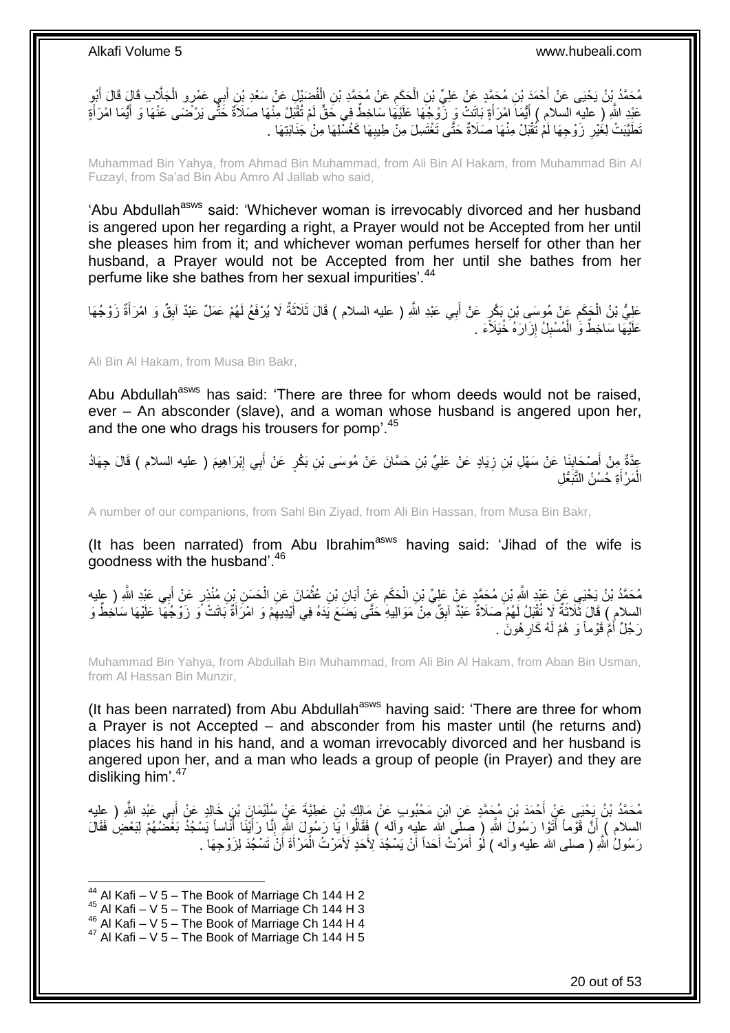مُحَمَّدُ بْنُ يَحْيَى عَنْ أَحْمَدَ بْنِ مُحَمَّدٍ عَنْ عَلِيِّ بْنِ الْحَكَمِ عَنْ مُحَمَّدِ بْنِ الْفُضَيْلِ عَنْ سَعْدِ بْنِ أَبِي عَمْرٍو الْجَلَّابِ قَالَ قَالَ أَبُو عَبْدِ اللَّهِ ( عليه السلام ) أَيُّمَا امْرَأَةٍ بَاتَتْ وَ زَوْجُهَا عَلَيْهَا سَاخِطٌ فِي حَقٍّ لَمْ تُقْبَلْ مِنْهَا صَلَاةٌ حَتَّى يَرْضَى عَنْهَا وَ أَيُّمَا امْرَأَةٍ تَطَيَّبَتْ لِغَيْرِ زَوْجِهَا لَمْ تُقْبَلْ مِنْهَا صَلَاةٌ حَتَّى تَغْتَسِلَ مِنْ طِيبِهَا كَغُسْلِهَا مِنْ جَنَابَتِهَا .

Muhammad Bin Yahya, from Ahmad Bin Muhammad, from Ali Bin Al Hakam, from Muhammad Bin Al Fuzayl, from Sa'ad Bin Abu Amro Al Jallab who said,

'Abu Abdullah[asws] said: 'Whichever woman is irrevocably divorced and her husband is angered upon her regarding a right, a Prayer would not be Accepted from her until she pleases him from it; and whichever woman perfumes herself for other than her husband, a Prayer would not be Accepted from her until she bathes from her perfume like she bathes from her sexual impurities'.[44]

عَلِيُّ بْنُ الْحَكَمِ عَنْ مُوسَى بْنِ بَكْرٍ عَنْ أَبِي عَبْدِ اللَّهِ ( عليه السلام ) قَالَ ثَلَاثَةٌ لَا يُرْفَعُ لَهُمْ عَمَلٌ عَبْدٌ آبِقٌ وَ امْرَأَةٌ زَوْجُهَا عَلَيْهَا سَاخِطٌ وَ الْمُسْبِلُ إِزَارَهُ خُيَلَاءَ .

Ali Bin Al Hakam, from Musa Bin Bakr,

Abu Abdullah[asws] has said: 'There are three for whom deeds would not be raised, ever – An absconder (slave), and a woman whose husband is angered upon her, and the one who drags his trousers for pomp'.[45]

عِدَّةٌ مِنْ أَصْحَابِنَا عَنْ سَهْلِ بْنِ زِيَادٍ عَنْ عَلِيِّ بْنِ حَسَّانَ عَنْ مُوسَى بْنِ بَكْرٍ عَنْ أَبِي إِبْرَاهِيمَ ( عليه السلام ) قَالَ جِهَادُ الْمَرْأَةِ حُسْنُ التَّبَعُّلِ

A number of our companions, from Sahl Bin Ziyad, from Ali Bin Hassan, from Musa Bin Bakr,

(It has been narrated) from Abu Ibrahim[asws] having said: 'Jihad of the wife is goodness with the husband'.[46]

مُحَمَّدُ بْنُ يَحْيَى عَنْ عَبْدِ اللَّهِ بْنِ مُحَمَّدٍ عَنْ عَلِيِّ بْنِ الْحَكَمِ عَنْ أَبَانِ بْنِ عُثْمَانَ عَنِ الْحَسَنِ بْنِ مُنْذِرٍ عَنْ أَبِي عَبْدِ اللَّهِ ( عليه السلام ) قَالَ ثَلَاثَةٌ لَا تُقْبَلُ لَهُمْ صَلَاةٌ عَبْدٌ آبِقٌ مِنْ مَوَالِيهِ حَتَّى يَضَعَ يَدَهُ فِي أَيْدِيهِمْ وَ امْرَأَةٌ بَاتَتْ وَ زَوْجُهَا عَلَيْهَا سَاخِطٌ وَ رَجُلٌ أَمَّ قَوْماً وَ هُمْ لَهُ كَارِهُونَ .

Muhammad Bin Yahya, from Abdullah Bin Muhammad, from Ali Bin Al Hakam, from Aban Bin Usman, from Al Hassan Bin Munzir,

(It has been narrated) from Abu Abdullah[asws] having said: 'There are three for whom a Prayer is not Accepted – and absconder from his master until (he returns and) places his hand in his hand, and a woman irrevocably divorced and her husband is angered upon her, and a man who leads a group of people (in Prayer) and they are disliking him'.[47]

مُحَمَّدُ بْنُ يَحْيَى عَنْ أَحْمَدَ بْنِ مُحَمَّدٍ عَنِ ابْنِ مَحْبُوبٍ عَنْ مَالِكِ بْنِ عَطِيَّةَ عَنْ سُلَيْمَانَ بْنِ خَالِدٍ عَنْ أَبِي عَبْدِ اللَّهِ ( عليه السلام ) أَنَّ قَوْماً أَتَوْا رَسُولَ اللَّهِ ( صلى الله عليه وآله ) فَقَالُوا يَا رَسُولَ اللَّهِ إِنَّا رَأَيْنَا أُنَاساً يَسْجُدُ بَعْضُهُمْ لِبَعْضٍ فَقَالَ رَسُولُ اللَّهِ ( صلى الله عليه وآله ) لَوْ أَمَرْتُ أَحَداً أَنْ يَسْجُدَ لِأَحَدٍ لَأَمَرْتُ الْمَرْأَةَ أَنْ تَسْجُدَ لِزَوْجِهَا .

[44] Al Kafi – V 5 – The Book of Marriage Ch 144 H 2
[45] Al Kafi – V 5 – The Book of Marriage Ch 144 H 3
[46] Al Kafi – V 5 – The Book of Marriage Ch 144 H 4
[47] Al Kafi – V 5 – The Book of Marriage Ch 144 H 5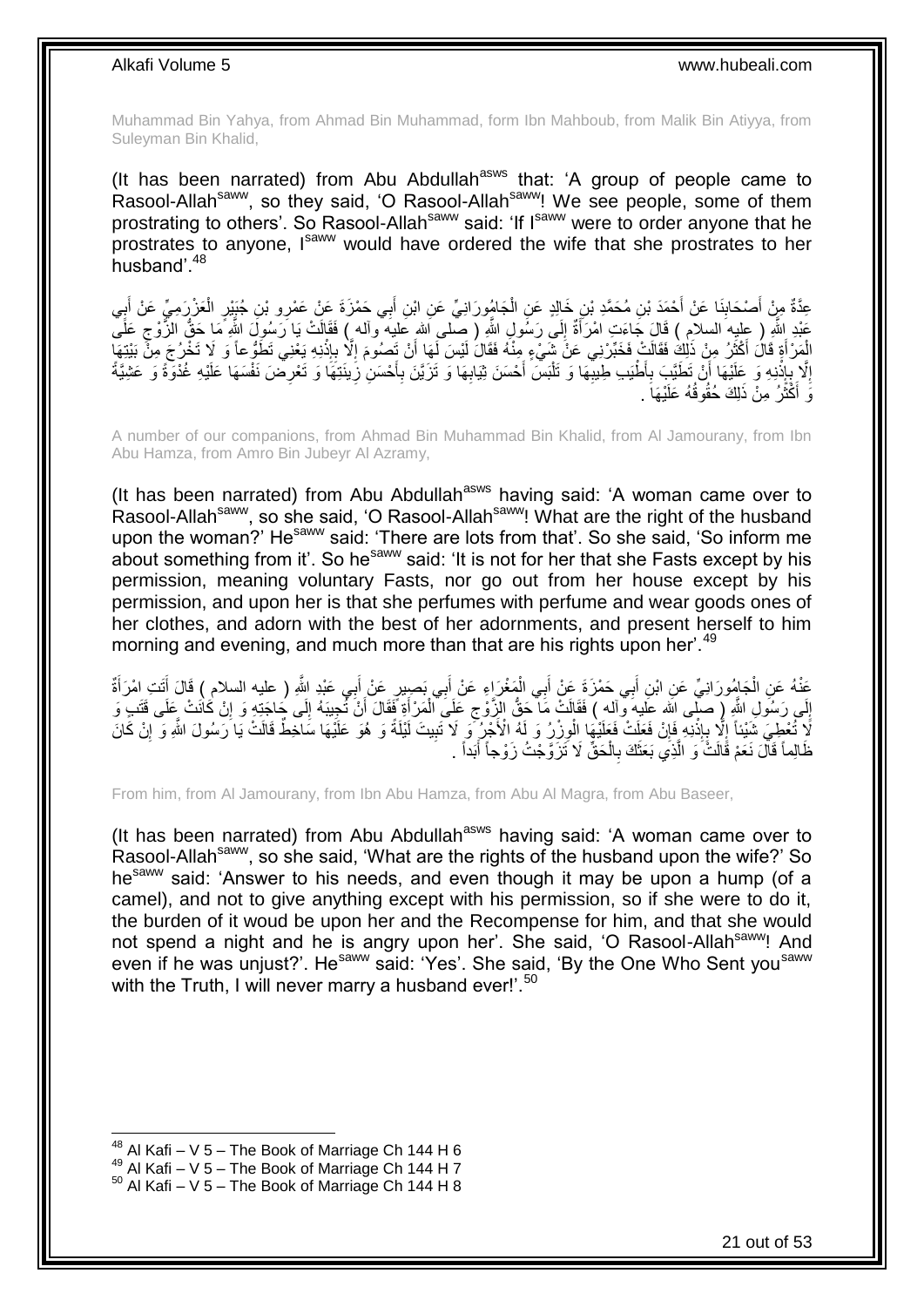Muhammad Bin Yahya, from Ahmad Bin Muhammad, form Ibn Mahboub, from Malik Bin Atiyya, from Suleyman Bin Khalid,

(It has been narrated) from Abu Abdullah[asws] that: 'A group of people came to Rasool-Allah[saww], so they said, 'O Rasool-Allah[saww]! We see people, some of them prostrating to others'. So Rasool-Allah[saww] said: 'If I[saww] were to order anyone that he prostrates to anyone, I[saww] would have ordered the wife that she prostrates to her husband'.[48]

عِدَّةٌ مِنْ أَصْحَابِنَا عَنْ أَحْمَدَ بْنِ مُحَمَّدِ بْنِ خَالِدٍ عَنِ الْجَامُورَانِيِّ عَنِ ابْنِ أَبِي حَمْزَةَ عَنْ عَمْرِو بْنِ جُبَيْرٍ الْعَزْرَمِيِّ عَنْ أَبِي عَبْدِ اللَّهِ ( عليه السلام ) قَالَ جَاءَتِ امْرَأَةٌ إِلَى رَسُولِ اللَّهِ ( صلى الله عليه وآله ) فَقَالَتْ يَا رَسُولَ اللَّهِ مَا حَقُّ الزَّوْجِ عَلَى الْمَرْأَةِ قَالَ أَكْثَرُ مِنْ ذَلِكَ فَقَالَتْ فَخَبِّرْنِي عَنْ شَيْءٍ مِنْهُ فَقَالَ لَيْسَ لَهَا أَنْ تَصُومَ إِلَّا بِإِذْنِهِ يَعْنِي تَطَوُّعاً وَ لَا تَخْرُجَ مِنْ بَيْتِهَا إِلَّا بِإِذْنِهِ وَ عَلَيْهَا أَنْ تَطَيَّبَ بِأَطْيَبِ طِيبِهَا وَ تَلْبَسَ أَحْسَنَ ثِيَابِهَا وَ تَزَيَّنَ بِأَحْسَنِ زِينَتِهَا وَ تَعْرِضَ نَفْسَهَا عَلَيْهِ غُدْوَةً وَ عَشِيَّةً وَ أَكْثَرُ مِنْ ذَلِكَ حُقُوقُهُ عَلَيْهَا .

A number of our companions, from Ahmad Bin Muhammad Bin Khalid, from Al Jamourany, from Ibn Abu Hamza, from Amro Bin Jubeyr Al Azramy,

(It has been narrated) from Abu Abdullah[asws] having said: 'A woman came over to Rasool-Allah[saww], so she said, 'O Rasool-Allah[saww]! What are the right of the husband upon the woman?' He[saww] said: 'There are lots from that'. So she said, 'So inform me about something from it'. So he[saww] said: 'It is not for her that she Fasts except by his permission, meaning voluntary Fasts, nor go out from her house except by his permission, and upon her is that she perfumes with perfume and wear goods ones of her clothes, and adorn with the best of her adornments, and present herself to him morning and evening, and much more than that are his rights upon her'.[49]

عَنْهُ عَنِ الْجَامُورَانِيِّ عَنِ ابْنِ أَبِي حَمْزَةَ عَنْ أَبِي الْمَغْرَاءِ عَنْ أَبِي بَصِيرٍ عَنْ أَبِي عَبْدِ اللَّهِ ( عليه السلام ) قَالَ أَتَتِ امْرَأَةٌ إِلَى رَسُولِ اللَّهِ ( صلى الله عليه وآله ) فَقَالَتْ مَا حَقُّ الزَّوْجِ عَلَى الْمَرْأَةِ فَقَالَ أَنْ تُجِيبَهُ إِلَى حَاجَتِهِ وَ إِنْ كَانَتْ عَلَى قَتَبٍ وَ لَا تُعْطِيَ شَيْئاً إِلَّا بِإِذْنِهِ فَإِنْ فَعَلَتْ فَعَلَيْهَا الْوِزْرُ وَ لَهُ الْأَجْرُ وَ لَا تَبِيتَ لَيْلَةً وَ هُوَ عَلَيْهَا سَاخِطٌ قَالَتْ يَا رَسُولَ اللَّهِ وَ إِنْ كَانَ ظَالِماً قَالَ نَعَمْ قَالَتْ وَ الَّذِي بَعَثَكَ بِالْحَقِّ لَا تَزَوَّجْتُ زَوْجاً أَبَداً .

From him, from Al Jamourany, from Ibn Abu Hamza, from Abu Al Magra, from Abu Baseer,

(It has been narrated) from Abu Abdullah[asws] having said: 'A woman came over to Rasool-Allah[saww], so she said, 'What are the rights of the husband upon the wife?' So he[saww] said: 'Answer to his needs, and even though it may be upon a hump (of a camel), and not to give anything except with his permission, so if she were to do it, the burden of it woud be upon her and the Recompense for him, and that she would not spend a night and he is angry upon her'. She said, 'O Rasool-Allah[saww]! And even if he was unjust?'. He[saww] said: 'Yes'. She said, 'By the One Who Sent you[saww] with the Truth, I will never marry a husband ever!'.[50]

[48] Al Kafi – V 5 – The Book of Marriage Ch 144 H 6
[49] Al Kafi – V 5 – The Book of Marriage Ch 144 H 7
[50] Al Kafi – V 5 – The Book of Marriage Ch 144 H 8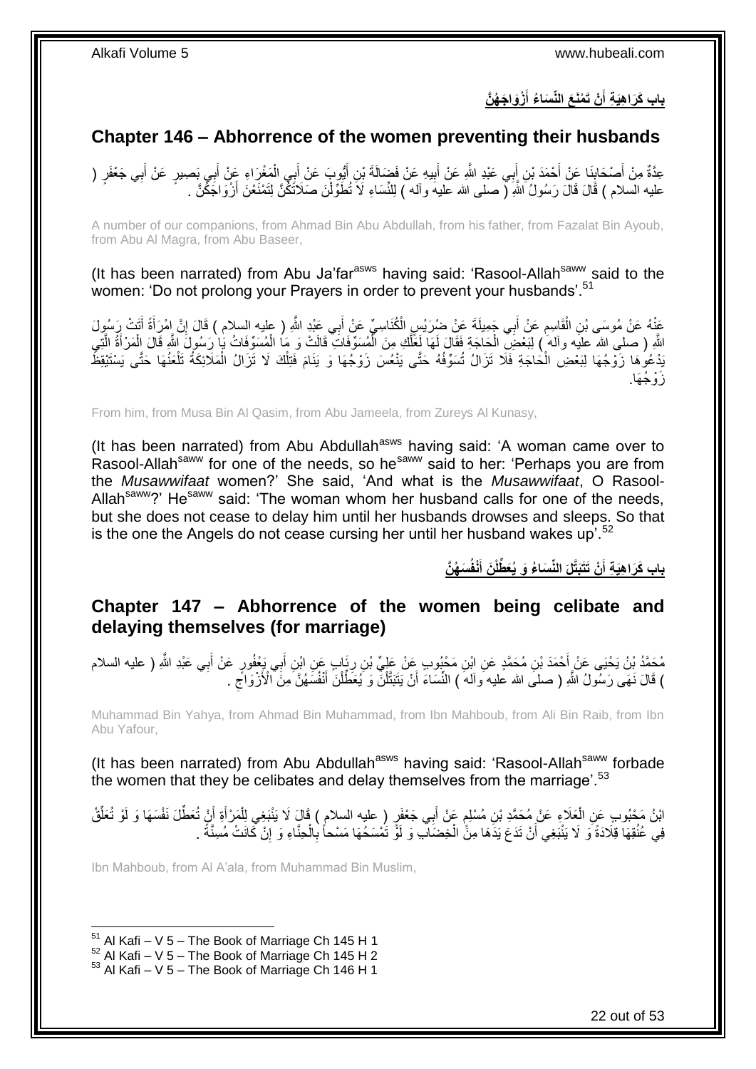## باب كَرَاهِيَةِ أَنْ تَمْنَعَ النِّسَاءُ أَزْوَاجَهُنَّ

## Chapter 146 – Abhorrence of the women preventing their husbands

عِدَّةٌ مِنْ أَصْحَابِنَا عَنْ أَحْمَدَ بْنِ أَبِي عَبْدِ اللَّهِ عَنْ أَبِيهِ عَنْ فَضَالَةَ بْنِ أَيُّوبَ عَنْ أَبِي الْمَغْرَاءِ عَنْ أَبِي بَصِيرٍ عَنْ أَبِي جَعْفَرٍ ( عليه السلام ) قَالَ قَالَ رَسُولُ اللَّهِ ( صلى الله عليه وآله ) لِلنِّسَاءِ لَا تُطَوِّلْنَ صَلَاتَكُنَّ لِتَمْنَعْنَ أَزْوَاجَكُنَّ .

A number of our companions, from Ahmad Bin Abu Abdullah, from his father, from Fazalat Bin Ayoub, from Abu Al Magra, from Abu Baseer,

(It has been narrated) from Abu Ja'far[asws] having said: 'Rasool-Allah[saww] said to the women: 'Do not prolong your Prayers in order to prevent your husbands'.[51]

عَنْهُ عَنْ مُوسَى بْنِ الْقَاسِمِ عَنْ أَبِي جَمِيلَةَ عَنْ ضُرَيْسٍ الْكُنَاسِيِّ عَنْ أَبِي عَبْدِ اللَّهِ ( عليه السلام ) قَالَ إِنَّ امْرَأَةً أَتَتْ رَسُولَ اللَّهِ ( صلى الله عليه وآله ) لِبَعْضِ الْحَاجَةِ فَقَالَ لَهَا لَعَلَّكِ مِنَ الْمُسَوِّفَاتِ قَالَتْ وَ مَا الْمُسَوِّفَاتُ يَا رَسُولَ اللَّهِ قَالَ الْمَرْأَةُ الَّتِي يَدْعُوهَا زَوْجُهَا لِبَعْضِ الْحَاجَةِ فَلَا تَزَالُ تُسَوِّفُهُ حَتَّى يَنْعُسَ زَوْجُهَا وَ يَنَامَ فَتِلْكَ لَا تَزَالُ الْمَلَائِكَةُ تَلْعَنُهَا حَتَّى يَسْتَيْقِظَ زَوْجُهَا.

From him, from Musa Bin Al Qasim, from Abu Jameela, from Zureys Al Kunasy,

(It has been narrated) from Abu Abdullah[asws] having said: 'A woman came over to Rasool-Allah[saww] for one of the needs, so he[saww] said to her: 'Perhaps you are from the *Musawwifaat* women?' She said, 'And what is the *Musawwifaat*, O Rasool-Allah[saww]?' He[saww] said: 'The woman whom her husband calls for one of the needs, but she does not cease to delay him until her husbands drowses and sleeps. So that is the one the Angels do not cease cursing her until her husband wakes up'.[52]

## باب كَرَاهِيَةِ أَنْ تَتَبَتَّلَ النِّسَاءُ وَ يُعَطِّلْنَ أَنْفُسَهُنَّ

## Chapter 147 – Abhorrence of the women being celibate and delaying themselves (for marriage)

مُحَمَّدُ بْنُ يَحْيَى عَنْ أَحْمَدَ بْنِ مُحَمَّدٍ عَنِ ابْنِ مَحْبُوبٍ عَنْ عَلِيِّ بْنِ رِئَابٍ عَنِ ابْنِ أَبِي يَعْفُورٍ عَنْ أَبِي عَبْدِ اللَّهِ ( عليه السلام ) قَالَ نَهَى رَسُولُ اللَّهِ ( صلى الله عليه وآله ) النِّسَاءَ أَنْ يَتَبَتَّلْنَ وَ يُعَطِّلْنَ أَنْفُسَهُنَّ مِنَ الْأَزْوَاجِ .

Muhammad Bin Yahya, from Ahmad Bin Muhammad, from Ibn Mahboub, from Ali Bin Raib, from Ibn Abu Yafour,

(It has been narrated) from Abu Abdullah[asws] having said: 'Rasool-Allah[saww] forbade the women that they be celibates and delay themselves from the marriage'.[53]

ابْنُ مَحْبُوبٍ عَنِ الْعَلَاءِ عَنْ مُحَمَّدِ بْنِ مُسْلِمٍ عَنْ أَبِي جَعْفَرٍ ( عليه السلام ) قَالَ لَا يَنْبَغِي لِلْمَرْأَةِ أَنْ تُعَطِّلَ نَفْسَهَا وَ لَوْ تُعَلِّقُ فِي عُنُقِهَا قِلَادَةً وَ لَا يَنْبَغِي أَنْ تَدَعَ يَدَهَا مِنَ الْخِضَابِ وَ لَوْ تَمْسَحُهَا مَسْحاً بِالْحِنَّاءِ وَ إِنْ كَانَتْ مُسِنَّةً .

Ibn Mahboub, from Al A'ala, from Muhammad Bin Muslim,

[51] Al Kafi – V 5 – The Book of Marriage Ch 145 H 1
[52] Al Kafi – V 5 – The Book of Marriage Ch 145 H 2
[53] Al Kafi – V 5 – The Book of Marriage Ch 146 H 1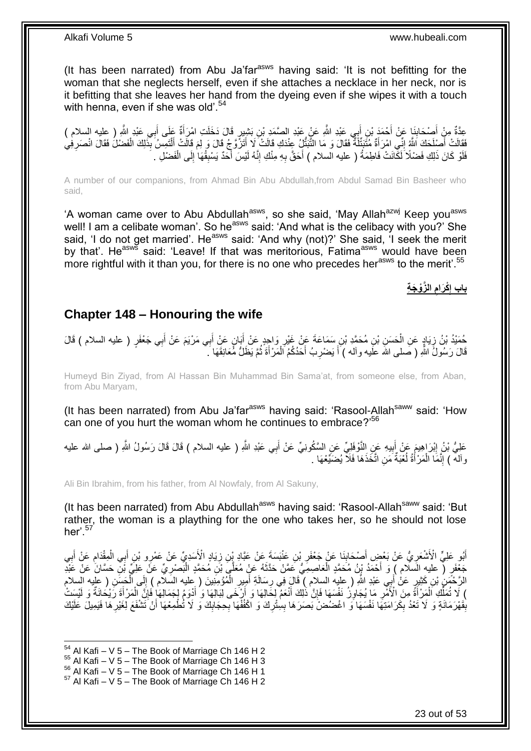(It has been narrated) from Abu Ja'far[asws] having said: 'It is not befitting for the woman that she neglects herself, even if she attaches a necklace in her neck, nor is it befitting that she leaves her hand from the dyeing even if she wipes it with a touch with henna, even if she was old'.[54]

عِدَّةٌ مِنْ أَصْحَابِنَا عَنْ أَحْمَدَ بْنِ أَبِي عَبْدِ اللَّهِ عَنْ عَبْدِ الصَّمَدِ بْنِ بَشِيرٍ قَالَ دَخَلَتِ امْرَأَةٌ عَلَى أَبِي عَبْدِ اللَّهِ ( عليه السلام ) فَقَالَتْ أَصْلَحَكَ اللَّهُ إِنِّي امْرَأَةٌ مُتَبَتِّلَةٌ فَقَالَ وَ مَا التَّبَتُّلُ عِنْدَكِ قَالَتْ لَا أَتَزَوَّجُ قَالَ وَ لِمَ قَالَتْ أَلْتَمِسُ بِذَلِكَ الْفَضْلَ فَقَالَ انْصَرِفِي فَلَوْ كَانَ ذَلِكِ فَضْلًا لَكَانَتْ فَاطِمَةُ ( عليه السلام ) أَحَقَّ بِهِ مِنْكِ إِنَّهُ لَيْسَ أَحَدٌ يَسْبِقُهَا إِلَى الْفَضْلِ .

A number of our companions, from Ahmad Bin Abu Abdullah,from Abdul Samad Bin Basheer who said,

'A woman came over to Abu Abdullah[asws], so she said, 'May Allah[azwj] Keep you[asws] well! I am a celibate woman'. So he[asws] said: 'And what is the celibacy with you?' She said, 'I do not get married'. He[asws] said: 'And why (not)?' She said, 'I seek the merit by that'. He[asws] said: 'Leave! If that was meritorious, Fatima[asws] would have been more rightful with it than you, for there is no one who precedes her[asws] to the merit'.[55]

## بابِ إِكْرَامِ الزَّوْجَةِ

## Chapter 148 – Honouring the wife

حُمَيْدُ بْنُ زِيَادٍ عَنِ الْحَسَنِ بْنِ مُحَمَّدِ بْنِ سَمَاعَةَ عَنْ غَيْرِ وَاحِدٍ عَنْ أَبَانٍ عَنْ أَبِي مَرْيَمَ عَنْ أَبِي جَعْفَرٍ ( عليه السلام ) قَالَ قَالَ رَسُولُ اللَّهِ ( صلى الله عليه وآله ) أَ يَضْرِبُ أَحَدُكُمُ الْمَرْأَةَ ثُمَّ يَظَلُّ مُعَانِقَهَا .

Humeyd Bin Ziyad, from Al Hassan Bin Muhammad Bin Sama'at, from someone else, from Aban, from Abu Maryam,

(It has been narrated) from Abu Ja'far[asws] having said: 'Rasool-Allah[saww] said: 'How can one of you hurt the woman whom he continues to embrace?'[56]

عَلِيُّ بْنُ إِبْرَاهِيمَ عَنْ أَبِيهِ عَنِ النَّوْفَلِيِّ عَنِ السَّكُونِيِّ عَنْ أَبِي عَبْدِ اللَّهِ ( عليه السلام ) قَالَ قَالَ رَسُولُ اللَّهِ ( صلى الله عليه وآله ) إِنَّمَا الْمَرْأَةُ لُعْبَةٌ مَنِ اتَّخَذَهَا فَلَا يُضَيِّعْهَا .

Ali Bin Ibrahim, from his father, from Al Nowfaly, from Al Sakuny,

(It has been narrated) from Abu Abdullah[asws] having said: 'Rasool-Allah[saww] said: 'But rather, the woman is a plaything for the one who takes her, so he should not lose her'.[57]

أَبُو عَلِيٍّ الْأَشْعَرِيُّ عَنْ بَعْضِ أَصْحَابِنَا عَنْ جَعْفَرِ بْنِ عَنْبَسَةَ عَنْ عَبَّادِ بْنِ زِيَادٍ الْأَسَدِيِّ عَنْ عَمْرِو بْنِ أَبِي الْمِقْدَامِ عَنْ أَبِي جَعْفَرٍ ( عليه السلام ) وَ أَحْمَدُ بْنُ مُحَمَّدٍ الْعَاصِمِيُّ عَمَّنْ حَدَّثَهُ عَنْ مُعَلَّى بْنِ مُحَمَّدٍ الْبَصْرِيِّ عَنْ عَلِيِّ بْنِ حَسَّانَ عَنْ عَبْدِ الرَّحْمَنِ بْنِ كَثِيرٍ عَنْ أَبِي عَبْدِ اللَّهِ ( عليه السلام ) قَالَ فِي رِسَالَةِ أَمِيرِ الْمُؤْمِنِينَ ( عليه السلام ) إِلَى الْحَسَنِ ( عليه السلام ) لَا تُمَلِّكِ الْمَرْأَةَ مِنَ الْأَمْرِ مَا يُجَاوِزُ نَفْسَهَا فَإِنَّ ذَلِكَ أَنْعَمُ لِحَالِهَا وَ أَرْخَى لِبَالِهَا وَ أَدْوَمُ لِجَمَالِهَا فَإِنَّ الْمَرْأَةَ رَيْحَانَةٌ وَ لَيْسَتْ بِقَهْرَمَانَةٍ وَ لَا تَعْدُ بِكَرَامَتِهَا نَفْسَهَا وَ اغْضُضْ بَصَرَهَا بِسِتْرِكَ وَ اكْفُفْهَا بِحِجَابِكَ وَ لَا تُطْمِعْهَا أَنْ تَشْفَعَ لِغَيْرِهَا فَيَمِيلَ عَلَيْكَ

---
[54] Al Kafi – V 5 – The Book of Marriage Ch 146 H 2
[55] Al Kafi – V 5 – The Book of Marriage Ch 146 H 3
[56] Al Kafi – V 5 – The Book of Marriage Ch 146 H 1
[57] Al Kafi – V 5 – The Book of Marriage Ch 146 H 2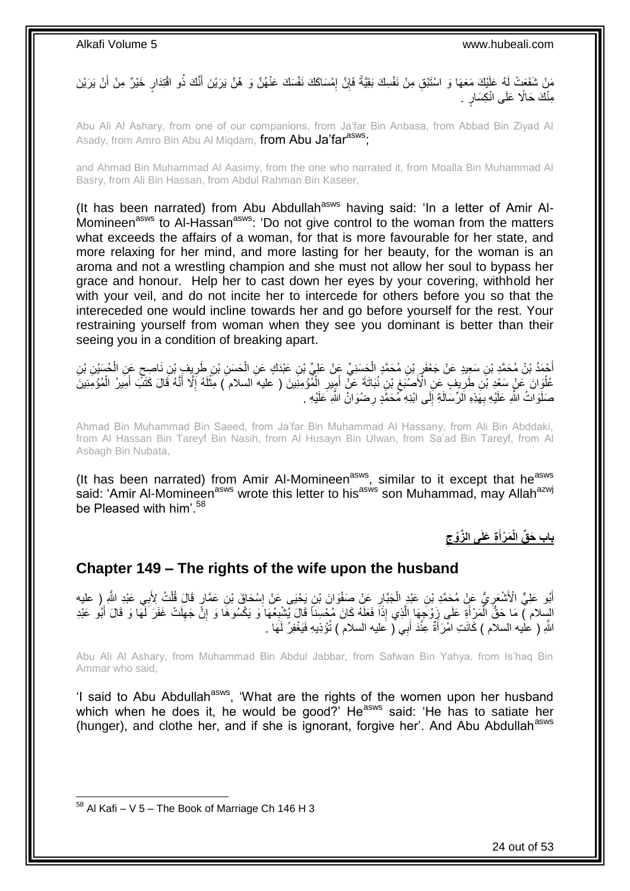مَنْ شَفَعَتْ لَهُ عَلَيْكَ مَعَهَا وَ اسْتَبْقِ مِنْ نَفْسِكَ بَقِيَّةً فَإِنَّ إِمْسَاكَكَ نَفْسَكَ عَنْهُنَّ وَ هُنَّ يَرَيْنَ أَنَّكَ ذُو اقْتِدَارٍ خَيْرٌ مِنْ أَنْ يَرَيْنَ مِنْكَ حَالًا عَلَى انْكِسَارٍ .

Abu Ali Al Ashary, from one of our companions, from Ja'far Bin Anbasa, from Abbad Bin Ziyad Al Asady, from Amro Bin Abu Al Miqdam, from Abu Ja'far[asws];

and Ahmad Bin Muhammad Al Aasimy, from the one who narrated it, from Moalla Bin Muhammad Al Basry, from Ali Bin Hassan, from Abdul Rahman Bin Kaseer,

(It has been narrated) from Abu Abdullah[asws] having said: 'In a letter of Amir Al-Momineen[asws] to Al-Hassan[asws]: 'Do not give control to the woman from the matters what exceeds the affairs of a woman, for that is more favourable for her state, and more relaxing for her mind, and more lasting for her beauty, for the woman is an aroma and not a wrestling champion and she must not allow her soul to bypass her grace and honour. Help her to cast down her eyes by your covering, withhold her with your veil, and do not incite her to intercede for others before you so that the intereceded one would incline towards her and go before yourself for the rest. Your restraining yourself from woman when they see you dominant is better than their seeing you in a condition of breaking apart.

أَحْمَدُ بْنُ مُحَمَّدِ بْنِ سَعِيدٍ عَنْ جَعْفَرِ بْنِ مُحَمَّدٍ الْحَسَنِيِّ عَنْ عَلِيِّ بْنِ عَبْدَكٍ عَنِ الْحَسَنِ بْنِ طَرِيفِ بْنِ نَاصِحٍ عَنِ الْحُسَيْنِ بْنِ عُلْوَانَ عَنْ سَعْدِ بْنِ طَرِيفٍ عَنِ الْأَصْبَغِ بْنِ نُبَاتَةَ عَنْ أَمِيرِ الْمُؤْمِنِينَ ( عليه السلام ) مِثْلَهُ إِلَّا أَنَّهُ قَالَ كَتَبَ أَمِيرُ الْمُؤْمِنِينَ صَلَوَاتُ اللَّهِ عَلَيْهِ بِهَذِهِ الرِّسَالَةِ إِلَى ابْنِهِ مُحَمَّدٍ رِضْوَانُ اللَّهِ عَلَيْهِ .

Ahmad Bin Muhammad Bin Saeed, from Ja'far Bin Muhammad Al Hassany, from Ali Bin Abddaki, from Al Hassan Bin Tareyf Bin Nasih, from Al Husayn Bin Ulwan, from Sa'ad Bin Tareyf, from Al Asbagh Bin Nubata,

(It has been narrated) from Amir Al-Momineen[asws], similar to it except that he[asws] said: 'Amir Al-Momineen[asws] wrote this letter to his[asws] son Muhammad, may Allah[azwj] be Pleased with him'.[58]

## باب حَقِّ الْمَرْأَةِ عَلَى الزَّوْجِ

## Chapter 149 – The rights of the wife upon the husband

أَبُو عَلِيٍّ الْأَشْعَرِيُّ عَنْ مُحَمَّدِ بْنِ عَبْدِ الْجَبَّارِ عَنْ صَفْوَانَ بْنِ يَحْيَى عَنْ إِسْحَاقَ بْنِ عَمَّارٍ قَالَ قُلْتُ لِأَبِي عَبْدِ اللَّهِ ( عليه السلام ) مَا حَقُّ الْمَرْأَةِ عَلَى زَوْجِهَا الَّذِي إِذَا فَعَلَهُ كَانَ مُحْسِناً قَالَ يُشْبِعُهَا وَ يَكْسُوهَا وَ إِنْ جَهِلَتْ غَفَرَ لَهَا وَ قَالَ أَبُو عَبْدِ اللَّهِ ( عليه السلام ) كَانَتِ امْرَأَةٌ عِنْدَ أَبِي ( عليه السلام ) تُؤْذِيهِ فَيَغْفِرُ لَهَا .

Abu Ali Al Ashary, from Muhammad Bin Abdul Jabbar, from Safwan Bin Yahya, from Is'haq Bin Ammar who said,

'I said to Abu Abdullah[asws], 'What are the rights of the women upon her husband which when he does it, he would be good?' He[asws] said: 'He has to satiate her (hunger), and clothe her, and if she is ignorant, forgive her'. And Abu Abdullah[asws]

[58] Al Kafi – V 5 – The Book of Marriage Ch 146 H 3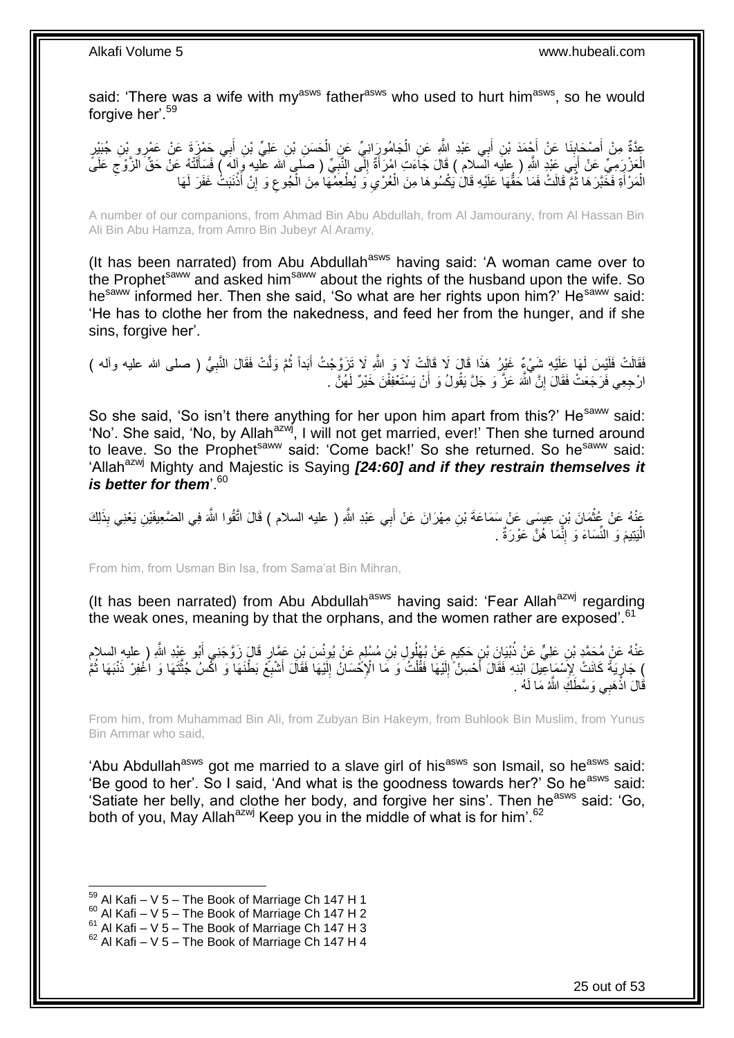said: 'There was a wife with my[asws] father[asws] who used to hurt him[asws], so he would forgive her'.[59]

عِدَّةٌ مِنْ أَصْحَابِنَا عَنْ أَحْمَدَ بْنِ أَبِي عَبْدِ اللَّهِ عَنِ الْجَامُورَانِيِّ عَنِ الْحَسَنِ بْنِ عَلِيِّ بْنِ أَبِي حَمْزَةَ عَنْ عَمْرِو بْنِ جُبَيْرٍ الْعَرْزَمِيِّ عَنْ أَبِي عَبْدِ اللَّهِ ( عليه السلام ) قَالَ جَاءَتِ امْرَأَةٌ إِلَى النَّبِيِّ ( صلى الله عليه وآله ) فَسَأَلَتْهُ عَنْ حَقِّ الزَّوْجِ عَلَى الْمَرْأَةِ فَخَبَّرَهَا ثُمَّ قَالَتْ فَمَا حَقُّهَا عَلَيْهِ قَالَ يَكْسُوهَا مِنَ الْعُرْيِ وَ يُطْعِمُهَا مِنَ الْجُوعِ وَ إِنْ أَذْنَبَتْ غَفَرَ لَهَا

A number of our companions, from Ahmad Bin Abu Abdullah, from Al Jamourany, from Al Hassan Bin Ali Bin Abu Hamza, from Amro Bin Jubeyr Al Aramy,

(It has been narrated) from Abu Abdullah[asws] having said: 'A woman came over to the Prophet[saww] and asked him[saww] about the rights of the husband upon the wife. So he[saww] informed her. Then she said, 'So what are her rights upon him?' He[saww] said: 'He has to clothe her from the nakedness, and feed her from the hunger, and if she sins, forgive her'.

فَقَالَتْ فَلَيْسَ لَهَا عَلَيْهِ شَيْءٌ غَيْرُ هَذَا قَالَ لَا قَالَتْ لَا وَ اللَّهِ لَا تَزَوَّجْتُ أَبَداً ثُمَّ وَلَّتْ فَقَالَ النَّبِيُّ ( صلى الله عليه وآله ) ارْجِعِي فَرَجَعَتْ فَقَالَ إِنَّ اللَّهَ عَزَّ وَ جَلَّ يَقُولُ وَ أَنْ يَسْتَعْفِفْنَ خَيْرٌ لَهُنَّ .

So she said, 'So isn't there anything for her upon him apart from this?' He[saww] said: 'No'. She said, 'No, by Allah[azwj], I will not get married, ever!' Then she turned around to leave. So the Prophet[saww] said: 'Come back!' So she returned. So he[saww] said: 'Allah[azwj] Mighty and Majestic is Saying ***[24:60] and if they restrain themselves it is better for them***'.[60]

عَنْهُ عَنْ عُثْمَانَ بْنِ عِيسَى عَنْ سَمَاعَةَ بْنِ مِهْرَانَ عَنْ أَبِي عَبْدِ اللَّهِ ( عليه السلام ) قَالَ اتَّقُوا اللَّهَ فِي الضَّعِيفَيْنِ يَعْنِي بِذَلِكَ الْيَتِيمَ وَ النِّسَاءَ وَ إِنَّمَا هُنَّ عَوْرَةٌ .

From him, from Usman Bin Isa, from Sama'at Bin Mihran,

(It has been narrated) from Abu Abdullah[asws] having said: 'Fear Allah[azwj] regarding the weak ones, meaning by that the orphans, and the women rather are exposed'.[61]

عَنْهُ عَنْ مُحَمَّدِ بْنِ عَلِيٍّ عَنْ ذُبْيَانَ بْنِ حَكِيمٍ عَنْ بُهْلُولِ بْنِ مُسْلِمٍ عَنْ يُونُسَ بْنِ عَمَّارٍ قَالَ زَوَّجَنِي أَبُو عَبْدِ اللَّهِ ( عليه السلام ) جَارِيَةً كَانَتْ لِإِسْمَاعِيلَ ابْنِهِ فَقَالَ أَحْسِنْ إِلَيْهَا فَقُلْتُ وَ مَا الْإِحْسَانُ إِلَيْهَا فَقَالَ أَشْبِعْ بَطْنَهَا وَ اكْسُ جُثَّتَهَا وَ اغْفِرْ ذَنْبَهَا ثُمَّ قَالَ اذْهَبِي وَسَّطَكِ اللَّهُ مَا لَهُ .

From him, from Muhammad Bin Ali, from Zubyan Bin Hakeym, from Buhlook Bin Muslim, from Yunus Bin Ammar who said,

'Abu Abdullah[asws] got me married to a slave girl of his[asws] son Ismail, so he[asws] said: 'Be good to her'. So I said, 'And what is the goodness towards her?' So he[asws] said: 'Satiate her belly, and clothe her body, and forgive her sins'. Then he[asws] said: 'Go, both of you, May Allah[azwj] Keep you in the middle of what is for him'.[62]

[59] Al Kafi – V 5 – The Book of Marriage Ch 147 H 1
[60] Al Kafi – V 5 – The Book of Marriage Ch 147 H 2
[61] Al Kafi – V 5 – The Book of Marriage Ch 147 H 3
[62] Al Kafi – V 5 – The Book of Marriage Ch 147 H 4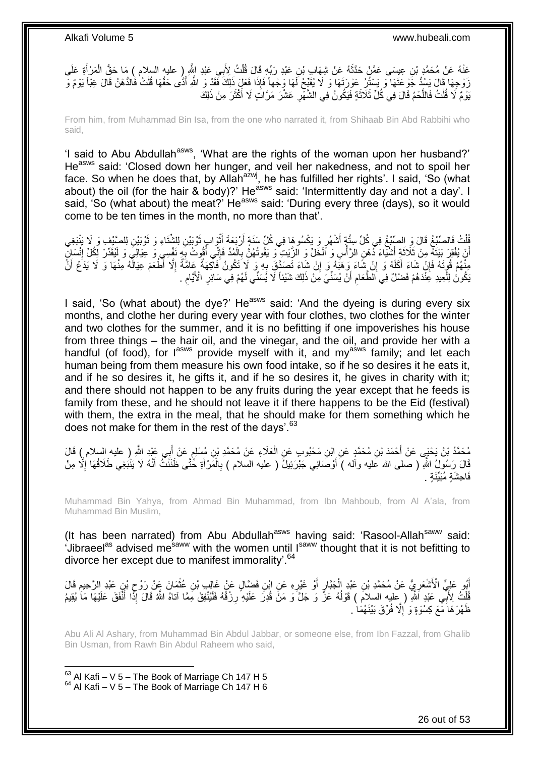عَنْهُ عَنْ مُحَمَّدِ بْنِ عِيسَى عَمَّنْ حَدَّثَهُ عَنْ شِهَابِ بْنِ عَبْدِ رَبِّهِ قَالَ قُلْتُ لِأَبِي عَبْدِ اللَّهِ ( عليه السلام ) مَا حَقُّ الْمَرْأَةِ عَلَى زَوْجِهَا قَالَ يَسُدُّ جَوْعَتَهَا وَ يَسْتُرُ عَوْرَتَهَا وَ لَا يُقَبِّحُ لَهَا وَجْهاً فَإِذَا فَعَلَ ذَلِكَ فَقَدْ وَ اللَّهِ أَدَّى حَقَّهَا قُلْتُ فَالدُّهْنُ قَالَ غِبّاً يَوْمٌ وَ يَوْمٌ لَا قُلْتُ فَاللَّحْمُ قَالَ فِي كُلِّ ثَلَاثَةٍ فَيَكُونُ فِي الشَّهْرِ عَشْرَ مَرَّاتٍ لَا أَكْثَرَ مِنْ ذَلِكَ

From him, from Muhammad Bin Isa, from the one who narrated it, from Shihaab Bin Abd Rabbihi who said,

'I said to Abu Abdullah[asws], 'What are the rights of the woman upon her husband?' He[asws] said: 'Closed down her hunger, and veil her nakedness, and not to spoil her face. So when he does that, by Allah[azwj], he has fulfilled her rights'. I said, 'So (what about) the oil (for the hair & body)?' He[asws] said: 'Intermittently day and not a day'. I said, 'So (what about) the meat?' He[asws] said: 'During every three (days), so it would come to be ten times in the month, no more than that'.

قُلْتُ فَالصِّبْغُ قَالَ وَ الصِّبْغُ فِي كُلِّ سِتَّةِ أَشْهُرٍ وَ يَكْسُوهَا فِي كُلِّ سَنَةٍ أَرْبَعَةَ أَثْوَابٍ ثَوْبَيْنِ لِلشِّتَاءِ وَ ثَوْبَيْنِ لِلصَّيْفِ وَ لَا يَنْبَغِي أَنْ يُفْقِرَ بَيْتَهُ مِنْ ثَلَاثَةِ أَشْيَاءَ دُهْنِ الرَّأْسِ وَ الْخَلِّ وَ الزَّيْتِ وَ يَقُوتُهُنَّ بِالْمُدِّ فَإِنِّي أَقُوتُ بِهِ نَفْسِي وَ عِيَالِي وَ لْيُقَدِّرْ لِكُلِّ إِنْسَانٍ مِنْهُمْ قُوتَهُ فَإِنْ شَاءَ أَكَلَهُ وَ إِنْ شَاءَ وَهَبَهُ وَ إِنْ شَاءَ تَصَدَّقَ بِهِ وَ لَا تَكُونُ فَاكِهَةٌ عَامَّةٌ إِلَّا أَطْعَمَ عِيَالَهُ مِنْهَا وَ لَا يَدَعُ أَنْ يَكُونَ لِلْعِيدِ عِنْدَهُمْ فَضْلٌ فِي الطَّعَامِ أَنْ يُسَنِّيَ مِنْ ذَلِكَ شَيْئاً لَا يُسَنِّي لَهُمْ فِي سَائِرِ الْأَيَّامِ .

I said, 'So (what about) the dye?' He[asws] said: 'And the dyeing is during every six months, and clothe her during every year with four clothes, two clothes for the winter and two clothes for the summer, and it is no befitting if one impoverishes his house from three things – the hair oil, and the vinegar, and the oil, and provide her with a handful (of food), for I[asws] provide myself with it, and my[asws] family; and let each human being from them measure his own food intake, so if he so desires it he eats it, and if he so desires it, he gifts it, and if he so desires it, he gives in charity with it; and there should not happen to be any fruits during the year except that he feeds is family from these, and he should not leave it if there happens to be the Eid (festival) with them, the extra in the meal, that he should make for them something which he does not make for them in the rest of the days'.[63]

مُحَمَّدُ بْنُ يَحْيَى عَنْ أَحْمَدَ بْنِ مُحَمَّدٍ عَنِ ابْنِ مَحْبُوبٍ عَنِ الْعَلَاءِ عَنْ مُحَمَّدِ بْنِ مُسْلِمٍ عَنْ أَبِي عَبْدِ اللَّهِ ( عليه السلام ) قَالَ قَالَ رَسُولُ اللَّهِ ( صلى الله عليه وآله ) أَوْصَانِي جَبْرَئِيلُ ( عليه السلام ) بِالْمَرْأَةِ حَتَّى ظَنَنْتُ أَنَّهُ لَا يَنْبَغِي طَلَاقُهَا إِلَّا مِنْ فَاحِشَةٍ مُبَيِّنَةٍ .

Muhammad Bin Yahya, from Ahmad Bin Muhammad, from Ibn Mahboub, from Al A'ala, from Muhammad Bin Muslim,

(It has been narrated) from Abu Abdullah[asws] having said: 'Rasool-Allah[saww] said: 'Jibraeel[as] advised me[saww] with the women until I[saww] thought that it is not befitting to divorce her except due to manifest immorality'.[64]

أَبُو عَلِيٍّ الْأَشْعَرِيُّ عَنْ مُحَمَّدِ بْنِ عَبْدِ الْجَبَّارِ أَوْ غَيْرِهِ عَنِ ابْنِ فَضَّالٍ عَنْ غَالِبِ بْنِ عُثْمَانَ عَنْ رَوْحِ بْنِ عَبْدِ الرَّحِيمِ قَالَ قُلْتُ لِأَبِي عَبْدِ اللَّهِ ( عليه السلام ) قَوْلُهُ عَزَّ وَ جَلَّ وَ مَنْ قُدِرَ عَلَيْهِ رِزْقُهُ فَلْيُنْفِقْ مِمَّا آتاهُ اللَّهُ قَالَ إِذَا أَنْفَقَ عَلَيْهَا مَا يُقِيمُ ظَهْرَهَا مَعَ كِسْوَةٍ وَ إِلَّا فُرِّقَ بَيْنَهُمَا .

Abu Ali Al Ashary, from Muhammad Bin Abdul Jabbar, or someone else, from Ibn Fazzal, from Ghalib Bin Usman, from Rawh Bin Abdul Raheem who said,

[63] Al Kafi – V 5 – The Book of Marriage Ch 147 H 5
[64] Al Kafi – V 5 – The Book of Marriage Ch 147 H 6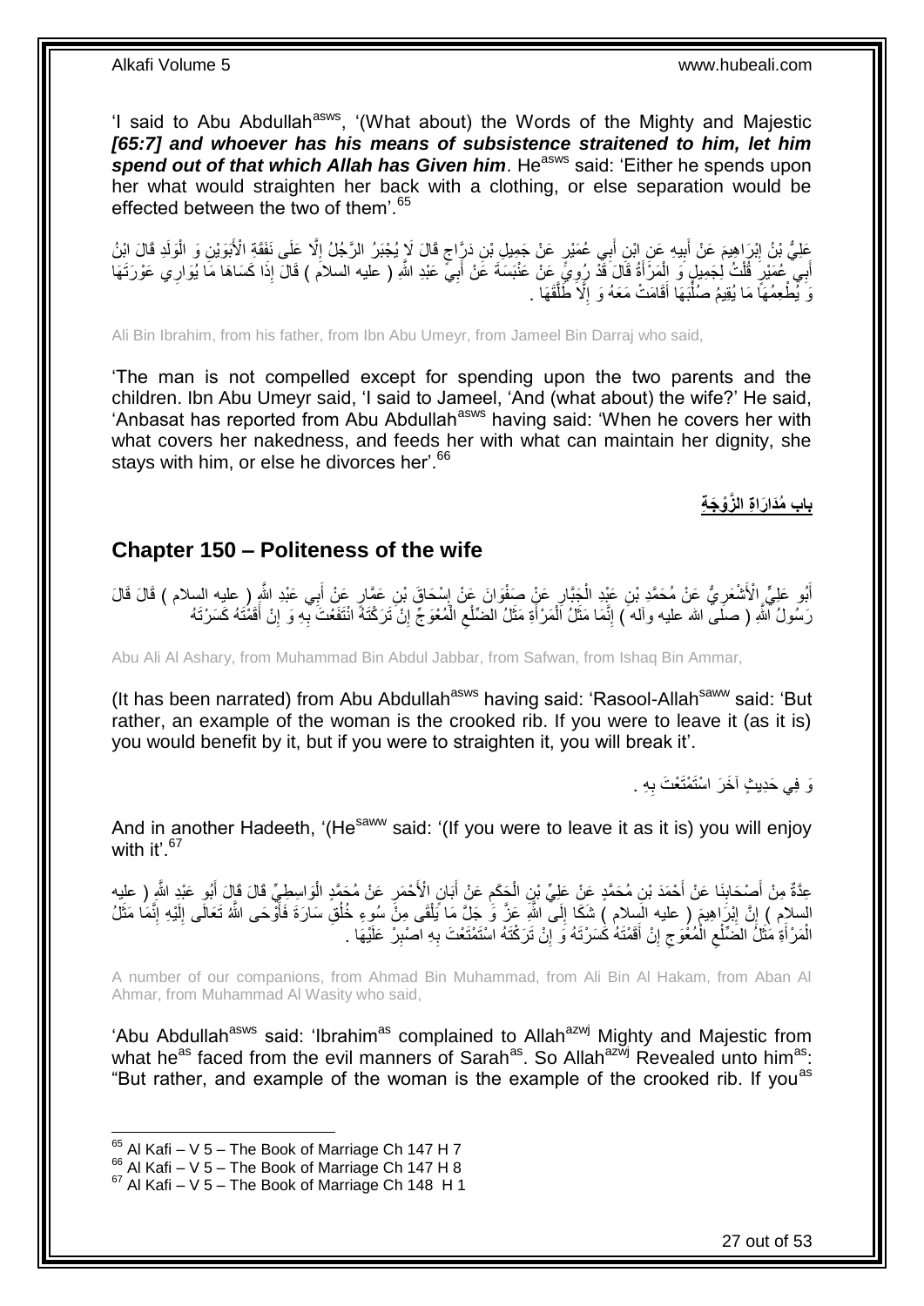'I said to Abu Abdullah[asws], '(What about) the Words of the Mighty and Majestic ***[65:7] and whoever has his means of subsistence straitened to him, let him spend out of that which Allah has Given him***. He[asws] said: 'Either he spends upon her what would straighten her back with a clothing, or else separation would be effected between the two of them'.[65]

عَلِيُّ بْنُ إِبْرَاهِيمَ عَنْ أَبِيهِ عَنِ ابْنِ أَبِي عُمَيْرٍ عَنْ جَمِيلِ بْنِ دَرَّاجٍ قَالَ لَا يُجْبَرُ الرَّجُلُ إِلَّا عَلَى نَفَقَةِ الْأَبَوَيْنِ وَ الْوَلَدِ قَالَ ابْنُ أَبِي عُمَيْرٍ قُلْتُ لِجَمِيلٍ وَ الْمَرْأَةُ قَالَ قَدْ رُوِيَ عَنْ عَنْبَسَةَ عَنْ أَبِي عَبْدِ اللَّهِ ( عليه السلام ) قَالَ إِذَا كَسَاهَا مَا يُوَارِي عَوْرَتَهَا وَ يُطْعِمُهَا مَا يُقِيمُ صُلْبَهَا أَقَامَتْ مَعَهُ وَ إِلَّا طَلَّقَهَا .

Ali Bin Ibrahim, from his father, from Ibn Abu Umeyr, from Jameel Bin Darraj who said,

'The man is not compelled except for spending upon the two parents and the children. Ibn Abu Umeyr said, 'I said to Jameel, 'And (what about) the wife?' He said, 'Anbasat has reported from Abu Abdullah[asws] having said: 'When he covers her with what covers her nakedness, and feeds her with what can maintain her dignity, she stays with him, or else he divorces her'.[66]

## باب مُدَارَاةِ الزَّوْجَةِ

## Chapter 150 – Politeness of the wife

أَبُو عَلِيٍّ الْأَشْعَرِيُّ عَنْ مُحَمَّدِ بْنِ عَبْدِ الْجَبَّارِ عَنْ صَفْوَانَ عَنْ إِسْحَاقَ بْنِ عَمَّارٍ عَنْ أَبِي عَبْدِ اللَّهِ ( عليه السلام ) قَالَ قَالَ رَسُولُ اللَّهِ ( صلى الله عليه وآله ) إِنَّمَا مَثَلُ الْمَرْأَةِ مَثَلُ الضِّلْعِ الْمُعْوَجِّ إِنْ تَرَكْتَهُ انْتَفَعْتَ بِهِ وَ إِنْ أَقَمْتَهُ كَسَرْتَهُ

Abu Ali Al Ashary, from Muhammad Bin Abdul Jabbar, from Safwan, from Ishaq Bin Ammar,

(It has been narrated) from Abu Abdullah[asws] having said: 'Rasool-Allah[saww] said: 'But rather, an example of the woman is the crooked rib. If you were to leave it (as it is) you would benefit by it, but if you were to straighten it, you will break it'.

وَ فِي حَدِيثٍ آخَرَ اسْتَمْتَعْتَ بِهِ .

And in another Hadeeth, '(He[saww] said: '(If you were to leave it as it is) you will enjoy with it'.[67]

عِدَّةٌ مِنْ أَصْحَابِنَا عَنْ أَحْمَدَ بْنِ مُحَمَّدٍ عَنْ عَلِيِّ بْنِ الْحَكَمِ عَنْ أَبَانِ الْأَحْمَرِ عَنْ مُحَمَّدٍ الْوَاسِطِيِّ قَالَ قَالَ أَبُو عَبْدِ اللَّهِ ( عليه السلام ) إِنَّ إِبْرَاهِيمَ ( عليه السلام ) شَكَا إِلَى اللَّهِ عَزَّ وَ جَلَّ مَا يَلْقَى مِنْ سُوءِ خُلُقِ سَارَةَ فَأَوْحَى اللَّهُ تَعَالَى إِلَيْهِ إِنَّمَا مَثَلُ الْمَرْأَةِ مَثَلُ الضِّلْعِ الْمُعْوَجِ إِنْ أَقَمْتَهُ كَسَرْتَهُ وَ إِنْ تَرَكْتَهُ اسْتَمْتَعْتَ بِهِ اصْبِرْ عَلَيْهَا .

A number of our companions, from Ahmad Bin Muhammad, from Ali Bin Al Hakam, from Aban Al Ahmar, from Muhammad Al Wasity who said,

'Abu Abdullah[asws] said: 'Ibrahim[as] complained to Allah[azwj] Mighty and Majestic from what he[as] faced from the evil manners of Sarah[as]. So Allah[azwj] Revealed unto him[as]: "But rather, and example of the woman is the example of the crooked rib. If you[as]

[65] Al Kafi – V 5 – The Book of Marriage Ch 147 H 7
[66] Al Kafi – V 5 – The Book of Marriage Ch 147 H 8
[67] Al Kafi – V 5 – The Book of Marriage Ch 148 H 1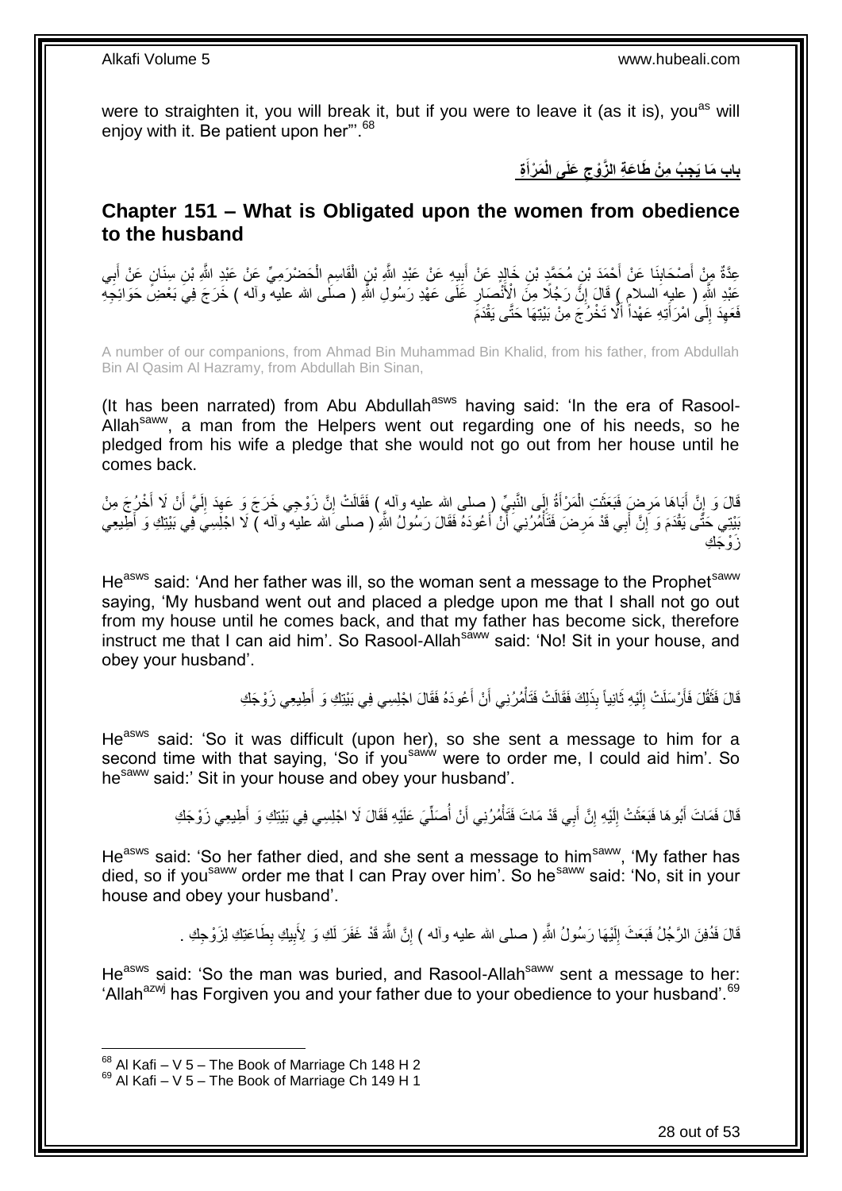were to straighten it, you will break it, but if you were to leave it (as it is), you[as] will enjoy with it. Be patient upon her"'.[68]

## باب مَا يَجِبُ مِنْ طَاعَةِ الزَّوْجِ عَلَى الْمَرْأَةِ

## Chapter 151 – What is Obligated upon the women from obedience to the husband

عِدَّةٌ مِنْ أَصْحَابِنَا عَنْ أَحْمَدَ بْنِ مُحَمَّدِ بْنِ خَالِدٍ عَنْ أَبِيهِ عَنْ عَبْدِ اللَّهِ بْنِ الْقَاسِمِ الْحَضْرَمِيِّ عَنْ عَبْدِ اللَّهِ بْنِ سِنَانٍ عَنْ أَبِي عَبْدِ اللَّهِ ( عليه السلام ) قَالَ إِنَّ رَجُلًا مِنَ الْأَنْصَارِ عَلَى عَهْدِ رَسُولِ اللَّهِ ( صلى الله عليه وآله ) خَرَجَ فِي بَعْضِ حَوَائِجِهِ فَعَهِدَ إِلَى امْرَأَتِهِ عَهْداً أَلَّا تَخْرُجَ مِنْ بَيْتِهَا حَتَّى يَقْدَمَ

A number of our companions, from Ahmad Bin Muhammad Bin Khalid, from his father, from Abdullah Bin Al Qasim Al Hazramy, from Abdullah Bin Sinan,

(It has been narrated) from Abu Abdullah[asws] having said: 'In the era of Rasool-Allah[saww], a man from the Helpers went out regarding one of his needs, so he pledged from his wife a pledge that she would not go out from her house until he comes back.

قَالَ وَ إِنَّ أَبَاهَا مَرِضَ فَبَعَثَتِ الْمَرْأَةُ إِلَى النَّبِيِّ ( صلى الله عليه وآله ) فَقَالَتْ إِنَّ زَوْجِي خَرَجَ وَ عَهِدَ إِلَيَّ أَنْ لَا أَخْرُجَ مِنْ بَيْتِي حَتَّى يَقْدَمَ وَ إِنَّ أَبِي قَدْ مَرِضَ فَتَأْمُرُنِي أَنْ أَعُودَهُ فَقَالَ رَسُولُ اللَّهِ ( صلى الله عليه وآله ) لَا اجْلِسِي فِي بَيْتِكِ وَ أَطِيعِي زَوْجَكِ

He[asws] said: 'And her father was ill, so the woman sent a message to the Prophet[saww] saying, 'My husband went out and placed a pledge upon me that I shall not go out from my house until he comes back, and that my father has become sick, therefore instruct me that I can aid him'. So Rasool-Allah[saww] said: 'No! Sit in your house, and obey your husband'.

قَالَ فَثَقُلَ فَأَرْسَلَتْ إِلَيْهِ ثَانِياً بِذَلِكَ فَقَالَتْ فَتَأْمُرُنِي أَنْ أَعُودَهُ فَقَالَ اجْلِسِي فِي بَيْتِكِ وَ أَطِيعِي زَوْجَكِ

He[asws] said: 'So it was difficult (upon her), so she sent a message to him for a second time with that saying, 'So if you[saww] were to order me, I could aid him'. So he[saww] said:' Sit in your house and obey your husband'.

قَالَ فَمَاتَ أَبُوهَا فَبَعَثَتْ إِلَيْهِ إِنَّ أَبِي قَدْ مَاتَ فَتَأْمُرُنِي أَنْ أُصَلِّيَ عَلَيْهِ فَقَالَ لَا اجْلِسِي فِي بَيْتِكِ وَ أَطِيعِي زَوْجَكِ

He[asws] said: 'So her father died, and she sent a message to him[saww], 'My father has died, so if you[saww] order me that I can Pray over him'. So he[saww] said: 'No, sit in your house and obey your husband'.

قَالَ فَدُفِنَ الرَّجُلُ فَبَعَثَ إِلَيْهَا رَسُولُ اللَّهِ ( صلى الله عليه وآله ) إِنَّ اللَّهَ قَدْ غَفَرَ لَكِ وَ لِأَبِيكِ بِطَاعَتِكِ لِزَوْجِكِ .

He[asws] said: 'So the man was buried, and Rasool-Allah[saww] sent a message to her: 'Allah[azwj] has Forgiven you and your father due to your obedience to your husband'.[69]

[68] Al Kafi – V 5 – The Book of Marriage Ch 148 H 2
[69] Al Kafi – V 5 – The Book of Marriage Ch 149 H 1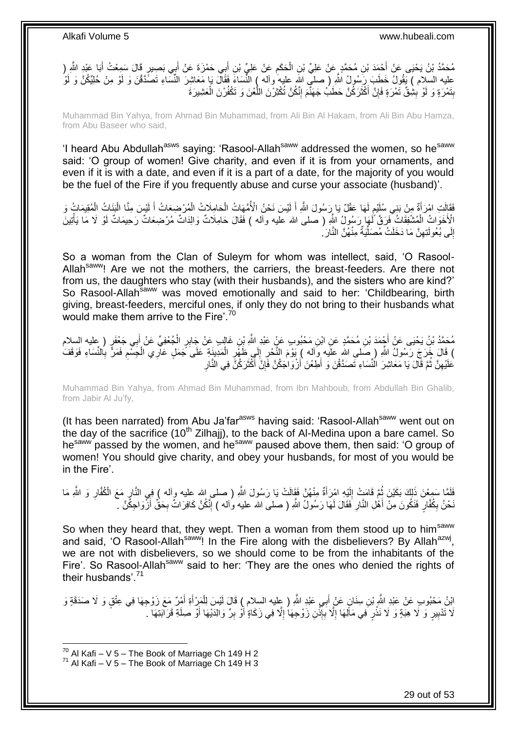مُحَمَّدُ بْنُ يَحْيَى عَنْ أَحْمَدَ بْنِ مُحَمَّدٍ عَنْ عَلِيِّ بْنِ الْحَكَمِ عَنْ عَلِيِّ بْنِ أَبِي حَمْزَةَ عَنْ أَبِي بَصِيرٍ قَالَ سَمِعْتُ أَبَا عَبْدِ اللَّهِ ( عليه السلام ) يَقُولُ خَطَبَ رَسُولُ اللَّهِ ( صلى الله عليه وآله ) النِّسَاءَ فَقَالَ يَا مَعَاشِرَ النِّسَاءِ تَصَدَّقْنَ وَ لَوْ مِنْ حُلِيِّكُنَّ وَ لَوْ بِتَمْرَةٍ وَ لَوْ بِشِقِّ تَمْرَةٍ فَإِنَّ أَكْثَرَكُنَّ حَطَبُ جَهَنَّمَ إِنَّكُنَّ تُكْثِرْنَ اللَّعْنَ وَ تَكْفُرْنَ الْعَشِيرَةَ

Muhammad Bin Yahya, from Ahmad Bin Muhammad, from Ali Bin Al Hakam, from Ali Bin Abu Hamza, from Abu Baseer who said,

'I heard Abu Abdullah[asws] saying: 'Rasool-Allah[saww] addressed the women, so he[saww] said: 'O group of women! Give charity, and even if it is from your ornaments, and even if it is with a date, and even if it is a part of a date, for the majority of you would be the fuel of the Fire if you frequently abuse and curse your associate (husband)'.

فَقَالَتِ امْرَأَةٌ مِنْ بَنِي سُلَيْمٍ لَهَا عَقْلٌ يَا رَسُولَ اللَّهِ أَ لَيْسَ نَحْنُ الْأُمَّهَاتُ الْحَامِلَاتُ الْمُرْضِعَاتُ أَ لَيْسَ مِنَّا الْبَنَاتُ الْمُقِيمَاتُ وَ الْأَخَوَاتُ الْمُشْفِقَاتُ فَرَقَّ لَهَا رَسُولُ اللَّهِ ( صلى الله عليه وآله ) فَقَالَ حَامِلَاتٌ وَالِدَاتٌ مُرْضِعَاتٌ رَحِيمَاتٌ لَوْ لَا مَا يَأْتِينَ إِلَى بُعُولَتِهِنَّ مَا دَخَلَتْ مُصَلِّيَةٌ مِنْهُنَّ النَّارَ.

So a woman from the Clan of Suleym for whom was intellect, said, 'O Rasool-Allah[saww]! Are we not the mothers, the carriers, the breast-feeders. Are there not from us, the daughters who stay (with their husbands), and the sisters who are kind?' So Rasool-Allah[saww] was moved emotionally and said to her: 'Childbearing, birth giving, breast-feeders, merciful ones, if only they do not bring to their husbands what would make them arrive to the Fire'.[70]

مُحَمَّدُ بْنُ يَحْيَى عَنْ أَحْمَدَ بْنِ مُحَمَّدٍ عَنِ ابْنِ مَحْبُوبٍ عَنْ عَبْدِ اللَّهِ بْنِ غَالِبٍ عَنْ جَابِرٍ الْجُعْفِيِّ عَنْ أَبِي جَعْفَرٍ ( عليه السلام ) قَالَ خَرَجَ رَسُولُ اللَّهِ ( صلى الله عليه وآله ) يَوْمَ النَّحْرِ إِلَى ظَهْرِ الْمَدِينَةِ عَلَى جَمَلٍ عَارِي الْجِسْمِ فَمَرَّ بِالنِّسَاءِ فَوَقَفَ عَلَيْهِنَّ ثُمَّ قَالَ يَا مَعَاشِرَ النِّسَاءِ تَصَدَّقْنَ وَ أَطِعْنَ أَزْوَاجَكُنَّ فَإِنَّ أَكْثَرَكُنَّ فِي النَّارِ

Muhammad Bin Yahya, from Ahmad Bin Muhammad, from Ibn Mahboub, from Abdullah Bin Ghalib, from Jabir Al Ju'fy,

(It has been narrated) from Abu Ja'far[asws] having said: 'Rasool-Allah[saww] went out on the day of the sacrifice (10[th] Zilhajj), to the back of Al-Medina upon a bare camel. So he[saww] passed by the women, and he[saww] paused above them, then said: 'O group of women! You should give charity, and obey your husbands, for most of you would be in the Fire'.

فَلَمَّا سَمِعْنَ ذَلِكَ بَكَيْنَ ثُمَّ قَامَتْ إِلَيْهِ امْرَأَةٌ مِنْهُنَّ فَقَالَتْ يَا رَسُولَ اللَّهِ ( صلى الله عليه وآله ) فِي النَّارِ مَعَ الْكُفَّارِ وَ اللَّهِ مَا نَحْنُ بِكُفَّارٍ فَنَكُونَ مِنْ أَهْلِ النَّارِ فَقَالَ لَهَا رَسُولُ اللَّهِ ( صلى الله عليه وآله ) إِنَّكُنَّ كَافِرَاتٌ بِحَقِّ أَزْوَاجِكُنَّ .

So when they heard that, they wept. Then a woman from them stood up to him[saww] and said, 'O Rasool-Allah[saww]! In the Fire along with the disbelievers? By Allah[azwj], we are not with disbelievers, so we should come to be from the inhabitants of the Fire'. So Rasool-Allah[saww] said to her: 'They are the ones who denied the rights of their husbands'.[71]

ابْنُ مَحْبُوبٍ عَنْ عَبْدِ اللَّهِ بْنِ سِنَانٍ عَنْ أَبِي عَبْدِ اللَّهِ ( عليه السلام ) قَالَ لَيْسَ لِلْمَرْأَةِ أَمْرٌ مَعَ زَوْجِهَا فِي عِتْقٍ وَ لَا صَدَقَةٍ وَ لَا تَدْبِيرٍ وَ لَا هِبَةٍ وَ لَا نَذْرٍ فِي مَالِهَا إِلَّا بِإِذْنِ زَوْجِهَا إِلَّا فِي زَكَاةٍ أَوْ بِرٍّ وَالِدَيْهَا أَوْ صِلَةِ قَرَابَتِهَا .

[70] Al Kafi – V 5 – The Book of Marriage Ch 149 H 2
[71] Al Kafi – V 5 – The Book of Marriage Ch 149 H 3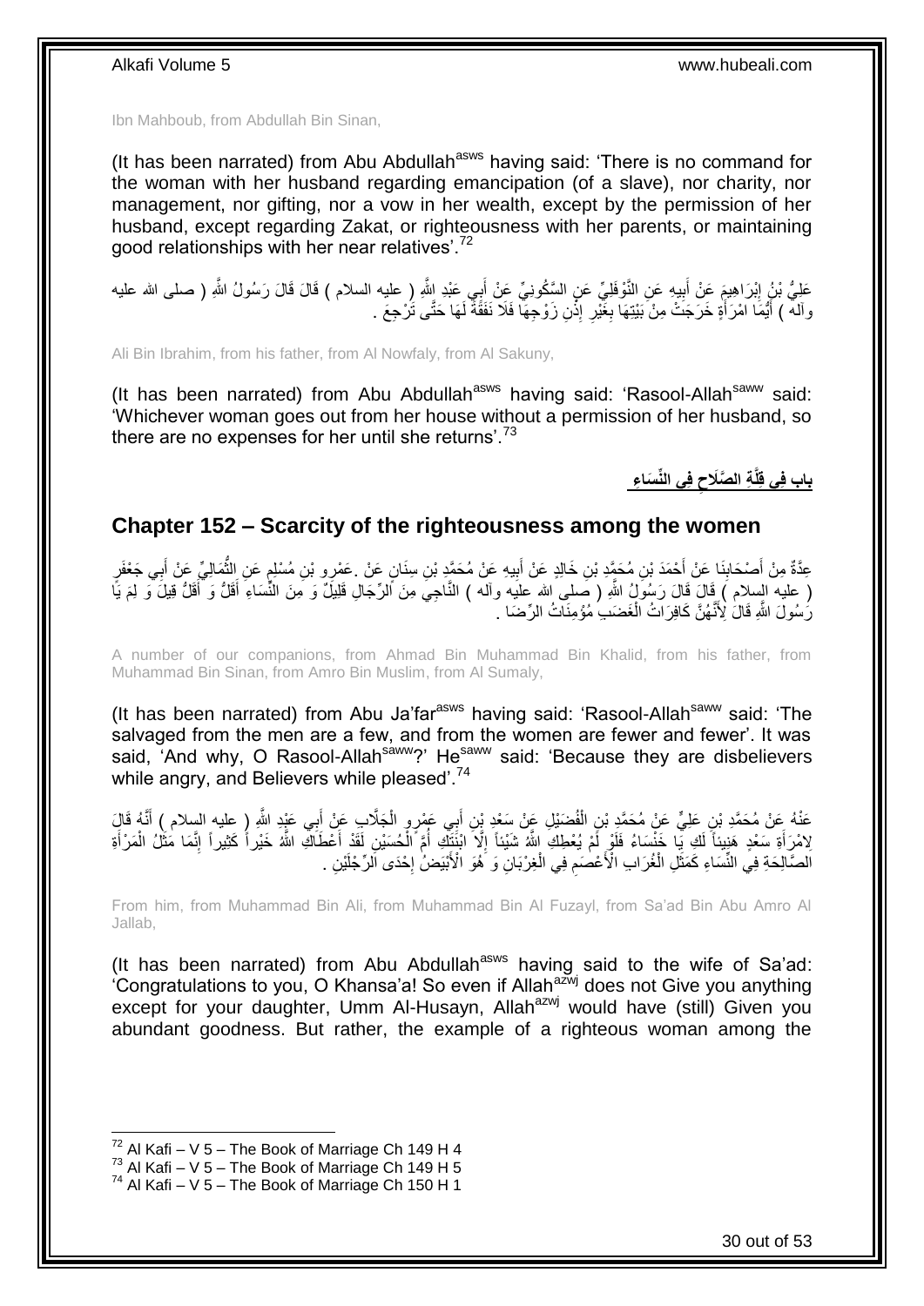Ibn Mahboub, from Abdullah Bin Sinan,

(It has been narrated) from Abu Abdullah[asws] having said: 'There is no command for the woman with her husband regarding emancipation (of a slave), nor charity, nor management, nor gifting, nor a vow in her wealth, except by the permission of her husband, except regarding Zakat, or righteousness with her parents, or maintaining good relationships with her near relatives'.[72]

عَلِيُّ بْنُ إِبْرَاهِيمَ عَنْ أَبِيهِ عَنِ النَّوْفَلِيِّ عَنِ السَّكُونِيِّ عَنْ أَبِي عَبْدِ اللَّهِ ( عليه السلام ) قَالَ قَالَ رَسُولُ اللَّهِ ( صلى الله عليه وآله ) أَيُّمَا امْرَأَةٍ خَرَجَتْ مِنْ بَيْتِهَا بِغَيْرِ إِذْنِ زَوْجِهَا فَلَا نَفَقَةَ لَهَا حَتَّى تَرْجِعَ .

Ali Bin Ibrahim, from his father, from Al Nowfaly, from Al Sakuny,

(It has been narrated) from Abu Abdullah[asws] having said: 'Rasool-Allah[saww] said: 'Whichever woman goes out from her house without a permission of her husband, so there are no expenses for her until she returns'.[73]

## باب فِي قِلَّةِ الصَّلَاحِ فِي النِّسَاءِ

## Chapter 152 – Scarcity of the righteousness among the women

عِدَّةٌ مِنْ أَصْحَابِنَا عَنْ أَحْمَدَ بْنِ مُحَمَّدِ بْنِ خَالِدٍ عَنْ أَبِيهِ عَنْ مُحَمَّدِ بْنِ سِنَانٍ عَنْ عَمْرِو بْنِ مُسْلِمٍ عَنِ الثُّمَالِيِّ عَنْ أَبِي جَعْفَرٍ ( عليه السلام ) قَالَ قَالَ رَسُولُ اللَّهِ ( صلى الله عليه وآله ) النَّاجِي مِنَ الرِّجَالِ قَلِيلٌ وَ مِنَ النِّسَاءِ أَقَلُّ وَ أَقَلُّ قِيلَ وَ لِمَ يَا رَسُولَ اللَّهِ قَالَ لِأَنَّهُنَّ كَافِرَاتُ الْغَضَبِ مُؤْمِنَاتُ الرِّضَا .

A number of our companions, from Ahmad Bin Muhammad Bin Khalid, from his father, from Muhammad Bin Sinan, from Amro Bin Muslim, from Al Sumaly,

(It has been narrated) from Abu Ja'far[asws] having said: 'Rasool-Allah[saww] said: 'The salvaged from the men are a few, and from the women are fewer and fewer'. It was said, 'And why, O Rasool-Allah[saww]?' He[saww] said: 'Because they are disbelievers while angry, and Believers while pleased'.[74]

عَنْهُ عَنْ مُحَمَّدِ بْنِ عَلِيٍّ عَنْ مُحَمَّدِ بْنِ الْفُضَيْلِ عَنْ سَعْدِ بْنِ أَبِي عَمْرٍو الْجَلَّابِ عَنْ أَبِي عَبْدِ اللَّهِ ( عليه السلام ) أَنَّهُ قَالَ لِامْرَأَةِ سَعْدٍ هَنِيئاً لَكِ يَا خَنْسَاءُ فَلَوْ لَمْ يُعْطِكِ اللَّهُ شَيْئاً إِلَّا ابْنَتَكِ أُمَّ الْحُسَيْنِ لَقَدْ أَعْطَاكِ اللَّهُ خَيْراً كَثِيراً إِنَّمَا مَثَلُ الْمَرْأَةِ الصَّالِحَةِ فِي النِّسَاءِ كَمَثَلِ الْغُرَابِ الْأَعْصَمِ فِي الْغِرْبَانِ وَ هُوَ الْأَبْيَضُ إِحْدَى الرِّجْلَيْنِ .

From him, from Muhammad Bin Ali, from Muhammad Bin Al Fuzayl, from Sa'ad Bin Abu Amro Al Jallab,

(It has been narrated) from Abu Abdullah[asws] having said to the wife of Sa'ad: 'Congratulations to you, O Khansa'a! So even if Allah[azwj] does not Give you anything except for your daughter, Umm Al-Husayn, Allah[azwj] would have (still) Given you abundant goodness. But rather, the example of a righteous woman among the

[72] Al Kafi – V 5 – The Book of Marriage Ch 149 H 4
[73] Al Kafi – V 5 – The Book of Marriage Ch 149 H 5
[74] Al Kafi – V 5 – The Book of Marriage Ch 150 H 1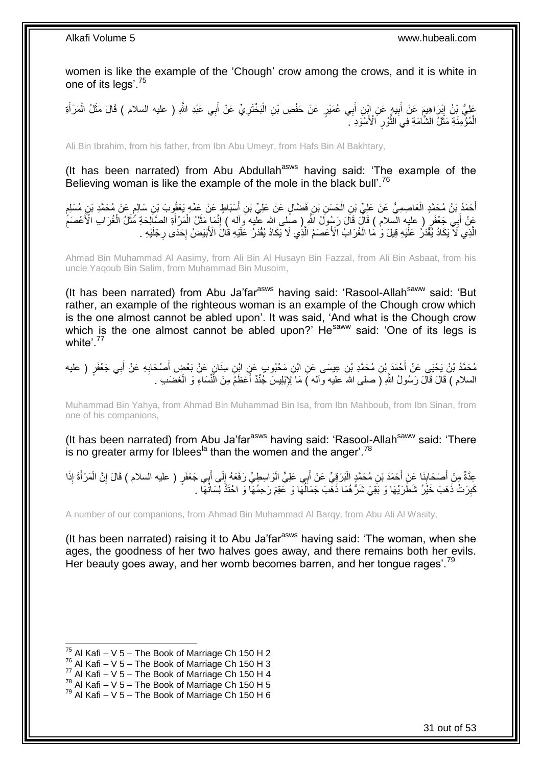women is like the example of the 'Chough' crow among the crows, and it is white in one of its legs'.[75]

عَلِيُّ بْنُ إِبْرَاهِيمَ عَنْ أَبِيهِ عَنِ ابْنِ أَبِي عُمَيْرٍ عَنْ حَفْصِ بْنِ الْبَخْتَرِيِّ عَنْ أَبِي عَبْدِ اللَّهِ ( عليه السلام ) قَالَ مَثَلُ الْمَرْأَةِ الْمُؤْمِنَةِ مَثَلُ الشَّامَةِ فِي الثَّوْرِ الْأَسْوَدِ .

Ali Bin Ibrahim, from his father, from Ibn Abu Umeyr, from Hafs Bin Al Bakhtary,

(It has been narrated) from Abu Abdullah[asws] having said: 'The example of the Believing woman is like the example of the mole in the black bull'.[76]

أَحْمَدُ بْنُ مُحَمَّدٍ الْعَاصِمِيُّ عَنْ عَلِيِّ بْنِ الْحَسَنِ بْنِ فَضَّالٍ عَنْ عَلِيِّ بْنِ أَسْبَاطٍ عَنْ عَمِّهِ يَعْقُوبَ بْنِ سَالِمٍ عَنْ مُحَمَّدِ بْنِ مُسْلِمٍ عَنْ أَبِي جَعْفَرٍ ( عليه السلام ) قَالَ قَالَ رَسُولُ اللَّهِ ( صلى الله عليه وآله ) إِنَّمَا مَثَلُ الْمَرْأَةِ الصَّالِحَةِ مَثَلُ الْغُرَابِ الْأَعْصَمِ الَّذِي لَا يَكَادُ يُقْدَرُ عَلَيْهِ قِيلَ وَ مَا الْغُرَابُ الْأَعْصَمُ الَّذِي لَا يَكَادُ يُقْدَرُ عَلَيْهِ قَالَ الْأَبْيَضُ إِحْدَى رِجْلَيْهِ .

Ahmad Bin Muhammad Al Aasimy, from Ali Bin Al Husayn Bin Fazzal, from Ali Bin Asbaat, from his uncle Yaqoub Bin Salim, from Muhammad Bin Musoim,

(It has been narrated) from Abu Ja'far[asws] having said: 'Rasool-Allah[saww] said: 'But rather, an example of the righteous woman is an example of the Chough crow which is the one almost cannot be abled upon'. It was said, 'And what is the Chough crow which is the one almost cannot be abled upon?' He[saww] said: 'One of its legs is white'.[77]

مُحَمَّدُ بْنُ يَحْيَى عَنْ أَحْمَدَ بْنِ مُحَمَّدِ بْنِ عِيسَى عَنِ ابْنِ مَحْبُوبٍ عَنِ ابْنِ سِنَانٍ عَنْ بَعْضِ أَصْحَابِهِ عَنْ أَبِي جَعْفَرٍ ( عليه السلام ) قَالَ قَالَ رَسُولُ اللَّهِ ( صلى الله عليه وآله ) مَا لِإِبْلِيسَ جُنْدٌ أَعْظَمُ مِنَ النِّسَاءِ وَ الْغَضَبِ .

Muhammad Bin Yahya, from Ahmad Bin Muhammad Bin Isa, from Ibn Mahboub, from Ibn Sinan, from one of his companions,

(It has been narrated) from Abu Ja'far[asws] having said: 'Rasool-Allah[saww] said: 'There is no greater army for Iblees[la] than the women and the anger'.[78]

عِدَّةٌ مِنْ أَصْحَابِنَا عَنْ أَحْمَدَ بْنِ مُحَمَّدٍ الْبَرْقِيِّ عَنْ أَبِي عَلِيٍّ الْوَاسِطِيِّ رَفَعَهُ إِلَى أَبِي جَعْفَرٍ ( عليه السلام ) قَالَ إِنَّ الْمَرْأَةَ إِذَا كَبِرَتْ ذَهَبَ خَيْرُ شَطْرَيْهَا وَ بَقِيَ شَرُّهُمَا ذَهَبَ جَمَالُهَا وَ عَقِمَ رَحِمُهَا وَ احْتَدَّ لِسَانُهَا .

A number of our companions, from Ahmad Bin Muhammad Al Barqy, from Abu Ali Al Wasity,

(It has been narrated) raising it to Abu Ja'far[asws] having said: 'The woman, when she ages, the goodness of her two halves goes away, and there remains both her evils. Her beauty goes away, and her womb becomes barren, and her tongue rages'.[79]

---

[75] Al Kafi – V 5 – The Book of Marriage Ch 150 H 2
[76] Al Kafi – V 5 – The Book of Marriage Ch 150 H 3
[77] Al Kafi – V 5 – The Book of Marriage Ch 150 H 4
[78] Al Kafi – V 5 – The Book of Marriage Ch 150 H 5
[79] Al Kafi – V 5 – The Book of Marriage Ch 150 H 6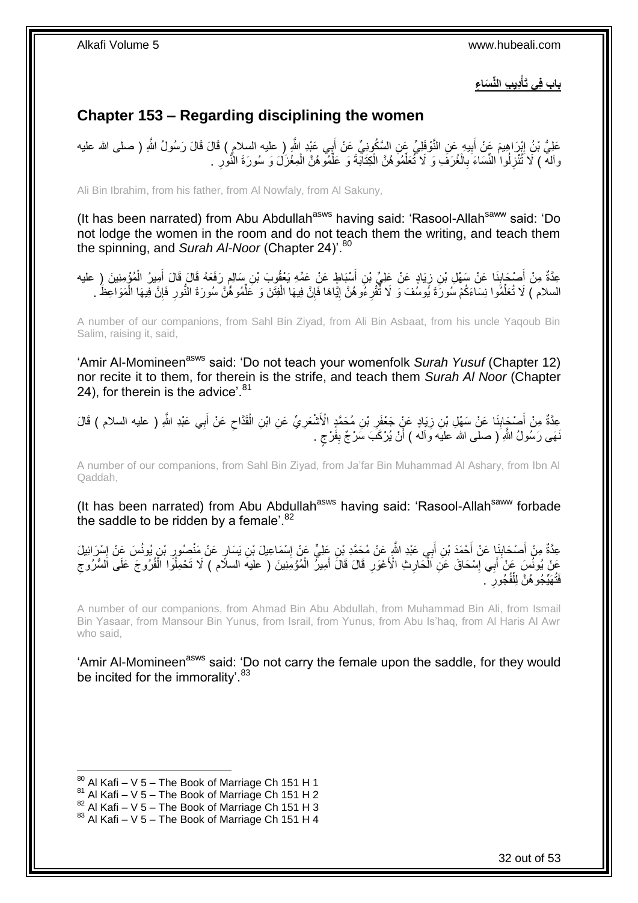## باب فِي تَأْدِيبِ النِّسَاءِ

## Chapter 153 – Regarding disciplining the women

عَلِيُّ بْنُ إِبْرَاهِيمَ عَنْ أَبِيهِ عَنِ النَّوْفَلِيِّ عَنِ السَّكُونِيِّ عَنْ أَبِي عَبْدِ اللَّهِ ( عليه السلام ) قَالَ قَالَ رَسُولُ اللَّهِ ( صلى الله عليه وآله ) لَا تُنْزِلُوا النِّسَاءَ بِالْغُرَفِ وَ لَا تُعَلِّمُوهُنَّ الْكِتَابَةَ وَ عَلِّمُوهُنَّ الْمِغْزَلَ وَ سُورَةَ النُّورِ .

Ali Bin Ibrahim, from his father, from Al Nowfaly, from Al Sakuny,

(It has been narrated) from Abu Abdullah[asws] having said: 'Rasool-Allah[saww] said: 'Do not lodge the women in the room and do not teach them the writing, and teach them the spinning, and *Surah Al-Noor* (Chapter 24)'.[80]

عِدَّةٌ مِنْ أَصْحَابِنَا عَنْ سَهْلِ بْنِ زِيَادٍ عَنْ عَلِيِّ بْنِ أَسْبَاطٍ عَنْ عَمِّهِ يَعْقُوبَ بْنِ سَالِمٍ رَفَعَهُ قَالَ قَالَ أَمِيرُ الْمُؤْمِنِينَ ( عليه السلام ) لَا تُعَلِّمُوا نِسَاءَكُمْ سُورَةَ يُوسُفَ وَ لَا تُقْرِءُوهُنَّ إِيَّاهَا فَإِنَّ فِيهَا الْفِتَنَ وَ عَلِّمُوهُنَّ سُورَةَ النُّورِ فَإِنَّ فِيهَا الْمَوَاعِظَ .

A number of our companions, from Sahl Bin Ziyad, from Ali Bin Asbaat, from his uncle Yaqoub Bin Salim, raising it, said,

'Amir Al-Momineen[asws] said: 'Do not teach your womenfolk *Surah Yusuf* (Chapter 12) nor recite it to them, for therein is the strife, and teach them *Surah Al Noor* (Chapter 24), for therein is the advice'.[81]

عِدَّةٌ مِنْ أَصْحَابِنَا عَنْ سَهْلِ بْنِ زِيَادٍ عَنْ جَعْفَرِ بْنِ مُحَمَّدٍ الْأَشْعَرِيِّ عَنِ ابْنِ الْقَدَّاحِ عَنْ أَبِي عَبْدِ اللَّهِ ( عليه السلام ) قَالَ نَهَى رَسُولُ اللَّهِ ( صلى الله عليه وآله ) أَنْ يُرْكَبَ سَرْجٌ بِفَرْجٍ .

A number of our companions, from Sahl Bin Ziyad, from Ja'far Bin Muhammad Al Ashary, from Ibn Al Qaddah,

(It has been narrated) from Abu Abdullah[asws] having said: 'Rasool-Allah[saww] forbade the saddle to be ridden by a female'.[82]

عِدَّةٌ مِنْ أَصْحَابِنَا عَنْ أَحْمَدَ بْنِ أَبِي عَبْدِ اللَّهِ عَنْ مُحَمَّدِ بْنِ عَلِيٍّ عَنْ إِسْمَاعِيلَ بْنِ يَسَارٍ عَنْ مَنْصُورِ بْنِ يُونُسَ عَنْ إِسْرَائِيلَ عَنْ يُونُسَ عَنْ أَبِي إِسْحَاقَ عَنِ الْحَارِثِ الْأَعْوَرِ قَالَ قَالَ أَمِيرُ الْمُؤْمِنِينَ ( عليه السلام ) لَا تَحْمِلُوا الْفُرُوجَ عَلَى السُّرُوجِ فَتُهَيِّجُوهُنَّ لِلْفُجُورِ .

A number of our companions, from Ahmad Bin Abu Abdullah, from Muhammad Bin Ali, from Ismail Bin Yasaar, from Mansour Bin Yunus, from Israil, from Yunus, from Abu Is'haq, from Al Haris Al Awr who said,

'Amir Al-Momineen[asws] said: 'Do not carry the female upon the saddle, for they would be incited for the immorality'.[83]

[80] Al Kafi – V 5 – The Book of Marriage Ch 151 H 1
[81] Al Kafi – V 5 – The Book of Marriage Ch 151 H 2
[82] Al Kafi – V 5 – The Book of Marriage Ch 151 H 3
[83] Al Kafi – V 5 – The Book of Marriage Ch 151 H 4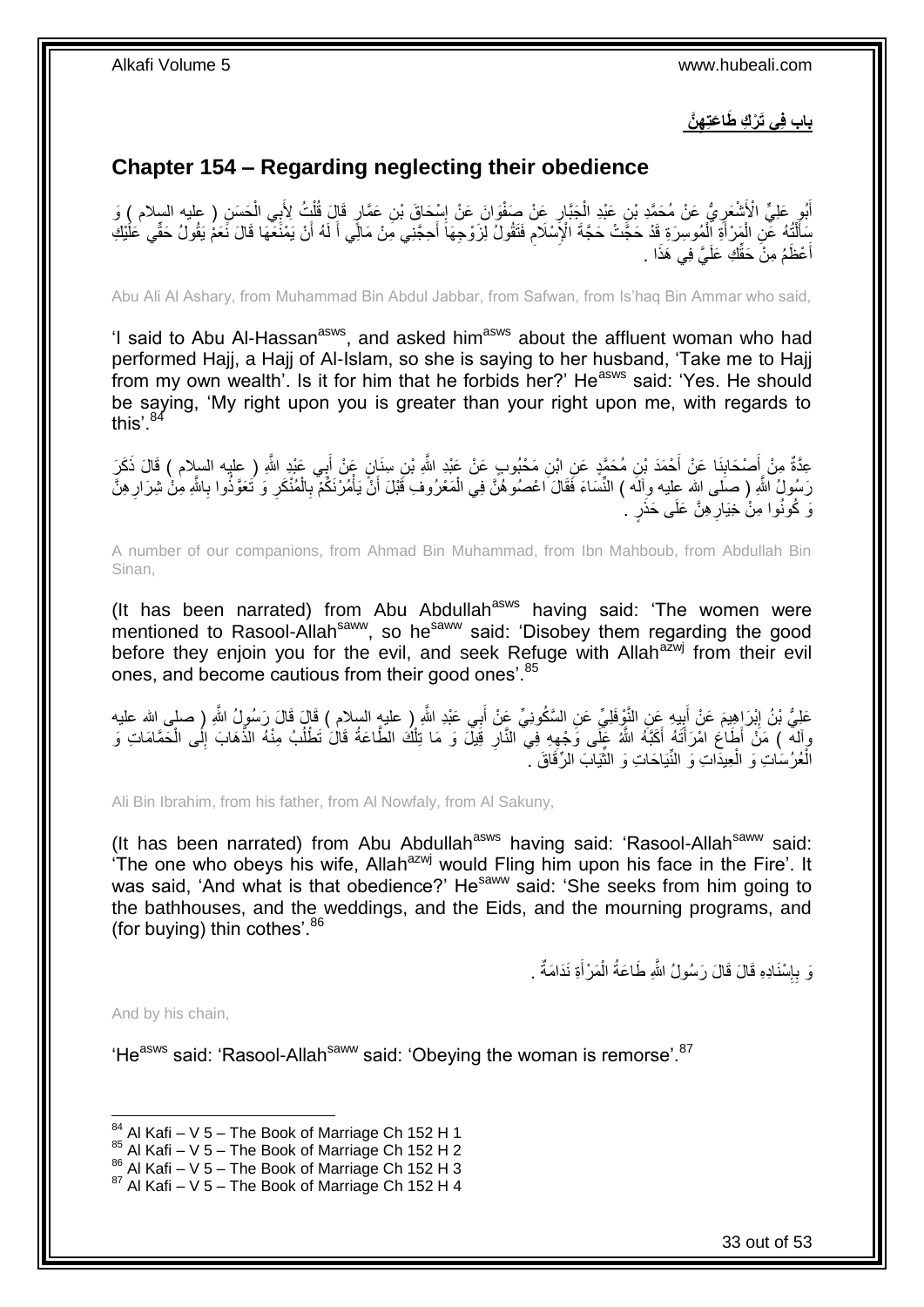## بَابٌ فِي تَرْكِ طَاعَتِهِنَّ

## Chapter 154 – Regarding neglecting their obedience

أَبُو عَلِيٍّ الْأَشْعَرِيُّ عَنْ مُحَمَّدِ بْنِ عَبْدِ الْجَبَّارِ عَنْ صَفْوَانَ عَنْ إِسْحَاقَ بْنِ عَمَّارٍ قَالَ قُلْتُ لِأَبِي الْحَسَنِ ( عليه السلام ) وَ سَأَلْتُهُ عَنِ الْمَرْأَةِ الْمُوسِرَةِ قَدْ حَجَّتْ حَجَّةَ الْإِسْلَامِ فَتَقُولُ لِزَوْجِهَا أَحِجَّنِي مِنْ مَالِي أَ لَهُ أَنْ يَمْنَعَهَا قَالَ نَعَمْ يَقُولُ حَقِّي عَلَيْكِ أَعْظَمُ مِنْ حَقِّكِ عَلَيَّ فِي هَذَا .

Abu Ali Al Ashary, from Muhammad Bin Abdul Jabbar, from Safwan, from Is'haq Bin Ammar who said,

'I said to Abu Al-Hassan[asws], and asked him[asws] about the affluent woman who had performed Hajj, a Hajj of Al-Islam, so she is saying to her husband, 'Take me to Hajj from my own wealth'. Is it for him that he forbids her?' He[asws] said: 'Yes. He should be saying, 'My right upon you is greater than your right upon me, with regards to this'.[84]

عِدَّةٌ مِنْ أَصْحَابِنَا عَنْ أَحْمَدَ بْنِ مُحَمَّدٍ عَنِ ابْنِ مَحْبُوبٍ عَنْ عَبْدِ اللَّهِ بْنِ سِنَانٍ عَنْ أَبِي عَبْدِ اللَّهِ ( عليه السلام ) قَالَ ذَكَرَ رَسُولُ اللَّهِ ( صلى الله عليه وآله ) النِّسَاءَ فَقَالَ اعْصُوهُنَّ فِي الْمَعْرُوفِ قَبْلَ أَنْ يَأْمُرْنَكُمْ بِالْمُنْكَرِ وَ تَعَوَّذُوا بِاللَّهِ مِنْ شِرَارِهِنَّ وَ كُونُوا مِنْ خِيَارِهِنَّ عَلَى حَذَرٍ .

A number of our companions, from Ahmad Bin Muhammad, from Ibn Mahboub, from Abdullah Bin Sinan,

(It has been narrated) from Abu Abdullah[asws] having said: 'The women were mentioned to Rasool-Allah[saww], so he[saww] said: 'Disobey them regarding the good before they enjoin you for the evil, and seek Refuge with Allah[azwj] from their evil ones, and become cautious from their good ones'.[85]

عَلِيُّ بْنُ إِبْرَاهِيمَ عَنْ أَبِيهِ عَنِ النَّوْفَلِيِّ عَنِ السَّكُونِيِّ عَنْ أَبِي عَبْدِ اللَّهِ ( عليه السلام ) قَالَ قَالَ رَسُولُ اللَّهِ ( صلى الله عليه وآله ) مَنْ أَطَاعَ امْرَأَتَهُ أَكَبَّهُ اللَّهُ عَلَى وَجْهِهِ فِي النَّارِ قِيلَ وَ مَا تِلْكَ الطَّاعَةُ قَالَ تَطْلُبُ مِنْهُ الذَّهَابَ إِلَى الْحَمَّامَاتِ وَ الْعُرُسَاتِ وَ الْعِيدَاتِ وَ النِّيَاحَاتِ وَ الثِّيَابَ الرِّقَاقَ .

Ali Bin Ibrahim, from his father, from Al Nowfaly, from Al Sakuny,

(It has been narrated) from Abu Abdullah[asws] having said: 'Rasool-Allah[saww] said: 'The one who obeys his wife, Allah[azwj] would Fling him upon his face in the Fire'. It was said, 'And what is that obedience?' He[saww] said: 'She seeks from him going to the bathhouses, and the weddings, and the Eids, and the mourning programs, and (for buying) thin cothes'.[86]

وَ بِإِسْنَادِهِ قَالَ قَالَ رَسُولُ اللَّهِ طَاعَةُ الْمَرْأَةِ نَدَامَةٌ .

And by his chain,

'He[asws] said: 'Rasool-Allah[saww] said: 'Obeying the woman is remorse'.[87]

---

[84] Al Kafi – V 5 – The Book of Marriage Ch 152 H 1
[85] Al Kafi – V 5 – The Book of Marriage Ch 152 H 2
[86] Al Kafi – V 5 – The Book of Marriage Ch 152 H 3
[87] Al Kafi – V 5 – The Book of Marriage Ch 152 H 4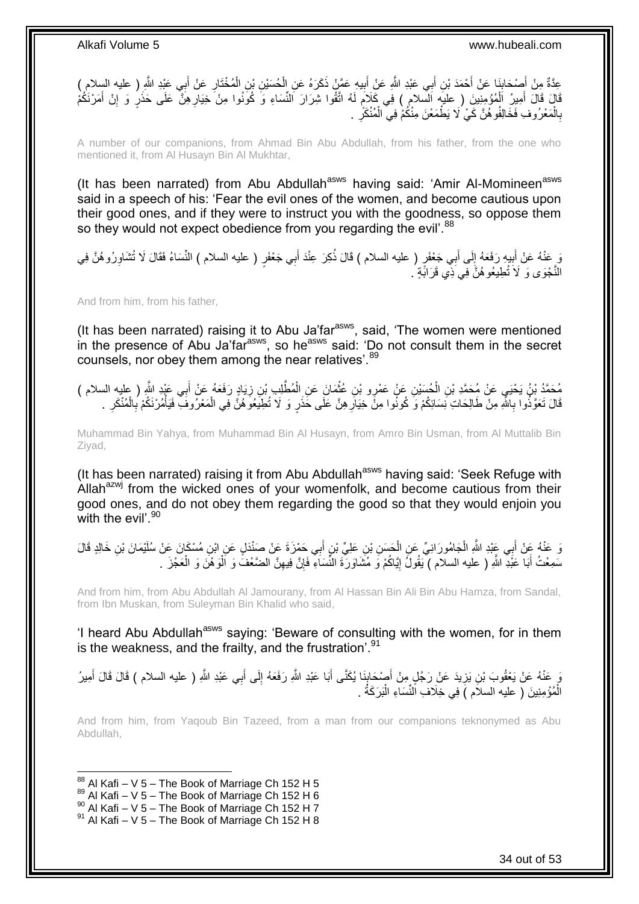عِدَّةٌ مِنْ أَصْحَابِنَا عَنْ أَحْمَدَ بْنِ أَبِي عَبْدِ اللَّهِ عَنْ أَبِيهِ عَمَّنْ ذَكَرَهُ عَنِ الْحُسَيْنِ بْنِ الْمُخْتَارِ عَنْ أَبِي عَبْدِ اللَّهِ ( عليه السلام ) قَالَ قَالَ أَمِيرُ الْمُؤْمِنِينَ ( عليه السلام ) فِي كَلَامٍ لَهُ اتَّقُوا شِرَارَ النِّسَاءِ وَ كُونُوا مِنْ خِيَارِهِنَّ عَلَى حَذَرٍ وَ إِنْ أَمَرْنَكُمْ بِالْمَعْرُوفِ فَخَالِفُوهُنَّ كَيْ لَا يَطْمَعْنَ مِنْكُمْ فِي الْمُنْكَرِ .

A number of our companions, from Ahmad Bin Abu Abdullah, from his father, from the one who mentioned it, from Al Husayn Bin Al Mukhtar,

(It has been narrated) from Abu Abdullah[asws] having said: 'Amir Al-Momineen[asws] said in a speech of his: 'Fear the evil ones of the women, and become cautious upon their good ones, and if they were to instruct you with the goodness, so oppose them so they would not expect obedience from you regarding the evil'.[88]

وَ عَنْهُ عَنْ أَبِيهِ رَفَعَهُ إِلَى أَبِي جَعْفَرٍ ( عليه السلام ) قَالَ ذُكِرَ عِنْدَ أَبِي جَعْفَرٍ ( عليه السلام ) النِّسَاءُ فَقَالَ لَا تُشَاوِرُوهُنَّ فِي النَّجْوَى وَ لَا تُطِيعُوهُنَّ فِي ذِي قَرَابَةٍ .

And from him, from his father,

(It has been narrated) raising it to Abu Ja'far[asws], said, 'The women were mentioned in the presence of Abu Ja'far[asws], so he[asws] said: 'Do not consult them in the secret counsels, nor obey them among the near relatives'.[89]

مُحَمَّدُ بْنُ يَحْيَى عَنْ مُحَمَّدِ بْنِ الْحُسَيْنِ عَنْ عَمْرِو بْنِ عُثْمَانَ عَنِ الْمُطَّلِبِ بْنِ زِيَادٍ رَفَعَهُ عَنْ أَبِي عَبْدِ اللَّهِ ( عليه السلام ) قَالَ تَعَوَّذُوا بِاللَّهِ مِنْ طَالِحَاتِ نِسَائِكُمْ وَ كُونُوا مِنْ خِيَارِهِنَّ عَلَى حَذَرٍ وَ لَا تُطِيعُوهُنَّ فِي الْمَعْرُوفِ فَيَأْمُرْنَكُمْ بِالْمُنْكَرِ .

Muhammad Bin Yahya, from Muhammad Bin Al Husayn, from Amro Bin Usman, from Al Muttalib Bin Ziyad,

(It has been narrated) raising it from Abu Abdullah[asws] having said: 'Seek Refuge with Allah[azwj] from the wicked ones of your womenfolk, and become cautious from their good ones, and do not obey them regarding the good so that they would enjoin you with the evil'.[90]

وَ عَنْهُ عَنْ أَبِي عَبْدِ اللَّهِ الْجَامُورَانِيِّ عَنِ الْحَسَنِ بْنِ عَلِيِّ بْنِ أَبِي حَمْزَةَ عَنْ صَنْدَلٍ عَنِ ابْنِ مُسْكَانَ عَنْ سُلَيْمَانَ بْنِ خَالِدٍ قَالَ سَمِعْتُ أَبَا عَبْدِ اللَّهِ ( عليه السلام ) يَقُولُ إِيَّاكُمْ وَ مُشَاوَرَةَ النِّسَاءِ فَإِنَّ فِيهِنَّ الضَّعْفَ وَ الْوَهْنَ وَ الْعَجْزَ .

And from him, from Abu Abdullah Al Jamourany, from Al Hassan Bin Ali Bin Abu Hamza, from Sandal, from Ibn Muskan, from Suleyman Bin Khalid who said,

'I heard Abu Abdullah[asws] saying: 'Beware of consulting with the women, for in them is the weakness, and the frailty, and the frustration'.[91]

وَ عَنْهُ عَنْ يَعْقُوبَ بْنِ يَزِيدَ عَنْ رَجُلٍ مِنْ أَصْحَابِنَا يُكَنَّى أَبَا عَبْدِ اللَّهِ رَفَعَهُ إِلَى أَبِي عَبْدِ اللَّهِ ( عليه السلام ) قَالَ قَالَ أَمِيرُ الْمُؤْمِنِينَ ( عليه السلام ) فِي خِلَافِ النِّسَاءِ الْبَرَكَةُ .

And from him, from Yaqoub Bin Tazeed, from a man from our companions teknonymed as Abu Abdullah,

[88] Al Kafi – V 5 – The Book of Marriage Ch 152 H 5
[89] Al Kafi – V 5 – The Book of Marriage Ch 152 H 6
[90] Al Kafi – V 5 – The Book of Marriage Ch 152 H 7
[91] Al Kafi – V 5 – The Book of Marriage Ch 152 H 8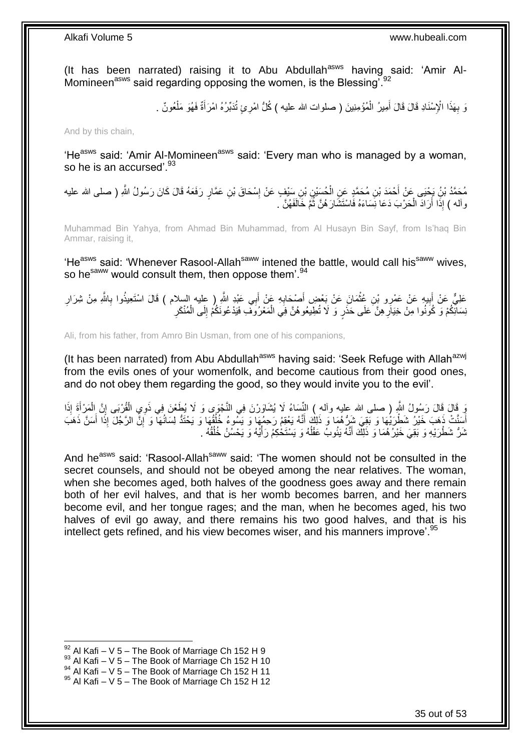(It has been narrated) raising it to Abu Abdullah[asws] having said: 'Amir Al-Momineen[asws] said regarding opposing the women, is the Blessing'.[92]

وَ بِهَذَا الْإِسْنَادِ قَالَ قَالَ أَمِيرُ الْمُؤْمِنِينَ ( صلوات الله عليه ) كُلُّ امْرِئٍ تُدَبِّرُهُ امْرَأَةٌ فَهُوَ مَلْعُونٌ .

And by this chain,

'He[asws] said: 'Amir Al-Momineen[asws] said: 'Every man who is managed by a woman, so he is an accursed'.[93]

مُحَمَّدُ بْنُ يَحْيَى عَنْ أَحْمَدَ بْنِ مُحَمَّدٍ عَنِ الْحُسَيْنِ بْنِ سَيْفٍ عَنْ إِسْحَاقَ بْنِ عَمَّارٍ رَفَعَهُ قَالَ كَانَ رَسُولُ اللَّهِ ( صلى الله عليه وآله ) إِذَا أَرَادَ الْحَرْبَ دَعَا نِسَاءَهُ فَاسْتَشَارَهُنَّ ثُمَّ خَالَفَهُنَّ .

Muhammad Bin Yahya, from Ahmad Bin Muhammad, from Al Husayn Bin Sayf, from Is'haq Bin Ammar, raising it,

'He[asws] said: 'Whenever Rasool-Allah[saww] intened the battle, would call his[saww] wives, so he[saww] would consult them, then oppose them'.[94]

عَلِيٌّ عَنْ أَبِيهِ عَنْ عَمْرِو بْنِ عُثْمَانَ عَنْ بَعْضِ أَصْحَابِهِ عَنْ أَبِي عَبْدِ اللَّهِ ( عليه السلام ) قَالَ اسْتَعِيذُوا بِاللَّهِ مِنْ شِرَارِ نِسَائِكُمْ وَ كُونُوا مِنْ خِيَارِهِنَّ عَلَى حَذَرٍ وَ لَا تُطِيعُوهُنَّ فِي الْمَعْرُوفِ فَيَدْعُونَكُمْ إِلَى الْمُنْكَرِ

Ali, from his father, from Amro Bin Usman, from one of his companions,

(It has been narrated) from Abu Abdullah[asws] having said: 'Seek Refuge with Allah[azwj] from the evils ones of your womenfolk, and become cautious from their good ones, and do not obey them regarding the good, so they would invite you to the evil'.

وَ قَالَ قَالَ رَسُولُ اللَّهِ ( صلى الله عليه وآله ) النِّسَاءُ لَا يُشَاوَرْنَ فِي النَّجْوَى وَ لَا يُطَعْنَ فِي ذَوِي الْقُرْبَى إِنَّ الْمَرْأَةَ إِذَا أَسَنَّتْ ذَهَبَ خَيْرُ شَطْرَيْهَا وَ بَقِيَ شَرُّهُمَا وَ ذَلِكَ أَنَّهُ يَعْقِمُ رَحِمُهَا وَ يَسُوءُ خُلُقُهَا وَ يَحْتَدُّ لِسَانُهَا وَ إِنَّ الرَّجُلَ إِذَا أَسَنَّ ذَهَبَ شَرُّ شَطْرَيْهِ وَ بَقِيَ خَيْرُهُمَا وَ ذَلِكَ أَنَّهُ يَئُوبُ عَقْلُهُ وَ يَسْتَحْكِمُ رَأْيُهُ وَ يَحْسُنُ خُلُقُهُ .

And he[asws] said: 'Rasool-Allah[saww] said: 'The women should not be consulted in the secret counsels, and should not be obeyed among the near relatives. The woman, when she becomes aged, both halves of the goodness goes away and there remain both of her evil halves, and that is her womb becomes barren, and her manners become evil, and her tongue rages; and the man, when he becomes aged, his two halves of evil go away, and there remains his two good halves, and that is his intellect gets refined, and his view becomes wiser, and his manners improve'.[95]

---

[92] Al Kafi – V 5 – The Book of Marriage Ch 152 H 9
[93] Al Kafi – V 5 – The Book of Marriage Ch 152 H 10
[94] Al Kafi – V 5 – The Book of Marriage Ch 152 H 11
[95] Al Kafi – V 5 – The Book of Marriage Ch 152 H 12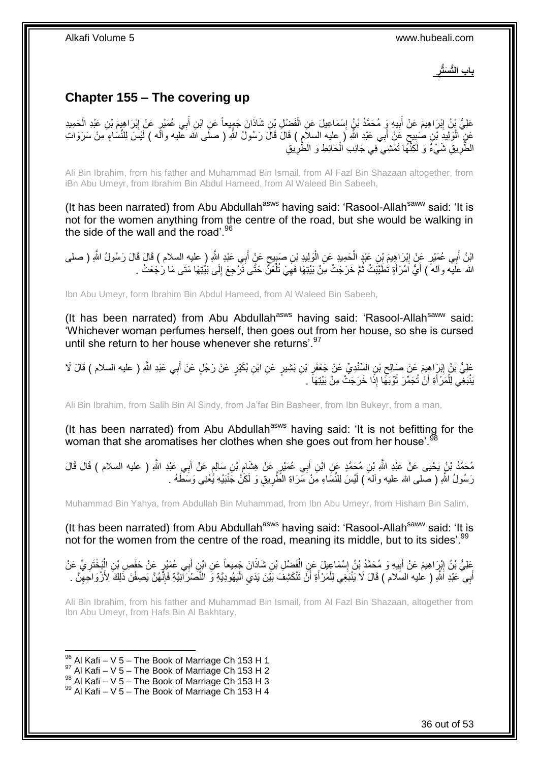## باب التَّسَتُّرِ

## Chapter 155 – The covering up

عَلِيُّ بْنُ إِبْرَاهِيمَ عَنْ أَبِيهِ وَ مُحَمَّدُ بْنُ إِسْمَاعِيلَ عَنِ الْفَضْلِ بْنِ شَاذَانَ جَمِيعاً عَنِ ابْنِ أَبِي عُمَيْرٍ عَنْ إِبْرَاهِيمَ بْنِ عَبْدِ الْحَمِيدِ عَنِ الْوَلِيدِ بْنِ صَبِيحٍ عَنْ أَبِي عَبْدِ اللَّهِ ( عليه السلام ) قَالَ قَالَ رَسُولُ اللَّهِ ( صلى الله عليه وآله ) لَيْسَ لِلنِّسَاءِ مِنْ سَرَوَاتِ الطَّرِيقِ شَيْءٌ وَ لَكِنَّهَا تَمْشِي فِي جَانِبِ الْحَائِطِ وَ الطَّرِيقِ

Ali Bin Ibrahim, from his father and Muhammad Bin Ismail, from Al Fazl Bin Shazaan altogether, from iBn Abu Umeyr, from Ibrahim Bin Abdul Hameed, from Al Waleed Bin Sabeeh,

(It has been narrated) from Abu Abdullah[asws] having said: 'Rasool-Allah[saww] said: 'It is not for the women anything from the centre of the road, but she would be walking in the side of the wall and the road'.[96]

ابْنُ أَبِي عُمَيْرٍ عَنْ إِبْرَاهِيمَ بْنِ عَبْدِ الْحَمِيدِ عَنِ الْوَلِيدِ بْنِ صَبِيحٍ عَنْ أَبِي عَبْدِ اللَّهِ ( عليه السلام ) قَالَ قَالَ رَسُولُ اللَّهِ ( صلى الله عليه وآله ) أَيُّ امْرَأَةٍ تَطَيَّبَتْ ثُمَّ خَرَجَتْ مِنْ بَيْتِهَا فَهِيَ تُلْعَنُ حَتَّى تَرْجِعَ إِلَى بَيْتِهَا مَتَى مَا رَجَعَتْ .

Ibn Abu Umeyr, form Ibrahim Bin Abdul Hameed, from Al Waleed Bin Sabeeh,

(It has been narrated) from Abu Abdullah[asws] having said: 'Rasool-Allah[saww] said: 'Whichever woman perfumes herself, then goes out from her house, so she is cursed until she return to her house whenever she returns'.[97]

عَلِيُّ بْنُ إِبْرَاهِيمَ عَنْ صَالِحِ بْنِ السِّنْدِيِّ عَنْ جَعْفَرِ بْنِ بَشِيرٍ عَنِ ابْنِ بُكَيْرٍ عَنْ رَجُلٍ عَنْ أَبِي عَبْدِ اللَّهِ ( عليه السلام ) قَالَ لَا يَنْبَغِي لِلْمَرْأَةِ أَنْ تُجَمِّرَ ثَوْبَهَا إِذَا خَرَجَتْ مِنْ بَيْتِهَا .

Ali Bin Ibrahim, from Salih Bin Al Sindy, from Ja'far Bin Basheer, from Ibn Bukeyr, from a man,

(It has been narrated) from Abu Abdullah[asws] having said: 'It is not befitting for the woman that she aromatises her clothes when she goes out from her house'.[98]

مُحَمَّدُ بْنُ يَحْيَى عَنْ عَبْدِ اللَّهِ بْنِ مُحَمَّدٍ عَنِ ابْنِ أَبِي عُمَيْرٍ عَنْ هِشَامِ بْنِ سَالِمٍ عَنْ أَبِي عَبْدِ اللَّهِ ( عليه السلام ) قَالَ قَالَ رَسُولُ اللَّهِ ( صلى الله عليه وآله ) لَيْسَ لِلنِّسَاءِ مِنْ سَرَاةِ الطَّرِيقِ وَ لَكِنْ جَنْبَيْهِ يَعْنِي وَسَطَهُ .

Muhammad Bin Yahya, from Abdullah Bin Muhammad, from Ibn Abu Umeyr, from Hisham Bin Salim,

(It has been narrated) from Abu Abdullah[asws] having said: 'Rasool-Allah[saww] said: 'It is not for the women from the centre of the road, meaning its middle, but to its sides'.[99]

عَلِيُّ بْنُ إِبْرَاهِيمَ عَنْ أَبِيهِ وَ مُحَمَّدُ بْنُ إِسْمَاعِيلَ عَنِ الْفَضْلِ بْنِ شَاذَانَ جَمِيعاً عَنِ ابْنِ أَبِي عُمَيْرٍ عَنْ حَفْصِ بْنِ الْبَخْتَرِيِّ عَنْ أَبِي عَبْدِ اللَّهِ ( عليه السلام ) قَالَ لَا يَنْبَغِي لِلْمَرْأَةِ أَنْ تَنْكَشِفَ بَيْنَ يَدَيِ الْيَهُودِيَّةِ وَ النَّصْرَانِيَّةِ فَإِنَّهُنَّ يَصِفْنَ ذَلِكَ لِأَزْوَاجِهِنَّ .

Ali Bin Ibrahim, from his father and Muhammad Bin Ismail, from Al Fazl Bin Shazaan, altogether from Ibn Abu Umeyr, from Hafs Bin Al Bakhtary,

[96] Al Kafi – V 5 – The Book of Marriage Ch 153 H 1
[97] Al Kafi – V 5 – The Book of Marriage Ch 153 H 2
[98] Al Kafi – V 5 – The Book of Marriage Ch 153 H 3
[99] Al Kafi – V 5 – The Book of Marriage Ch 153 H 4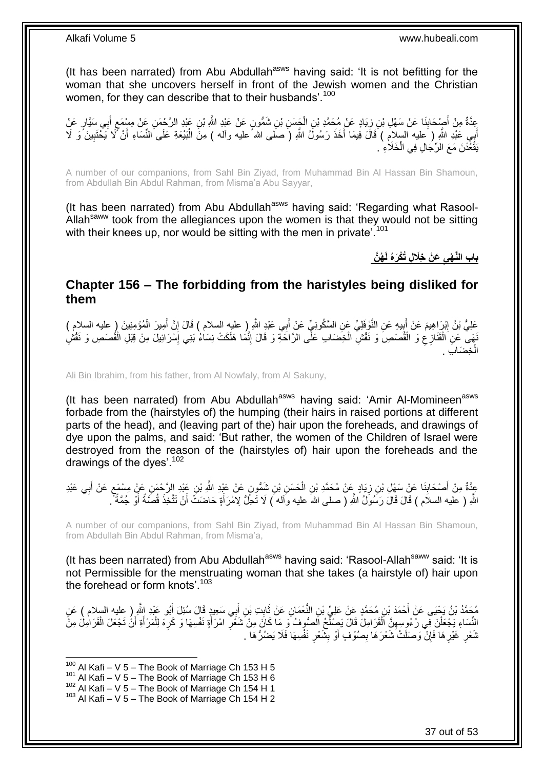(It has been narrated) from Abu Abdullah[asws] having said: 'It is not befitting for the woman that she uncovers herself in front of the Jewish women and the Christian women, for they can describe that to their husbands'.[100]

عِدَّةٌ مِنْ أَصْحَابِنَا عَنْ سَهْلِ بْنِ زِيَادٍ عَنْ مُحَمَّدِ بْنِ الْحَسَنِ بْنِ شَمُّونٍ عَنْ عَبْدِ اللَّهِ بْنِ عَبْدِ الرَّحْمَنِ عَنْ مِسْمَعٍ أَبِي سَيَّارٍ عَنْ أَبِي عَبْدِ اللَّهِ ( عليه السلام ) قَالَ فِيمَا أَخَذَ رَسُولُ اللَّهِ ( صلى الله عليه وآله ) مِنَ الْبَيْعَةِ عَلَى النِّسَاءِ أَنْ لَا يَحْتَبِينَ وَ لَا يَقْعُدْنَ مَعَ الرِّجَالِ فِي الْخَلَاءِ .

A number of our companions, from Sahl Bin Ziyad, from Muhammad Bin Al Hassan Bin Shamoun, from Abdullah Bin Abdul Rahman, from Misma'a Abu Sayyar,

(It has been narrated) from Abu Abdullah[asws] having said: 'Regarding what Rasool-Allah[saww] took from the allegiances upon the women is that they would not be sitting with their knees up, nor would be sitting with the men in private'.[101]

## باب النَّهْيِ عَنْ خِلَالٍ تُكْرَهُ لَهُنَّ

## Chapter 156 – The forbidding from the haristyles being disliked for them

عَلِيُّ بْنُ إِبْرَاهِيمَ عَنْ أَبِيهِ عَنِ النَّوْفَلِيِّ عَنِ السَّكُونِيِّ عَنْ أَبِي عَبْدِ اللَّهِ ( عليه السلام ) قَالَ إِنَّ أَمِيرَ الْمُؤْمِنِينَ ( عليه السلام ) نَهَى عَنِ الْقَنَازِعِ وَ الْقُصَصِ وَ نَقْشِ الْخِضَابِ عَلَى الرَّاحَةِ وَ قَالَ إِنَّمَا هَلَكَتْ نِسَاءُ بَنِي إِسْرَائِيلَ مِنْ قِبَلِ الْقُصَصِ وَ نَقْشِ الْخِضَابِ .

Ali Bin Ibrahim, from his father, from Al Nowfaly, from Al Sakuny,

(It has been narrated) from Abu Abdullah[asws] having said: 'Amir Al-Momineen[asws] forbade from the (hairstyles of) the humping (their hairs in raised portions at different parts of the head), and (leaving part of the) hair upon the foreheads, and drawings of dye upon the palms, and said: 'But rather, the women of the Children of Israel were destroyed from the reason of the (hairstyles of) hair upon the foreheads and the drawings of the dyes'.[102]

عِدَّةٌ مِنْ أَصْحَابِنَا عَنْ سَهْلِ بْنِ زِيَادٍ عَنْ مُحَمَّدِ بْنِ الْحَسَنِ بْنِ شَمُّونٍ عَنْ عَبْدِ اللَّهِ بْنِ عَبْدِ الرَّحْمَنِ عَنْ مِسْمَعٍ عَنْ أَبِي عَبْدِ اللَّهِ ( عليه السلام ) قَالَ قَالَ رَسُولُ اللَّهِ ( صلى الله عليه وآله ) لَا تَحِلُّ لِامْرَأَةٍ حَاضَتْ أَنْ تَتَّخِذَ قُصَّةً أَوْ جُمَّةً .

A number of our companions, from Sahl Bin Ziyad, from Muhammad Bin Al Hassan Bin Shamoun, from Abdullah Bin Abdul Rahman, from Misma'a,

(It has been narrated) from Abu Abdullah[asws] having said: 'Rasool-Allah[saww] said: 'It is not Permissible for the menstruating woman that she takes (a hairstyle of) hair upon the forehead or form knots'.[103]

مُحَمَّدُ بْنُ يَحْيَى عَنْ أَحْمَدَ بْنِ مُحَمَّدٍ عَنْ عَلِيِّ بْنِ النُّعْمَانِ عَنْ ثَابِتِ بْنِ أَبِي سَعِيدٍ قَالَ سُئِلَ أَبُو عَبْدِ اللَّهِ ( عليه السلام ) عَنِ النِّسَاءِ يَجْعَلْنَ فِي رُءُوسِهِنَّ الْقَرَامِلَ قَالَ يَصْلُحُ الصُّوفُ وَ مَا كَانَ مِنْ شَعْرِ امْرَأَةٍ نَفْسِهَا وَ كَرِهَ لِلْمَرْأَةِ أَنْ تَجْعَلَ الْقَرَامِلَ مِنْ شَعْرِ غَيْرِهَا فَإِنْ وَصَلَتْ شَعْرَهَا بِصُوفٍ أَوْ بِشَعْرِ نَفْسِهَا فَلَا يَضُرُّهَا .

[100] Al Kafi – V 5 – The Book of Marriage Ch 153 H 5
[101] Al Kafi – V 5 – The Book of Marriage Ch 153 H 6
[102] Al Kafi – V 5 – The Book of Marriage Ch 154 H 1
[103] Al Kafi – V 5 – The Book of Marriage Ch 154 H 2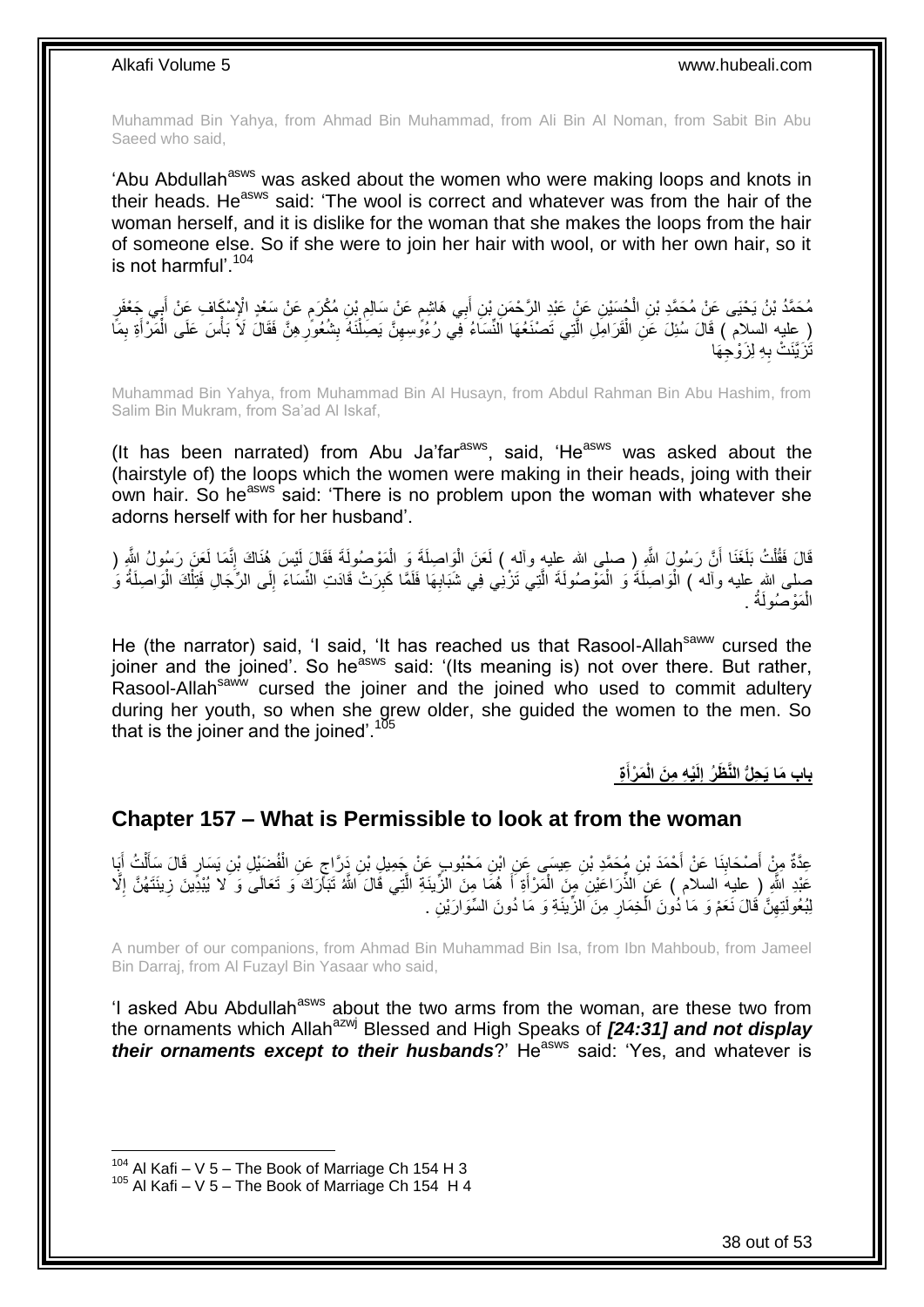Muhammad Bin Yahya, from Ahmad Bin Muhammad, from Ali Bin Al Noman, from Sabit Bin Abu Saeed who said,

'Abu Abdullah[asws] was asked about the women who were making loops and knots in their heads. He[asws] said: 'The wool is correct and whatever was from the hair of the woman herself, and it is dislike for the woman that she makes the loops from the hair of someone else. So if she were to join her hair with wool, or with her own hair, so it is not harmful'.[104]

مُحَمَّدُ بْنُ يَحْيَى عَنْ مُحَمَّدِ بْنِ الْحُسَيْنِ عَنْ عَبْدِ الرَّحْمَنِ بْنِ أَبِي هَاشِمٍ عَنْ سَالِمِ بْنِ مُكْرَمٍ عَنْ سَعْدٍ الْإِسْكَافِ عَنْ أَبِي جَعْفَرٍ ( عليه السلام ) قَالَ سُئِلَ عَنِ الْقَرَامِلِ الَّتِي تَصْنَعُهَا النِّسَاءُ فِي رُءُوسِهِنَّ يَصِلْنَهُ بِشُعُورِهِنَّ فَقَالَ لَا بَأْسَ عَلَى الْمَرْأَةِ بِمَا تَزَيَّنَتْ بِهِ لِزَوْجِهَا

Muhammad Bin Yahya, from Muhammad Bin Al Husayn, from Abdul Rahman Bin Abu Hashim, from Salim Bin Mukram, from Sa'ad Al Iskaf,

(It has been narrated) from Abu Ja'far[asws], said, 'He[asws] was asked about the (hairstyle of) the loops which the women were making in their heads, joing with their own hair. So he[asws] said: 'There is no problem upon the woman with whatever she adorns herself with for her husband'.

قَالَ فَقُلْتُ بَلَغَنَا أَنَّ رَسُولَ اللَّهِ ( صلى الله عليه وآله ) لَعَنَ الْوَاصِلَةَ وَ الْمَوْصُولَةَ فَقَالَ لَيْسَ هُنَاكَ إِنَّمَا لَعَنَ رَسُولُ اللَّهِ ( صلى الله عليه وآله ) الْوَاصِلَةَ وَ الْمَوْصُولَةَ الَّتِي تَزْنِي فِي شَبَابِهَا فَلَمَّا كَبِرَتْ قَادَتِ النِّسَاءَ إِلَى الرِّجَالِ فَتِلْكَ الْوَاصِلَةُ وَ الْمَوْصُولَةُ .

He (the narrator) said, 'I said, 'It has reached us that Rasool-Allah[saww] cursed the joiner and the joined'. So he[asws] said: '(Its meaning is) not over there. But rather, Rasool-Allah[saww] cursed the joiner and the joined who used to commit adultery during her youth, so when she grew older, she guided the women to the men. So that is the joiner and the joined'.[105]

## باب مَا يَحِلُّ النَّظَرُ إِلَيْهِ مِنَ الْمَرْأَةِ

## Chapter 157 – What is Permissible to look at from the woman

عِدَّةٌ مِنْ أَصْحَابِنَا عَنْ أَحْمَدَ بْنِ مُحَمَّدِ بْنِ عِيسَى عَنِ ابْنِ مَحْبُوبٍ عَنْ جَمِيلِ بْنِ دَرَّاجٍ عَنِ الْفُضَيْلِ بْنِ يَسَارٍ قَالَ سَأَلْتُ أَبَا عَبْدِ اللَّهِ ( عليه السلام ) عَنِ الذِّرَاعَيْنِ مِنَ الْمَرْأَةِ أَ هُمَا مِنَ الزِّينَةِ الَّتِي قَالَ اللَّهُ تَبَارَكَ وَ تَعَالَى وَ لا يُبْدِينَ زِينَتَهُنَّ إِلَّا لِبُعُولَتِهِنَّ قَالَ نَعَمْ وَ مَا دُونَ الْخِمَارِ مِنَ الزِّينَةِ وَ مَا دُونَ السِّوَارَيْنِ .

A number of our companions, from Ahmad Bin Muhammad Bin Isa, from Ibn Mahboub, from Jameel Bin Darraj, from Al Fuzayl Bin Yasaar who said,

'I asked Abu Abdullah[asws] about the two arms from the woman, are these two from the ornaments which Allah[azwj] Blessed and High Speaks of *[24:31] and not display their ornaments except to their husbands*?' He[asws] said: 'Yes, and whatever is

[104] Al Kafi – V 5 – The Book of Marriage Ch 154 H 3
[105] Al Kafi – V 5 – The Book of Marriage Ch 154 H 4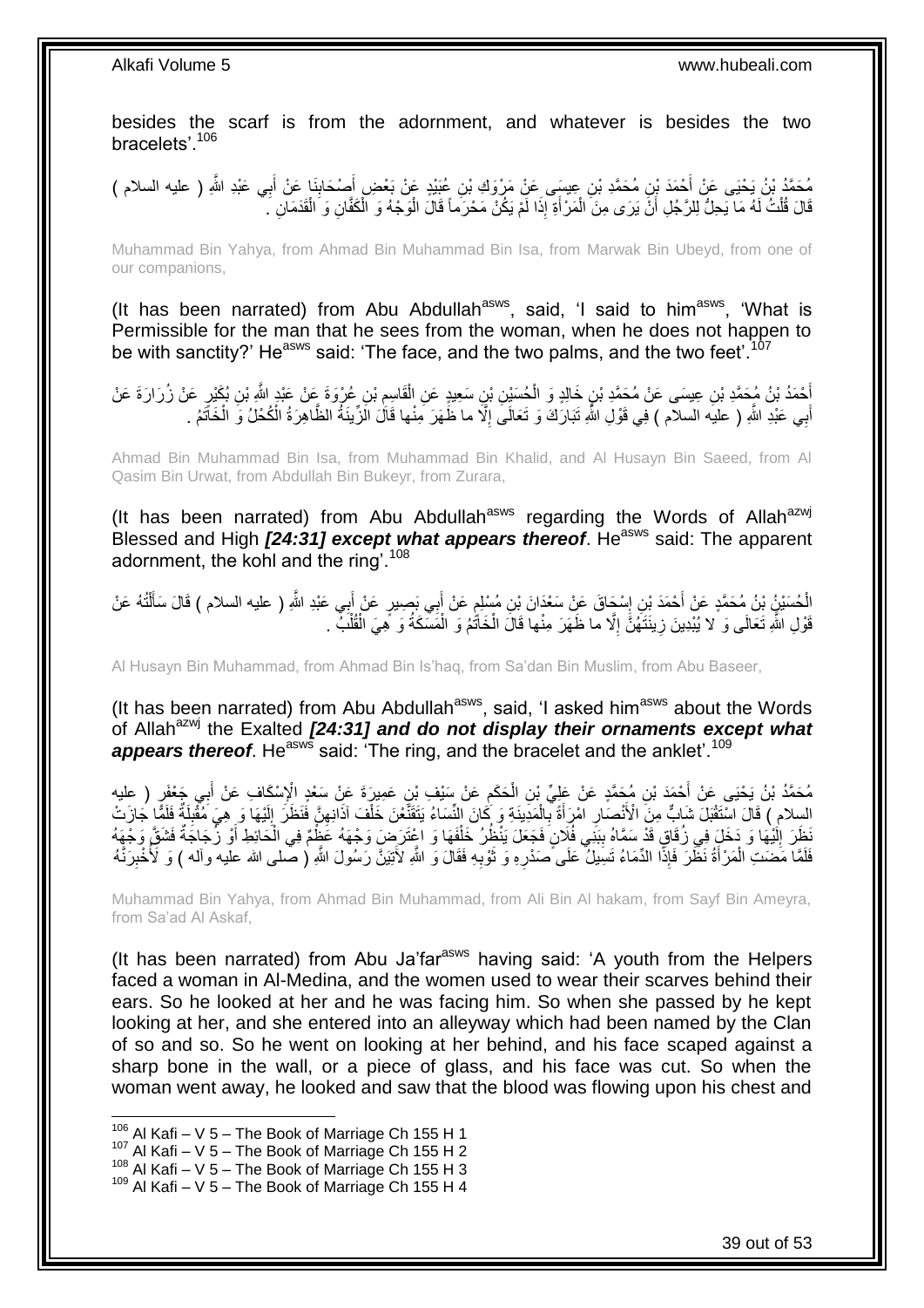besides the scarf is from the adornment, and whatever is besides the two bracelets'.[106]

مُحَمَّدُ بْنُ يَحْيَى عَنْ أَحْمَدَ بْنِ مُحَمَّدِ بْنِ عِيسَى عَنْ مَرْوَكِ بْنِ عُبَيْدٍ عَنْ بَعْضِ أَصْحَابِنَا عَنْ أَبِي عَبْدِ اللَّهِ ( عليه السلام ) قَالَ قُلْتُ لَهُ مَا يَحِلُّ لِلرَّجُلِ أَنْ يَرَى مِنَ الْمَرْأَةِ إِذَا لَمْ يَكُنْ مَحْرَماً قَالَ الْوَجْهُ وَ الْكَفَّانِ وَ الْقَدَمَانِ .

Muhammad Bin Yahya, from Ahmad Bin Muhammad Bin Isa, from Marwak Bin Ubeyd, from one of our companions,

(It has been narrated) from Abu Abdullah[asws], said, 'I said to him[asws], 'What is Permissible for the man that he sees from the woman, when he does not happen to be with sanctity?' He[asws] said: 'The face, and the two palms, and the two feet'.[107]

أَحْمَدُ بْنُ مُحَمَّدِ بْنِ عِيسَى عَنْ مُحَمَّدِ بْنِ خَالِدٍ وَ الْحُسَيْنِ بْنِ سَعِيدٍ عَنِ الْقَاسِمِ بْنِ عُرْوَةَ عَنْ عَبْدِ اللَّهِ بْنِ بُكَيْرٍ عَنْ زُرَارَةَ عَنْ أَبِي عَبْدِ اللَّهِ ( عليه السلام ) فِي قَوْلِ اللَّهِ تَبَارَكَ وَ تَعَالَى إِلَّا ما ظَهَرَ مِنْها قَالَ الزِّينَةُ الظَّاهِرَةُ الْكُحْلُ وَ الْخَاتَمُ .

Ahmad Bin Muhammad Bin Isa, from Muhammad Bin Khalid, and Al Husayn Bin Saeed, from Al Qasim Bin Urwat, from Abdullah Bin Bukeyr, from Zurara,

(It has been narrated) from Abu Abdullah[asws] regarding the Words of Allah[azwj] Blessed and High ***[24:31] except what appears thereof***. He[asws] said: The apparent adornment, the kohl and the ring'.[108]

الْحُسَيْنُ بْنُ مُحَمَّدٍ عَنْ أَحْمَدَ بْنِ إِسْحَاقَ عَنْ سَعْدَانَ بْنِ مُسْلِمٍ عَنْ أَبِي بَصِيرٍ عَنْ أَبِي عَبْدِ اللَّهِ ( عليه السلام ) قَالَ سَأَلْتُهُ عَنْ قَوْلِ اللَّهِ تَعَالَى وَ لا يُبْدِينَ زِينَتَهُنَّ إِلَّا ما ظَهَرَ مِنْها قَالَ الْخَاتَمُ وَ الْمَسَكَةُ وَ هِيَ الْقُلْبُ .

Al Husayn Bin Muhammad, from Ahmad Bin Is'haq, from Sa'dan Bin Muslim, from Abu Baseer,

(It has been narrated) from Abu Abdullah[asws], said, 'I asked him[asws] about the Words of Allah[azwj] the Exalted ***[24:31] and do not display their ornaments except what appears thereof***. He[asws] said: 'The ring, and the bracelet and the anklet'.[109]

مُحَمَّدُ بْنُ يَحْيَى عَنْ أَحْمَدَ بْنِ مُحَمَّدٍ عَنْ عَلِيِّ بْنِ الْحَكَمِ عَنْ سَيْفِ بْنِ عَمِيرَةَ عَنْ سَعْدٍ الْإِسْكَافِ عَنْ أَبِي جَعْفَرٍ ( عليه السلام ) قَالَ اسْتَقْبَلَ شَابٌّ مِنَ الْأَنْصَارِ امْرَأَةً بِالْمَدِينَةِ وَ كَانَ النِّسَاءُ يَتَقَنَّعْنَ خَلْفَ آذَانِهِنَّ فَنَظَرَ إِلَيْهَا وَ هِيَ مُقْبِلَةٌ فَلَمَّا جَازَتْ نَظَرَ إِلَيْهَا وَ دَخَلَ فِي زُقَاقٍ قَدْ سَمَّاهُ بِبَنِي فُلَانٍ فَجَعَلَ يَنْظُرُ خَلْفَهَا وَ اعْتَرَضَ وَجْهَهُ عَظْمٌ فِي الْحَائِطِ أَوْ زُجَاجَةٌ فَشَقَّ وَجْهَهُ فَلَمَّا مَضَتِ الْمَرْأَةُ نَظَرَ فَإِذَا الدِّمَاءُ تَسِيلُ عَلَى صَدْرِهِ وَ ثَوْبِهِ فَقَالَ وَ اللَّهِ لَآتِيَنَّ رَسُولَ اللَّهِ ( صلى الله عليه وآله ) وَ لَأُخْبِرَنَّهُ

Muhammad Bin Yahya, from Ahmad Bin Muhammad, from Ali Bin Al hakam, from Sayf Bin Ameyra, from Sa'ad Al Askaf,

(It has been narrated) from Abu Ja'far[asws] having said: 'A youth from the Helpers faced a woman in Al-Medina, and the women used to wear their scarves behind their ears. So he looked at her and she was facing him. So when she passed by he kept looking at her, and she entered into an alleyway which had been named by the Clan of so and so. So he went on looking at her behind, and his face scaped against a sharp bone in the wall, or a piece of glass, and his face was cut. So when the woman went away, he looked and saw that the blood was flowing upon his chest and

[106] Al Kafi – V 5 – The Book of Marriage Ch 155 H 1
[107] Al Kafi – V 5 – The Book of Marriage Ch 155 H 2
[108] Al Kafi – V 5 – The Book of Marriage Ch 155 H 3
[109] Al Kafi – V 5 – The Book of Marriage Ch 155 H 4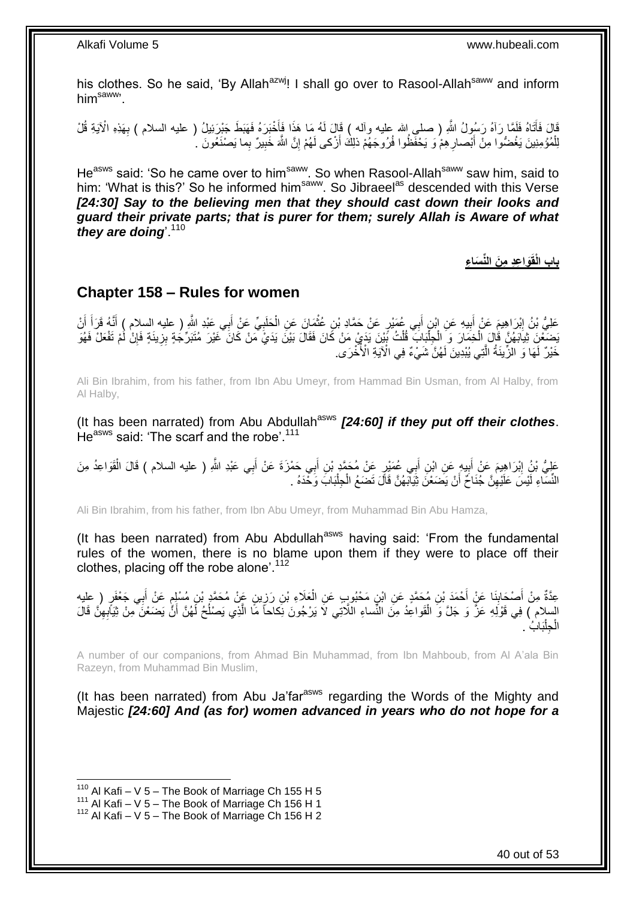his clothes. So he said, 'By Allah[azwj]! I shall go over to Rasool-Allah[saww] and inform him[saww]'.

قَالَ فَأَتَاهُ فَلَمَّا رَآهُ رَسُولُ اللَّهِ ( صلى الله عليه وآله ) قَالَ لَهُ مَا هَذَا فَأَخْبَرَهُ فَهَبَطَ جَبْرَئِيلُ ( عليه السلام ) بِهَذِهِ الْآيَةِ قُلْ لِلْمُؤْمِنِينَ يَغُضُّوا مِنْ أَبْصارِهِمْ وَ يَحْفَظُوا فُرُوجَهُمْ ذلِكَ أَزْكى لَهُمْ إِنَّ اللَّهَ خَبِيرٌ بِما يَصْنَعُونَ .

He[asws] said: 'So he came over to him[saww]. So when Rasool-Allah[saww] saw him, said to him: 'What is this?' So he informed him[saww]. So Jibraeel[as] descended with this Verse ***[24:30] Say to the believing men that they should cast down their looks and guard their private parts; that is purer for them; surely Allah is Aware of what they are doing***'.[110]

## باب الْقَوَاعِدِ مِنَ النِّسَاءِ

## Chapter 158 – Rules for women

عَلِيُّ بْنُ إِبْرَاهِيمَ عَنْ أَبِيهِ عَنِ ابْنِ أَبِي عُمَيْرٍ عَنْ حَمَّادِ بْنِ عُثْمَانَ عَنِ الْحَلَبِيِّ عَنْ أَبِي عَبْدِ اللَّهِ ( عليه السلام ) أَنَّهُ قَرَأَ أَنْ يَضَعْنَ ثِيَابَهُنَّ قَالَ الْخِمَارَ وَ الْجِلْبَابَ قُلْتُ بَيْنَ يَدَيْ مَنْ كَانَ فَقَالَ بَيْنَ يَدَيْ مَنْ كَانَ غَيْرَ مُتَبَرِّجَةٍ بِزِينَةٍ فَإِنْ لَمْ تَفْعَلْ فَهُوَ خَيْرٌ لَهَا وَ الزِّينَةُ الَّتِي يُبْدِينَ لَهُنَّ شَيْءٌ فِي الْآيَةِ الْأُخْرَى.

Ali Bin Ibrahim, from his father, from Ibn Abu Umeyr, from Hammad Bin Usman, from Al Halby, from Al Halby,

(It has been narrated) from Abu Abdullah[asws] ***[24:60] if they put off their clothes***. He[asws] said: 'The scarf and the robe'.[111]

عَلِيُّ بْنُ إِبْرَاهِيمَ عَنْ أَبِيهِ عَنِ ابْنِ أَبِي عُمَيْرٍ عَنْ مُحَمَّدِ بْنِ أَبِي حَمْزَةَ عَنْ أَبِي عَبْدِ اللَّهِ ( عليه السلام ) قَالَ الْقَوَاعِدُ مِنَ النِّسَاءِ لَيْسَ عَلَيْهِنَّ جُنَاحٌ أَنْ يَضَعْنَ ثِيَابَهُنَّ قَالَ تَضَعُ الْجِلْبَابَ وَحْدَهُ .

Ali Bin Ibrahim, from his father, from Ibn Abu Umeyr, from Muhammad Bin Abu Hamza,

(It has been narrated) from Abu Abdullah[asws] having said: 'From the fundamental rules of the women, there is no blame upon them if they were to place off their clothes, placing off the robe alone'.[112]

عِدَّةٌ مِنْ أَصْحَابِنَا عَنْ أَحْمَدَ بْنِ مُحَمَّدٍ عَنِ ابْنِ مَحْبُوبٍ عَنِ الْعَلَاءِ بْنِ رَزِينٍ عَنْ مُحَمَّدِ بْنِ مُسْلِمٍ عَنْ أَبِي جَعْفَرٍ ( عليه السلام ) فِي قَوْلِهِ عَزَّ وَ جَلَّ وَ الْقَواعِدُ مِنَ النِّساءِ اللَّاتِي لا يَرْجُونَ نِكاحاً مَا الَّذِي يَصْلُحُ لَهُنَّ أَنْ يَضَعْنَ مِنْ ثِيَابِهِنَّ قَالَ الْجِلْبَابُ .

A number of our companions, from Ahmad Bin Muhammad, from Ibn Mahboub, from Al A'ala Bin Razeyn, from Muhammad Bin Muslim,

(It has been narrated) from Abu Ja'far[asws] regarding the Words of the Mighty and Majestic ***[24:60] And (as for) women advanced in years who do not hope for a***

---

[110] Al Kafi – V 5 – The Book of Marriage Ch 155 H 5
[111] Al Kafi – V 5 – The Book of Marriage Ch 156 H 1
[112] Al Kafi – V 5 – The Book of Marriage Ch 156 H 2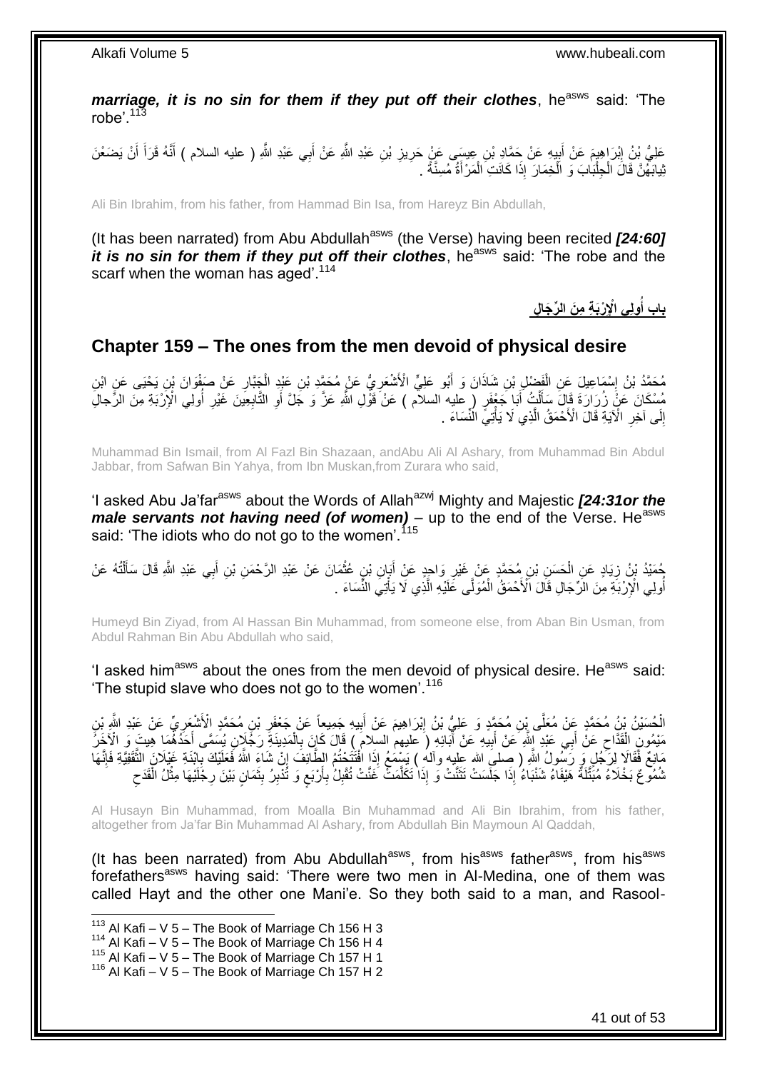***marriage, it is no sin for them if they put off their clothes***, he[asws] said: 'The robe'.[113]

عَلِيُّ بْنُ إِبْرَاهِيمَ عَنْ أَبِيهِ عَنْ حَمَّادِ بْنِ عِيسَى عَنْ حَرِيزِ بْنِ عَبْدِ اللَّهِ عَنْ أَبِي عَبْدِ اللَّهِ ( عليه السلام ) أَنَّهُ قَرَأَ أَنْ يَضَعْنَ ثِيَابَهُنَّ قَالَ الْجِلْبَابَ وَ الْخِمَارَ إِذَا كَانَتِ الْمَرْأَةُ مُسِنَّةً .

Ali Bin Ibrahim, from his father, from Hammad Bin Isa, from Hareyz Bin Abdullah,

(It has been narrated) from Abu Abdullah[asws] (the Verse) having been recited ***[24:60] it is no sin for them if they put off their clothes***, he[asws] said: 'The robe and the scarf when the woman has aged'.[114]

## بَابُ أُولِي الْإِرْبَةِ مِنَ الرِّجَالِ

## Chapter 159 – The ones from the men devoid of physical desire

مُحَمَّدُ بْنُ إِسْمَاعِيلَ عَنِ الْفَضْلِ بْنِ شَاذَانَ وَ أَبُو عَلِيٍّ الْأَشْعَرِيُّ عَنْ مُحَمَّدِ بْنِ عَبْدِ الْجَبَّارِ عَنْ صَفْوَانَ بْنِ يَحْيَى عَنِ ابْنِ مُسْكَانَ عَنْ زُرَارَةَ قَالَ سَأَلْتُ أَبَا جَعْفَرٍ ( عليه السلام ) عَنْ قَوْلِ اللَّهِ عَزَّ وَ جَلَّ أَوِ التَّابِعِينَ غَيْرِ أُولِي الْإِرْبَةِ مِنَ الرِّجالِ إِلَى آخِرِ الْآيَةِ قَالَ الْأَحْمَقُ الَّذِي لَا يَأْتِي النِّسَاءَ .

Muhammad Bin Ismail, from Al Fazl Bin Shazaan, andAbu Ali Al Ashary, from Muhammad Bin Abdul Jabbar, from Safwan Bin Yahya, from Ibn Muskan,from Zurara who said,

'I asked Abu Ja'far[asws] about the Words of Allah[azwj] Mighty and Majestic ***[24:31or the male servants not having need (of women)*** – up to the end of the Verse. He[asws] said: 'The idiots who do not go to the women'.[115]

حُمَيْدُ بْنُ زِيَادٍ عَنِ الْحَسَنِ بْنِ مُحَمَّدٍ عَنْ غَيْرِ وَاحِدٍ عَنْ أَبَانِ بْنِ عُثْمَانَ عَنْ عَبْدِ الرَّحْمَنِ بْنِ أَبِي عَبْدِ اللَّهِ قَالَ سَأَلْتُهُ عَنْ أُولِي الْإِرْبَةِ مِنَ الرِّجَالِ قَالَ الْأَحْمَقُ الْمُوَلَّى عَلَيْهِ الَّذِي لَا يَأْتِي النِّسَاءَ .

Humeyd Bin Ziyad, from Al Hassan Bin Muhammad, from someone else, from Aban Bin Usman, from Abdul Rahman Bin Abu Abdullah who said,

'I asked him[asws] about the ones from the men devoid of physical desire. He[asws] said: 'The stupid slave who does not go to the women'.[116]

الْحُسَيْنُ بْنُ مُحَمَّدٍ عَنْ مُعَلَّى بْنِ مُحَمَّدٍ وَ عَلِيُّ بْنُ إِبْرَاهِيمَ عَنْ أَبِيهِ جَمِيعاً عَنْ جَعْفَرِ بْنِ مُحَمَّدٍ الْأَشْعَرِيِّ عَنْ عَبْدِ اللَّهِ بْنِ مَيْمُونٍ الْقَدَّاحِ عَنْ أَبِي عَبْدِ اللَّهِ عَنْ أَبِيهِ عَنْ آبَائِهِ ( عليهم السلام ) قَالَ كَانَ بِالْمَدِينَةِ رَجُلَانِ يُسَمَّى أَحَدُهُمَا هِيتَ وَ الْآخَرُ مَانِعٌ فَقَالَا لِرَجُلٍ وَ رَسُولُ اللَّهِ ( صلى الله عليه وآله ) يَسْمَعُ إِذَا افْتَتَحْتُمُ الطَّائِفَ إِنْ شَاءَ اللَّهُ فَعَلَيْكَ بِابْنَةِ غَيْلَانَ الثَّقَفِيَّةِ فَإِنَّهَا شَمُوعٌ نَجْلَاءُ مُبَتَّلَةٌ هَيْفَاءُ شَنْبَاءُ إِذَا جَلَسَتْ تَثَنَّتْ وَ إِذَا تَكَلَّمَتْ غَنَّتْ تُقْبِلُ بِأَرْبَعٍ وَ تُدْبِرُ بِثَمَانٍ بَيْنَ رِجْلَيْهَا مِثْلُ الْقَدَحِ

Al Husayn Bin Muhammad, from Moalla Bin Muhammad and Ali Bin Ibrahim, from his father, altogether from Ja'far Bin Muhammad Al Ashary, from Abdullah Bin Maymoun Al Qaddah,

(It has been narrated) from Abu Abdullah[asws], from his[asws] father[asws], from his[asws] forefathers[asws] having said: 'There were two men in Al-Medina, one of them was called Hayt and the other one Mani'e. So they both said to a man, and Rasool-

---

[113] Al Kafi – V 5 – The Book of Marriage Ch 156 H 3
[114] Al Kafi – V 5 – The Book of Marriage Ch 156 H 4
[115] Al Kafi – V 5 – The Book of Marriage Ch 157 H 1
[116] Al Kafi – V 5 – The Book of Marriage Ch 157 H 2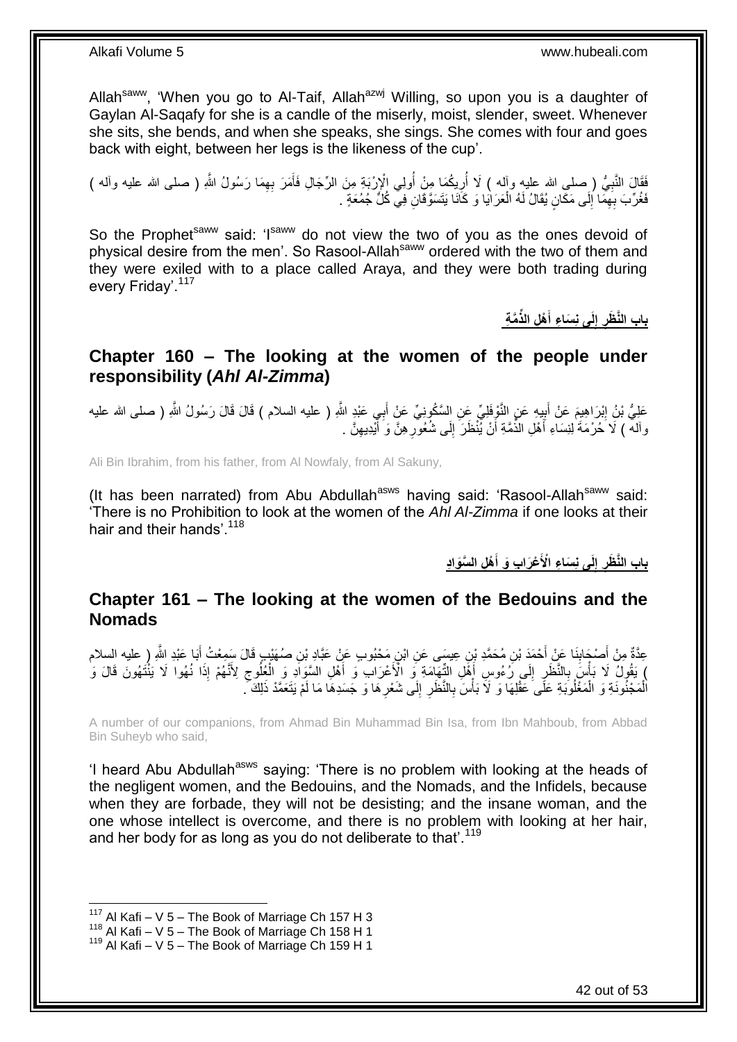Allah[saww], 'When you go to Al-Taif, Allah[azwj] Willing, so upon you is a daughter of Gaylan Al-Saqafy for she is a candle of the miserly, moist, slender, sweet. Whenever she sits, she bends, and when she speaks, she sings. She comes with four and goes back with eight, between her legs is the likeness of the cup'.

فَقَالَ النَّبِيُّ ( صلى الله عليه وآله ) لَا أُرِيكُمَا مِنْ أُولِي الْإِرْبَةِ مِنَ الرِّجَالِ فَأَمَرَ بِهِمَا رَسُولُ اللَّهِ ( صلى الله عليه وآله ) فَغُرِّبَ بِهِمَا إِلَى مَكَانٍ يُقَالُ لَهُ الْعَرَايَا وَ كَانَا يَتَسَوَّقَانِ فِي كُلِّ جُمُعَةٍ .

So the Prophet[saww] said: 'I[saww] do not view the two of you as the ones devoid of physical desire from the men'. So Rasool-Allah[saww] ordered with the two of them and they were exiled with to a place called Araya, and they were both trading during every Friday'.[117]

## باب النَّظَرِ إِلَى نِسَاءِ أَهْلِ الذِّمَّةِ

## Chapter 160 – The looking at the women of the people under responsibility (*Ahl Al-Zimma*)

عَلِيُّ بْنُ إِبْرَاهِيمَ عَنْ أَبِيهِ عَنِ النَّوْفَلِيِّ عَنِ السَّكُونِيِّ عَنْ أَبِي عَبْدِ اللَّهِ ( عليه السلام ) قَالَ قَالَ رَسُولُ اللَّهِ ( صلى الله عليه وآله ) لَا حُرْمَةَ لِنِسَاءِ أَهْلِ الذِّمَّةِ أَنْ يُنْظَرَ إِلَى شُعُورِهِنَّ وَ أَيْدِيهِنَّ .

Ali Bin Ibrahim, from his father, from Al Nowfaly, from Al Sakuny,

(It has been narrated) from Abu Abdullah[asws] having said: 'Rasool-Allah[saww] said: 'There is no Prohibition to look at the women of the *Ahl Al-Zimma* if one looks at their hair and their hands'.[118]

## باب النَّظَرِ إِلَى نِسَاءِ الْأَعْرَابِ وَ أَهْلِ السَّوَادِ

## Chapter 161 – The looking at the women of the Bedouins and the Nomads

عِدَّةٌ مِنْ أَصْحَابِنَا عَنْ أَحْمَدَ بْنِ مُحَمَّدِ بْنِ عِيسَى عَنِ ابْنِ مَحْبُوبٍ عَنْ عَبَّادِ بْنِ صُهَيْبٍ قَالَ سَمِعْتُ أَبَا عَبْدِ اللَّهِ ( عليه السلام ) يَقُولُ لَا بَأْسَ بِالنَّظَرِ إِلَى رُءُوسِ أَهْلِ التِّهَامَةِ وَ الْأَعْرَابِ وَ أَهْلِ السَّوَادِ وَ الْعُلُوجِ لِأَنَّهُمْ إِذَا نُهُوا لَا يَنْتَهُونَ قَالَ وَ الْمَجْنُونَةِ وَ الْمَغْلُوبَةِ عَلَى عَقْلِهَا وَ لَا بَأْسَ بِالنَّظَرِ إِلَى شَعْرِهَا وَ جَسَدِهَا مَا لَمْ يَتَعَمَّدْ ذَلِكَ .

A number of our companions, from Ahmad Bin Muhammad Bin Isa, from Ibn Mahboub, from Abbad Bin Suheyb who said,

'I heard Abu Abdullah[asws] saying: 'There is no problem with looking at the heads of the negligent women, and the Bedouins, and the Nomads, and the Infidels, because when they are forbade, they will not be desisting; and the insane woman, and the one whose intellect is overcome, and there is no problem with looking at her hair, and her body for as long as you do not deliberate to that'.[119]

[117] Al Kafi – V 5 – The Book of Marriage Ch 157 H 3
[118] Al Kafi – V 5 – The Book of Marriage Ch 158 H 1
[119] Al Kafi – V 5 – The Book of Marriage Ch 159 H 1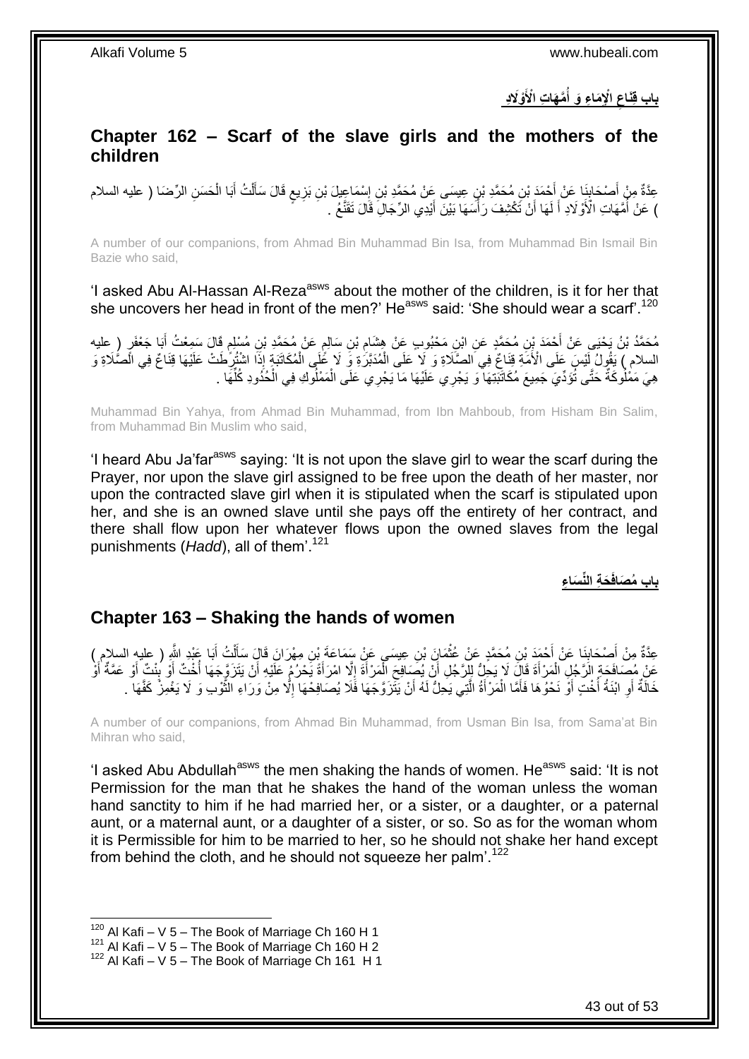## باب قِنَاعِ الْإِمَاءِ وَ أُمَّهَاتِ الْأَوْلَادِ

## Chapter 162 – Scarf of the slave girls and the mothers of the children

عِدَّةٌ مِنْ أَصْحَابِنَا عَنْ أَحْمَدَ بْنِ مُحَمَّدِ بْنِ عِيسَى عَنْ مُحَمَّدِ بْنِ إِسْمَاعِيلَ بْنِ بَزِيعٍ قَالَ سَأَلْتُ أَبَا الْحَسَنِ الرِّضَا ( عليه السلام ) عَنْ أُمَّهَاتِ الْأَوْلَادِ أَ لَهَا أَنْ تَكْشِفَ رَأْسَهَا بَيْنَ أَيْدِي الرِّجَالِ قَالَ تَقَنَّعُ .

A number of our companions, from Ahmad Bin Muhammad Bin Isa, from Muhammad Bin Ismail Bin Bazie who said,

'I asked Abu Al-Hassan Al-Reza[asws] about the mother of the children, is it for her that she uncovers her head in front of the men?' He[asws] said: 'She should wear a scarf'.[120]

مُحَمَّدُ بْنُ يَحْيَى عَنْ أَحْمَدَ بْنِ مُحَمَّدٍ عَنِ ابْنِ مَحْبُوبٍ عَنْ هِشَامِ بْنِ سَالِمٍ عَنْ مُحَمَّدِ بْنِ مُسْلِمٍ قَالَ سَمِعْتُ أَبَا جَعْفَرٍ ( عليه السلام ) يَقُولُ لَيْسَ عَلَى الْأَمَةِ قِنَاعٌ فِي الصَّلَاةِ وَ لَا عَلَى الْمُدَبَّرَةِ وَ لَا عَلَى الْمُكَاتَبَةِ إِذَا اشْتُرِطَتْ عَلَيْهَا قِنَاعٌ فِي الصَّلَاةِ وَ هِيَ مَمْلُوكَةٌ حَتَّى تُؤَدِّيَ جَمِيعَ مُكَاتَبَتِهَا وَ يَجْرِي عَلَيْهَا مَا يَجْرِي عَلَى الْمَمْلُوكِ فِي الْحُدُودِ كُلِّهَا .

Muhammad Bin Yahya, from Ahmad Bin Muhammad, from Ibn Mahboub, from Hisham Bin Salim, from Muhammad Bin Muslim who said,

'I heard Abu Ja'far[asws] saying: 'It is not upon the slave girl to wear the scarf during the Prayer, nor upon the slave girl assigned to be free upon the death of her master, nor upon the contracted slave girl when it is stipulated when the scarf is stipulated upon her, and she is an owned slave until she pays off the entirety of her contract, and there shall flow upon her whatever flows upon the owned slaves from the legal punishments (*Hadd*), all of them'.[121]

## باب مُصَافَحَةِ النِّسَاءِ

## Chapter 163 – Shaking the hands of women

عِدَّةٌ مِنْ أَصْحَابِنَا عَنْ أَحْمَدَ بْنِ مُحَمَّدٍ عَنْ عُثْمَانَ بْنِ عِيسَى عَنْ سَمَاعَةَ بْنِ مِهْرَانَ قَالَ سَأَلْتُ أَبَا عَبْدِ اللَّهِ ( عليه السلام ) عَنْ مُصَافَحَةِ الرَّجُلِ الْمَرْأَةَ قَالَ لَا يَحِلُّ لِلرَّجُلِ أَنْ يُصَافِحَ الْمَرْأَةَ إِلَّا امْرَأَةً يَحْرُمُ عَلَيْهِ أَنْ يَتَزَوَّجَهَا أُخْتٌ أَوْ بِنْتٌ أَوْ عَمَّةٌ أَوْ خَالَةٌ أَوِ ابْنَةُ أُخْتٍ أَوْ نَحْوُهَا فَأَمَّا الْمَرْأَةُ الَّتِي يَحِلُّ لَهُ أَنْ يَتَزَوَّجَهَا فَلَا يُصَافِحْهَا إِلَّا مِنْ وَرَاءِ الثَّوْبِ وَ لَا يَغْمِزْ كَفَّهَا .

A number of our companions, from Ahmad Bin Muhammad, from Usman Bin Isa, from Sama'at Bin Mihran who said,

'I asked Abu Abdullah[asws] the men shaking the hands of women. He[asws] said: 'It is not Permission for the man that he shakes the hand of the woman unless the woman hand sanctity to him if he had married her, or a sister, or a daughter, or a paternal aunt, or a maternal aunt, or a daughter of a sister, or so. So as for the woman whom it is Permissible for him to be married to her, so he should not shake her hand except from behind the cloth, and he should not squeeze her palm'.[122]

[120] Al Kafi – V 5 – The Book of Marriage Ch 160 H 1
[121] Al Kafi – V 5 – The Book of Marriage Ch 160 H 2
[122] Al Kafi – V 5 – The Book of Marriage Ch 161 H 1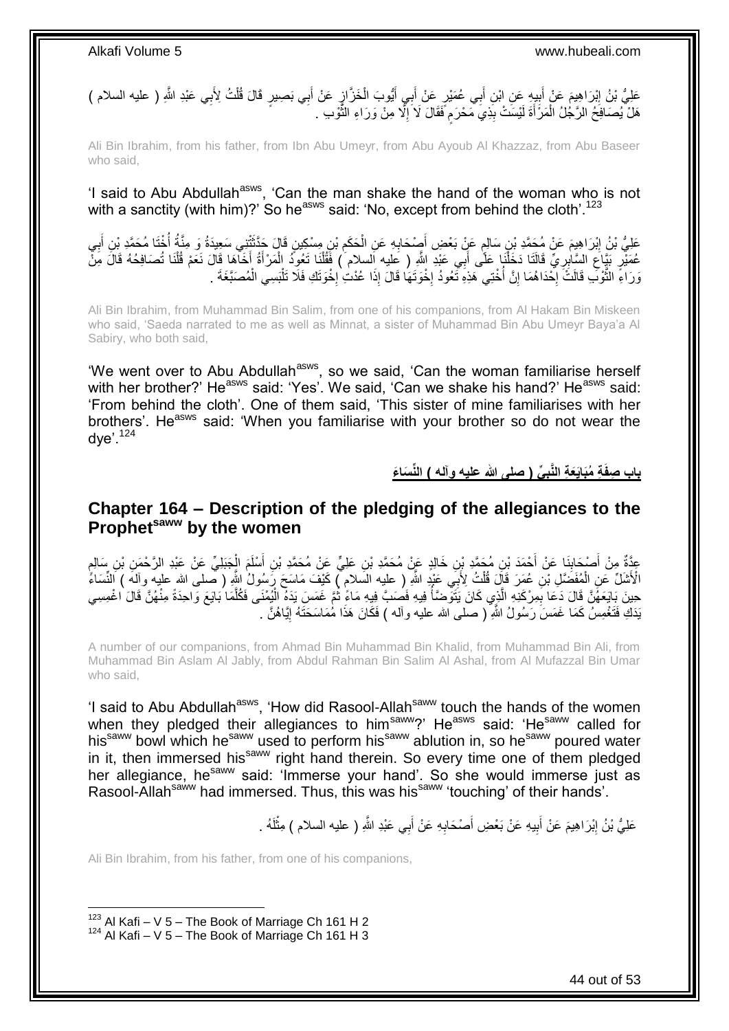عَلِيُّ بْنُ إِبْرَاهِيمَ عَنْ أَبِيهِ عَنِ ابْنِ أَبِي عُمَيْرٍ عَنْ أَبِي أَيُّوبَ الْخَزَّازِ عَنْ أَبِي بَصِيرٍ قَالَ قُلْتُ لِأَبِي عَبْدِ اللَّهِ ( عليه السلام ) هَلْ يُصَافِحُ الرَّجُلُ الْمَرْأَةَ لَيْسَتْ بِذِي مَحْرَمٍ فَقَالَ لَا إِلَّا مِنْ وَرَاءِ الثَّوْبِ .

Ali Bin Ibrahim, from his father, from Ibn Abu Umeyr, from Abu Ayoub Al Khazzaz, from Abu Baseer who said,

'I said to Abu Abdullah[asws], 'Can the man shake the hand of the woman who is not with a sanctity (with him)?' So he[asws] said: 'No, except from behind the cloth'.[123]

عَلِيُّ بْنُ إِبْرَاهِيمَ عَنْ مُحَمَّدِ بْنِ سَالِمٍ عَنْ بَعْضِ أَصْحَابِهِ عَنِ الْحَكَمِ بْنِ مِسْكِينٍ قَالَ حَدَّثَتْنِي سَعِيدَةُ وَ مِنَّةُ أُخْتَا مُحَمَّدِ بْنِ أَبِي عُمَيْرٍ بَيَّاعِ السَّابِرِيِّ قَالَتَا دَخَلْنَا عَلَى أَبِي عَبْدِ اللَّهِ ( عليه السلام ) فَقُلْنَا تَعُودُ الْمَرْأَةُ أَخَاهَا قَالَ نَعَمْ قُلْنَا تُصَافِحُهُ قَالَ مِنْ وَرَاءِ الثَّوْبِ قَالَتْ إِحْدَاهُمَا إِنَّ أُخْتِي هَذِهِ تَعُودُ إِخْوَتَهَا قَالَ إِذَا عُدْتِ إِخْوَتَكِ فَلَا تَلْبَسِي الْمُصَبَّغَةَ .

Ali Bin Ibrahim, from Muhammad Bin Salim, from one of his companions, from Al Hakam Bin Miskeen who said, 'Saeda narrated to me as well as Minnat, a sister of Muhammad Bin Abu Umeyr Baya'a Al Sabiry, who both said,

'We went over to Abu Abdullah[asws], so we said, 'Can the woman familiarise herself with her brother?' He[asws] said: 'Yes'. We said, 'Can we shake his hand?' He[asws] said: 'From behind the cloth'. One of them said, 'This sister of mine familiarises with her brothers'. He[asws] said: 'When you familiarise with your brother so do not wear the dye'.[124]

## باب صِفَةِ مُبَايَعَةِ النَّبِيِّ ( صلى الله عليه وآله ) النِّسَاءَ

## Chapter 164 – Description of the pledging of the allegiances to the Prophet[saww] by the women

عِدَّةٌ مِنْ أَصْحَابِنَا عَنْ أَحْمَدَ بْنِ مُحَمَّدِ بْنِ خَالِدٍ عَنْ مُحَمَّدِ بْنِ عَلِيٍّ عَنْ مُحَمَّدِ بْنِ أَسْلَمَ الْجَبَلِيِّ عَنْ عَبْدِ الرَّحْمَنِ بْنِ سَالِمٍ الْأَشَلِّ عَنِ الْمُفَضَّلِ بْنِ عُمَرَ قَالَ قُلْتُ لِأَبِي عَبْدِ اللَّهِ ( عليه السلام ) كَيْفَ مَاسَحَ رَسُولُ اللَّهِ ( صلى الله عليه وآله ) النِّسَاءَ حِينَ بَايَعَهُنَّ قَالَ دَعَا بِمِرْكَنِهِ الَّذِي كَانَ يَتَوَضَّأُ فِيهِ فَصَبَّ فِيهِ مَاءً ثُمَّ غَمَسَ يَدَهُ الْيُمْنَى فَكُلَّمَا بَايَعَ وَاحِدَةً مِنْهُنَّ قَالَ اغْمِسِي يَدَكِ فَتَغْمِسُ كَمَا غَمَسَ رَسُولُ اللَّهِ ( صلى الله عليه وآله ) فَكَانَ هَذَا مُمَاسَحَتَهُ إِيَّاهُنَّ .

A number of our companions, from Ahmad Bin Muhammad Bin Khalid, from Muhammad Bin Ali, from Muhammad Bin Aslam Al Jably, from Abdul Rahman Bin Salim Al Ashal, from Al Mufazzal Bin Umar who said,

'I said to Abu Abdullah[asws], 'How did Rasool-Allah[saww] touch the hands of the women when they pledged their allegiances to him[saww]?' He[asws] said: 'He[saww] called for his[saww] bowl which he[saww] used to perform his[saww] ablution in, so he[saww] poured water in it, then immersed his[saww] right hand therein. So every time one of them pledged her allegiance, he[saww] said: 'Immerse your hand'. So she would immerse just as Rasool-Allah[saww] had immersed. Thus, this was his[saww] 'touching' of their hands'.

عَلِيُّ بْنُ إِبْرَاهِيمَ عَنْ أَبِيهِ عَنْ بَعْضِ أَصْحَابِهِ عَنْ أَبِي عَبْدِ اللَّهِ ( عليه السلام ) مِثْلَهُ .

Ali Bin Ibrahim, from his father, from one of his companions,

[123] Al Kafi – V 5 – The Book of Marriage Ch 161 H 2
[124] Al Kafi – V 5 – The Book of Marriage Ch 161 H 3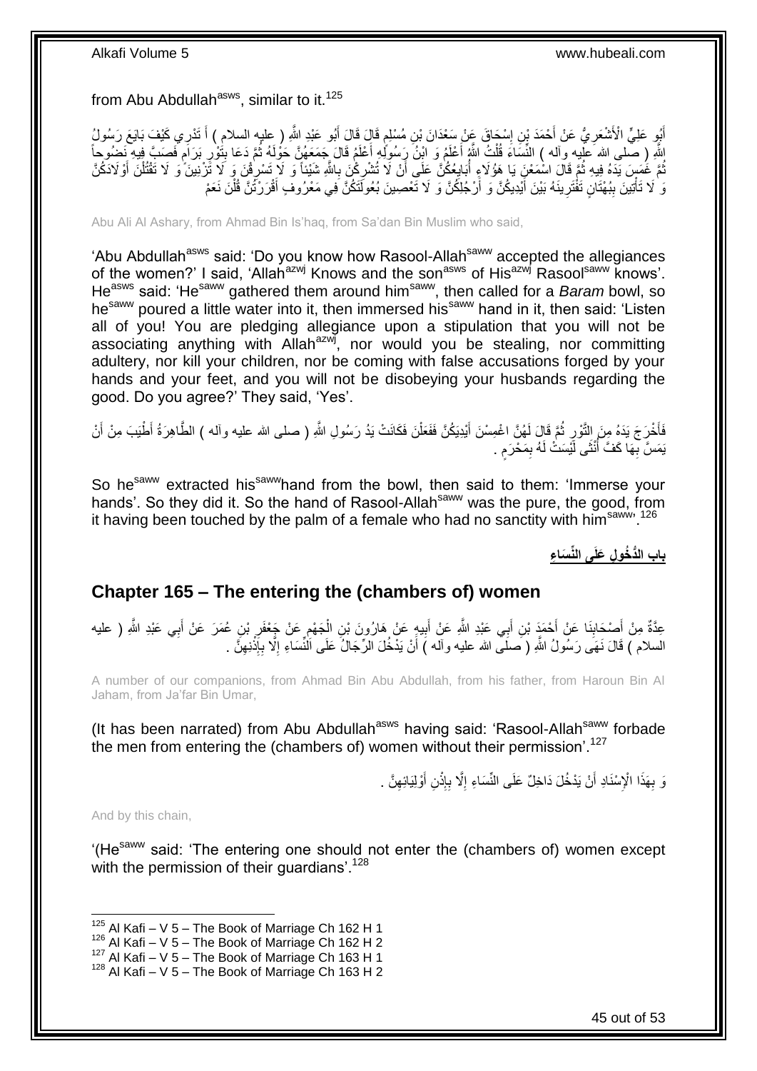from Abu Abdullah[asws], similar to it.[125]

أَبُو عَلِيٍّ الْأَشْعَرِيُّ عَنْ أَحْمَدَ بْنِ إِسْحَاقَ عَنْ سَعْدَانَ بْنِ مُسْلِمٍ قَالَ قَالَ أَبُو عَبْدِ اللَّهِ ( عليه السلام ) أَ تَدْرِي كَيْفَ بَايَعَ رَسُولُ اللَّهِ ( صلى الله عليه وآله ) النِّسَاءَ قُلْتُ اللَّهُ أَعْلَمُ وَ ابْنُ رَسُولِهِ أَعْلَمُ قَالَ جَمَعَهُنَّ حَوْلَهُ ثُمَّ دَعَا بِتَوْرِ بِرَامٍ فَصَبَّ فِيهِ نَضُوحاً ثُمَّ غَمَسَ يَدَهُ فِيهِ ثُمَّ قَالَ اسْمَعْنَ يَا هَؤُلَاءِ أُبَايِعُكُنَّ عَلَى أَنْ لَا تُشْرِكْنَ بِاللَّهِ شَيْئاً وَ لَا تَسْرِقْنَ وَ لَا تَزْنِينَ وَ لَا تَقْتُلْنَ أَوْلَادَكُنَّ وَ لَا تَأْتِينَ بِبُهْتَانٍ تَفْتَرِينَهُ بَيْنَ أَيْدِيكُنَّ وَ أَرْجُلِكُنَّ وَ لَا تَعْصِينَ بُعُولَتَكُنَّ فِي مَعْرُوفٍ أَقْرَرْتُنَّ قُلْنَ نَعَمْ

Abu Ali Al Ashary, from Ahmad Bin Is'haq, from Sa'dan Bin Muslim who said,

'Abu Abdullah[asws] said: 'Do you know how Rasool-Allah[saww] accepted the allegiances of the women?' I said, 'Allah[azwj] Knows and the son[asws] of His[azwj] Rasool[saww] knows'. He[asws] said: 'He[saww] gathered them around him[saww], then called for a *Baram* bowl, so he[saww] poured a little water into it, then immersed his[saww] hand in it, then said: 'Listen all of you! You are pledging allegiance upon a stipulation that you will not be associating anything with Allah[azwj], nor would you be stealing, nor committing adultery, nor kill your children, nor be coming with false accusations forged by your hands and your feet, and you will not be disobeying your husbands regarding the good. Do you agree?' They said, 'Yes'.

فَأَخْرَجَ يَدَهُ مِنَ التَّوْرِ ثُمَّ قَالَ لَهُنَّ اغْمِسْنَ أَيْدِيَكُنَّ فَفَعَلْنَ فَكَانَتْ يَدُ رَسُولِ اللَّهِ ( صلى الله عليه وآله ) الطَّاهِرَةُ أَطْيَبَ مِنْ أَنْ يَمَسَّ بِهَا كَفَّ أُنْثَى لَيْسَتْ لَهُ بِمَحْرَمٍ .

So he[saww] extracted his[saww]hand from the bowl, then said to them: 'Immerse your hands'. So they did it. So the hand of Rasool-Allah[saww] was the pure, the good, from it having been touched by the palm of a female who had no sanctity with him[saww]'.[126]

## باب الدُّخُولِ عَلَى النِّسَاءِ

## Chapter 165 – The entering the (chambers of) women

عِدَّةٌ مِنْ أَصْحَابِنَا عَنْ أَحْمَدَ بْنِ أَبِي عَبْدِ اللَّهِ عَنْ أَبِيهِ عَنْ هَارُونَ بْنِ الْجَهْمِ عَنْ جَعْفَرِ بْنِ عُمَرَ عَنْ أَبِي عَبْدِ اللَّهِ ( عليه السلام ) قَالَ نَهَى رَسُولُ اللَّهِ ( صلى الله عليه وآله ) أَنْ يَدْخُلَ الرِّجَالُ عَلَى النِّسَاءِ إِلَّا بِإِذْنِهِنَّ .

A number of our companions, from Ahmad Bin Abu Abdullah, from his father, from Haroun Bin Al Jaham, from Ja'far Bin Umar,

(It has been narrated) from Abu Abdullah[asws] having said: 'Rasool-Allah[saww] forbade the men from entering the (chambers of) women without their permission'.[127]

وَ بِهَذَا الْإِسْنَادِ أَنْ يَدْخُلَ دَاخِلٌ عَلَى النِّسَاءِ إِلَّا بِإِذْنِ أَوْلِيَائِهِنَّ .

And by this chain,

'(He[saww] said: 'The entering one should not enter the (chambers of) women except with the permission of their guardians'.[128]

[125] Al Kafi – V 5 – The Book of Marriage Ch 162 H 1
[126] Al Kafi – V 5 – The Book of Marriage Ch 162 H 2
[127] Al Kafi – V 5 – The Book of Marriage Ch 163 H 1
[128] Al Kafi – V 5 – The Book of Marriage Ch 163 H 2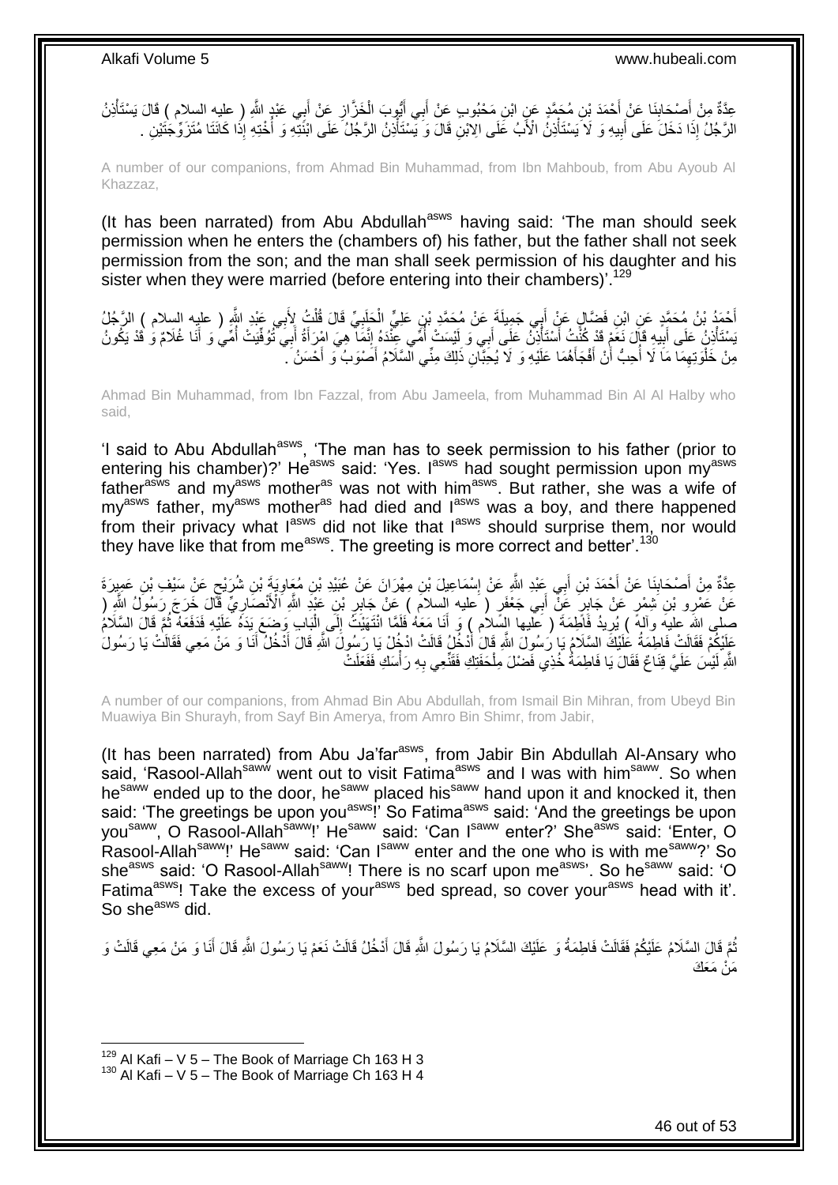عِدَّةٌ مِنْ أَصْحَابِنَا عَنْ أَحْمَدَ بْنِ مُحَمَّدٍ عَنِ ابْنِ مَحْبُوبٍ عَنْ أَبِي أَيُّوبَ الْخَزَّازِ عَنْ أَبِي عَبْدِ اللَّهِ ( عليه السلام ) قَالَ يَسْتَأْذِنُ الرَّجُلُ إِذَا دَخَلَ عَلَى أَبِيهِ وَ لَا يَسْتَأْذِنُ الْأَبُ عَلَى الِابْنِ قَالَ وَ يَسْتَأْذِنُ الرَّجُلُ عَلَى ابْنَتِهِ وَ أُخْتِهِ إِذَا كَانَتَا مُتَزَوِّجَتَيْنِ .

A number of our companions, from Ahmad Bin Muhammad, from Ibn Mahboub, from Abu Ayoub Al Khazzaz,

(It has been narrated) from Abu Abdullah[asws] having said: 'The man should seek permission when he enters the (chambers of) his father, but the father shall not seek permission from the son; and the man shall seek permission of his daughter and his sister when they were married (before entering into their chambers)'.[129]

أَحْمَدُ بْنُ مُحَمَّدٍ عَنِ ابْنِ فَضَّالٍ عَنْ أَبِي جَمِيلَةَ عَنْ مُحَمَّدِ بْنِ عَلِيٍّ الْحَلَبِيِّ قَالَ قُلْتُ لِأَبِي عَبْدِ اللَّهِ ( عليه السلام ) الرَّجُلُ يَسْتَأْذِنُ عَلَى أَبِيهِ قَالَ نَعَمْ قَدْ كُنْتُ أَسْتَأْذِنُ عَلَى أَبِي وَ لَيْسَتْ أُمِّي عِنْدَهُ إِنَّمَا هِيَ امْرَأَةُ أَبِي تُوُفِّيَتْ أُمِّي وَ أَنَا غُلَامٌ وَ قَدْ يَكُونُ مِنْ خَلْوَتِهِمَا مَا لَا أُحِبُّ أَنْ أَفْجَأَهُمَا عَلَيْهِ وَ لَا يُحِبَّانِ ذَلِكَ مِنِّي السَّلَامُ أَصْوَبُ وَ أَحْسَنُ .

Ahmad Bin Muhammad, from Ibn Fazzal, from Abu Jameela, from Muhammad Bin Al Al Halby who said,

'I said to Abu Abdullah[asws], 'The man has to seek permission to his father (prior to entering his chamber)?' He[asws] said: 'Yes. I[asws] had sought permission upon my[asws] father[asws] and my[asws] mother[as] was not with him[asws]. But rather, she was a wife of my[asws] father, my[asws] mother[as] had died and I[asws] was a boy, and there happened from their privacy what I[asws] did not like that I[asws] should surprise them, nor would they have like that from me[asws]. The greeting is more correct and better'.[130]

عِدَّةٌ مِنْ أَصْحَابِنَا عَنْ أَحْمَدَ بْنِ أَبِي عَبْدِ اللَّهِ عَنْ إِسْمَاعِيلَ بْنِ مِهْرَانَ عَنْ عُبَيْدِ بْنِ مُعَاوِيَةَ بْنِ شُرَيْحٍ عَنْ سَيْفِ بْنِ عَمِيرَةَ عَنْ عَمْرِو بْنِ شِمْرٍ عَنْ جَابِرٍ عَنْ أَبِي جَعْفَرٍ ( عليه السلام ) عَنْ جَابِرِ بْنِ عَبْدِ اللَّهِ الْأَنْصَارِيِّ قَالَ خَرَجَ رَسُولُ اللَّهِ ( صلى الله عليه وآله ) يُرِيدُ فَاطِمَةَ ( عليها السلام ) وَ أَنَا مَعَهُ فَلَمَّا انْتَهَيْتُ إِلَى الْبَابِ وَضَعَ يَدَهُ عَلَيْهِ فَدَفَعَهُ ثُمَّ قَالَ السَّلَامُ عَلَيْكُمْ فَقَالَتْ فَاطِمَةُ عَلَيْكَ السَّلَامُ يَا رَسُولَ اللَّهِ قَالَ أَدْخُلُ قَالَتْ ادْخُلْ يَا رَسُولَ اللَّهِ قَالَ أَدْخُلُ أَنَا وَ مَنْ مَعِي فَقَالَتْ يَا رَسُولَ اللَّهِ لَيْسَ عَلَيَّ قِنَاعٌ فَقَالَ يَا فَاطِمَةُ خُذِي فَضْلَ مِلْحَفَتِكِ فَقَنِّعِي بِهِ رَأْسَكِ فَفَعَلَتْ

A number of our companions, from Ahmad Bin Abu Abdullah, from Ismail Bin Mihran, from Ubeyd Bin Muawiya Bin Shurayh, from Sayf Bin Amerya, from Amro Bin Shimr, from Jabir,

(It has been narrated) from Abu Ja'far[asws], from Jabir Bin Abdullah Al-Ansary who said, 'Rasool-Allah[saww] went out to visit Fatima[asws] and I was with him[saww]. So when he[saww] ended up to the door, he[saww] placed his[saww] hand upon it and knocked it, then said: 'The greetings be upon you[asws]!' So Fatima[asws] said: 'And the greetings be upon you[saww], O Rasool-Allah[saww]!' He[saww] said: 'Can I[saww] enter?' She[asws] said: 'Enter, O Rasool-Allah[saww]!' He[saww] said: 'Can I[saww] enter and the one who is with me[saww]?' So she[asws] said: 'O Rasool-Allah[saww]! There is no scarf upon me[asws]'. So he[saww] said: 'O Fatima[asws]! Take the excess of your[asws] bed spread, so cover your[asws] head with it'. So she[asws] did.

ثُمَّ قَالَ السَّلَامُ عَلَيْكُمْ فَقَالَتْ فَاطِمَةُ وَ عَلَيْكَ السَّلَامُ يَا رَسُولَ اللَّهِ قَالَ أَدْخُلُ قَالَتْ نَعَمْ يَا رَسُولَ اللَّهِ قَالَ أَنَا وَ مَنْ مَعِي قَالَتْ وَ مَنْ مَعَكَ

[129] Al Kafi – V 5 – The Book of Marriage Ch 163 H 3
[130] Al Kafi – V 5 – The Book of Marriage Ch 163 H 4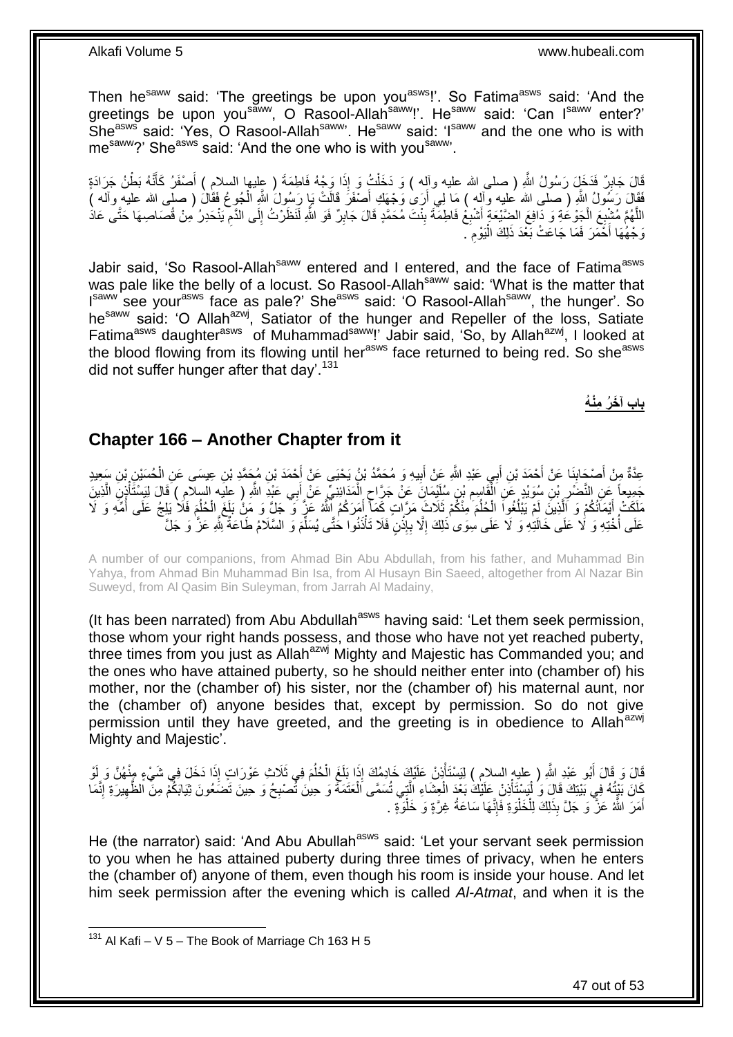Then he[saww] said: 'The greetings be upon you[asws]!'. So Fatima[asws] said: 'And the greetings be upon you[saww], O Rasool-Allah[saww]!'. He[saww] said: 'Can I[saww] enter?' She[asws] said: 'Yes, O Rasool-Allah[saww]'. He[saww] said: 'I[saww] and the one who is with me[saww]?' She[asws] said: 'And the one who is with you[saww]'.

قَالَ جَابِرٌ فَدَخَلَ رَسُولُ اللَّهِ ( صلى الله عليه وآله ) وَ دَخَلْتُ وَ إِذَا وَجْهُ فَاطِمَةَ ( عليها السلام ) أَصْفَرُ كَأَنَّهُ بَطْنُ جَرَادَةٍ فَقَالَ رَسُولُ اللَّهِ ( صلى الله عليه وآله ) مَا لِي أَرَى وَجْهَكِ أَصْفَرَ قَالَتْ يَا رَسُولَ اللَّهِ الْجُوعُ فَقَالَ ( صلى الله عليه وآله ) اللَّهُمَّ مُشْبِعَ الْجَوْعَةِ وَ دَافِعَ الضَّيْعَةِ أَشْبِعْ فَاطِمَةَ بِنْتَ مُحَمَّدٍ قَالَ جَابِرٌ فَوَ اللَّهِ لَنَظَرْتُ إِلَى الدَّمِ يَنْحَدِرُ مِنْ قُصَاصِهَا حَتَّى عَادَ وَجْهُهَا أَحْمَرَ فَمَا جَاعَتْ بَعْدَ ذَلِكَ الْيَوْمِ .

Jabir said, 'So Rasool-Allah[saww] entered and I entered, and the face of Fatima[asws] was pale like the belly of a locust. So Rasool-Allah[saww] said: 'What is the matter that I[saww] see your[asws] face as pale?' She[asws] said: 'O Rasool-Allah[saww], the hunger'. So he[saww] said: 'O Allah[azwj], Satiator of the hunger and Repeller of the loss, Satiate Fatima[asws] daughter[asws] of Muhammad[saww]!' Jabir said, 'So, by Allah[azwj], I looked at the blood flowing from its flowing until her[asws] face returned to being red. So she[asws] did not suffer hunger after that day'.[131]

## باب آخَرُ مِنْهُ

## Chapter 166 – Another Chapter from it

عِدَّةٌ مِنْ أَصْحَابِنَا عَنْ أَحْمَدَ بْنِ أَبِي عَبْدِ اللَّهِ عَنْ أَبِيهِ وَ مُحَمَّدُ بْنُ يَحْيَى عَنْ أَحْمَدَ بْنِ مُحَمَّدِ بْنِ عِيسَى عَنِ الْحُسَيْنِ بْنِ سَعِيدٍ جَمِيعاً عَنِ النَّضْرِ بْنِ سُوَيْدٍ عَنِ الْقَاسِمِ بْنِ سُلَيْمَانَ عَنْ جَرَّاحٍ الْمَدَائِنِيِّ عَنْ أَبِي عَبْدِ اللَّهِ ( عليه السلام ) قَالَ لِيَسْتَأْذِنِ الَّذِينَ مَلَكَتْ أَيْمَانُكُمْ وَ الَّذِينَ لَمْ يَبْلُغُوا الْحُلُمَ مِنْكُمْ ثَلَاثَ مَرَّاتٍ كَمَا أَمَرَكُمُ اللَّهُ عَزَّ وَ جَلَّ وَ مَنْ بَلَغَ الْحُلُمَ فَلَا يَلِجُ عَلَى أُمِّهِ وَ لَا عَلَى أُخْتِهِ وَ لَا عَلَى خَالَتِهِ وَ لَا عَلَى سِوَى ذَلِكَ إِلَّا بِإِذْنٍ فَلَا تَأْذَنُوا حَتَّى يُسَلِّمَ وَ السَّلَامُ طَاعَةٌ لِلَّهِ عَزَّ وَ جَلَّ

A number of our companions, from Ahmad Bin Abu Abdullah, from his father, and Muhammad Bin Yahya, from Ahmad Bin Muhammad Bin Isa, from Al Husayn Bin Saeed, altogether from Al Nazar Bin Suweyd, from Al Qasim Bin Suleyman, from Jarrah Al Madainy,

(It has been narrated) from Abu Abdullah[asws] having said: 'Let them seek permission, those whom your right hands possess, and those who have not yet reached puberty, three times from you just as Allah[azwj] Mighty and Majestic has Commanded you; and the ones who have attained puberty, so he should neither enter into (chamber of) his mother, nor the (chamber of) his sister, nor the (chamber of) his maternal aunt, nor the (chamber of) anyone besides that, except by permission. So do not give permission until they have greeted, and the greeting is in obedience to Allah[azwj] Mighty and Majestic'.

قَالَ وَ قَالَ أَبُو عَبْدِ اللَّهِ ( عليه السلام ) لِيَسْتَأْذِنْ عَلَيْكَ خَادِمُكَ إِذَا بَلَغَ الْحُلُمَ فِي ثَلَاثِ عَوْرَاتٍ إِذَا دَخَلَ فِي شَيْءٍ مِنْهُنَّ وَ لَوْ كَانَ بَيْتُهُ فِي بَيْتِكَ قَالَ وَ لْيَسْتَأْذِنْ عَلَيْكَ بَعْدَ الْعِشَاءِ الَّتِي تُسَمَّى الْعَتَمَةَ وَ حِينَ تُصْبِحُ وَ حِينَ تَضَعُونَ ثِيَابَكُمْ مِنَ الظَّهِيرَةِ إِنَّمَا أَمَرَ اللَّهُ عَزَّ وَ جَلَّ بِذَلِكَ لِلْخَلْوَةِ فَإِنَّهَا سَاعَةُ غِرَّةٍ وَ خَلْوَةٍ .

He (the narrator) said: 'And Abu Abullah[asws] said: 'Let your servant seek permission to you when he has attained puberty during three times of privacy, when he enters the (chamber of) anyone of them, even though his room is inside your house. And let him seek permission after the evening which is called *Al-Atmat*, and when it is the

[131] Al Kafi – V 5 – The Book of Marriage Ch 163 H 5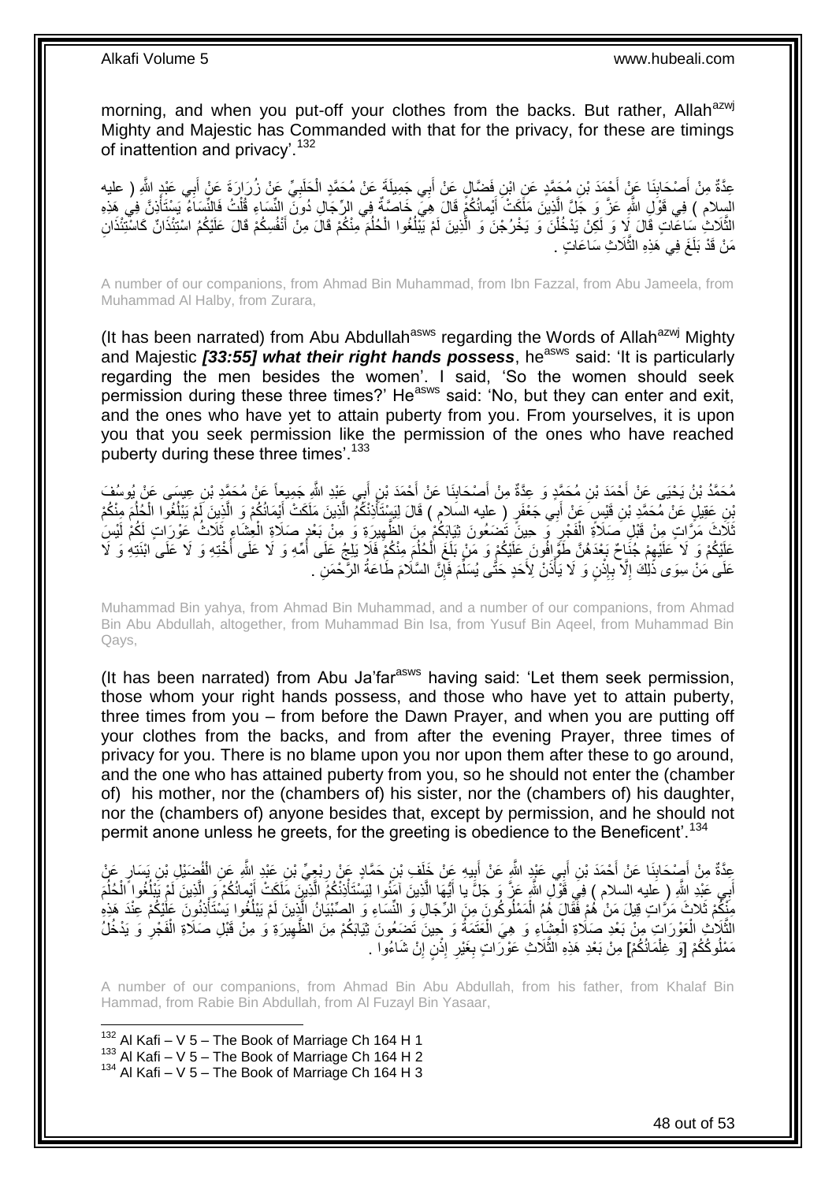morning, and when you put-off your clothes from the backs. But rather, Allah[azwj] Mighty and Majestic has Commanded with that for the privacy, for these are timings of inattention and privacy'.[132]

عِدَّةٌ مِنْ أَصْحَابِنَا عَنْ أَحْمَدَ بْنِ مُحَمَّدٍ عَنِ ابْنِ فَضَّالٍ عَنْ أَبِي جَمِيلَةَ عَنْ مُحَمَّدٍ الْحَلَبِيِّ عَنْ زُرَارَةَ عَنْ أَبِي عَبْدِ اللَّهِ ( عليه السلام ) فِي قَوْلِ اللَّهِ عَزَّ وَ جَلَّ الَّذِينَ مَلَكَتْ أَيْمانُكُمْ قَالَ هِيَ خَاصَّةٌ فِي الرِّجَالِ دُونَ النِّسَاءِ قُلْتُ فَالنِّسَاءُ يَسْتَأْذِنَّ فِي هَذِهِ الثَّلَاثِ سَاعَاتٍ قَالَ لَا وَ لَكِنْ يَدْخُلْنَ وَ يَخْرُجْنَ وَ الَّذِينَ لَمْ يَبْلُغُوا الْحُلُمَ مِنْكُمْ قَالَ مِنْ أَنْفُسِكُمْ قَالَ عَلَيْكُمُ اسْتِئْذَانٌ كَاسْتِئْذَانِ مَنْ قَدْ بَلَغَ فِي هَذِهِ الثَّلَاثِ سَاعَاتٍ .

A number of our companions, from Ahmad Bin Muhammad, from Ibn Fazzal, from Abu Jameela, from Muhammad Al Halby, from Zurara,

(It has been narrated) from Abu Abdullah[asws] regarding the Words of Allah[azwj] Mighty and Majestic ***[33:55] what their right hands possess***, he[asws] said: 'It is particularly regarding the men besides the women'. I said, 'So the women should seek permission during these three times?' He[asws] said: 'No, but they can enter and exit, and the ones who have yet to attain puberty from you. From yourselves, it is upon you that you seek permission like the permission of the ones who have reached puberty during these three times'.[133]

مُحَمَّدُ بْنُ يَحْيَى عَنْ أَحْمَدَ بْنِ مُحَمَّدٍ وَ عِدَّةٌ مِنْ أَصْحَابِنَا عَنْ أَحْمَدَ بْنِ أَبِي عَبْدِ اللَّهِ جَمِيعاً عَنْ مُحَمَّدِ بْنِ عِيسَى عَنْ يُوسُفَ بْنِ عَقِيلٍ عَنْ مُحَمَّدِ بْنِ قَيْسٍ عَنْ أَبِي جَعْفَرٍ ( عليه السلام ) قَالَ لِيَسْتَأْذِنْكُمُ الَّذِينَ مَلَكَتْ أَيْمَانُكُمْ وَ الَّذِينَ لَمْ يَبْلُغُوا الْحُلُمَ مِنْكُمْ ثَلَاثَ مَرَّاتٍ مِنْ قَبْلِ صَلَاةِ الْفَجْرِ وَ حِينَ تَضَعُونَ ثِيَابَكُمْ مِنَ الظَّهِيرَةِ وَ مِنْ بَعْدِ صَلَاةِ الْعِشَاءِ ثَلَاثُ عَوْرَاتٍ لَكُمْ لَيْسَ عَلَيْكُمْ وَ لَا عَلَيْهِمْ جُنَاحٌ بَعْدَهُنَّ طَوَّافُونَ عَلَيْكُمْ وَ مَنْ بَلَغَ الْحُلُمَ مِنْكُمْ فَلَا يَلِجُ عَلَى أُمِّهِ وَ لَا عَلَى أُخْتِهِ وَ لَا عَلَى ابْنَتِهِ وَ لَا عَلَى مَنْ سِوَى ذَلِكَ إِلَّا بِإِذْنٍ وَ لَا يَأْذَنْ لِأَحَدٍ حَتَّى يُسَلِّمَ فَإِنَّ السَّلَامَ طَاعَةُ الرَّحْمَنِ .

Muhammad Bin yahya, from Ahmad Bin Muhammad, and a number of our companions, from Ahmad Bin Abu Abdullah, altogether, from Muhammad Bin Isa, from Yusuf Bin Aqeel, from Muhammad Bin Qays,

(It has been narrated) from Abu Ja'far[asws] having said: 'Let them seek permission, those whom your right hands possess, and those who have yet to attain puberty, three times from you – from before the Dawn Prayer, and when you are putting off your clothes from the backs, and from after the evening Prayer, three times of privacy for you. There is no blame upon you nor upon them after these to go around, and the one who has attained puberty from you, so he should not enter the (chamber of) his mother, nor the (chambers of) his sister, nor the (chambers of) his daughter, nor the (chambers of) anyone besides that, except by permission, and he should not permit anone unless he greets, for the greeting is obedience to the Beneficent'.[134]

عِدَّةٌ مِنْ أَصْحَابِنَا عَنْ أَحْمَدَ بْنِ أَبِي عَبْدِ اللَّهِ عَنْ أَبِيهِ عَنْ خَلَفِ بْنِ حَمَّادٍ عَنْ رِبْعِيِّ بْنِ عَبْدِ اللَّهِ عَنِ الْفُضَيْلِ بْنِ يَسَارٍ عَنْ أَبِي عَبْدِ اللَّهِ ( عليه السلام ) فِي قَوْلِ اللَّهِ عَزَّ وَ جَلَّ يا أَيُّهَا الَّذِينَ آمَنُوا لِيَسْتَأْذِنْكُمُ الَّذِينَ مَلَكَتْ أَيْمانُكُمْ وَ الَّذِينَ لَمْ يَبْلُغُوا الْحُلُمَ مِنْكُمْ ثَلاثَ مَرَّاتٍ قِيلَ مَنْ هُمْ فَقَالَ هُمُ الْمَمْلُوكُونَ مِنَ الرِّجَالِ وَ النِّسَاءِ وَ الصِّبْيَانُ الَّذِينَ لَمْ يَبْلُغُوا يَسْتَأْذِنُونَ عَلَيْكُمْ عِنْدَ هَذِهِ الثَّلَاثِ الْعَوْرَاتِ مِنْ بَعْدِ صَلَاةِ الْعِشَاءِ وَ هِيَ الْعَتَمَةُ وَ حِينَ تَضَعُونَ ثِيَابَكُمْ مِنَ الظَّهِيرَةِ وَ مِنْ قَبْلِ صَلَاةِ الْفَجْرِ وَ يَدْخُلُ مَمْلُوكُكُمْ [وَ غِلْمَانُكُمْ] مِنْ بَعْدِ هَذِهِ الثَّلَاثِ عَوْرَاتٍ بِغَيْرِ إِذْنٍ إِنْ شَاءُوا .

A number of our companions, from Ahmad Bin Abu Abdullah, from his father, from Khalaf Bin Hammad, from Rabie Bin Abdullah, from Al Fuzayl Bin Yasaar,

[132] Al Kafi – V 5 – The Book of Marriage Ch 164 H 1
[133] Al Kafi – V 5 – The Book of Marriage Ch 164 H 2
[134] Al Kafi – V 5 – The Book of Marriage Ch 164 H 3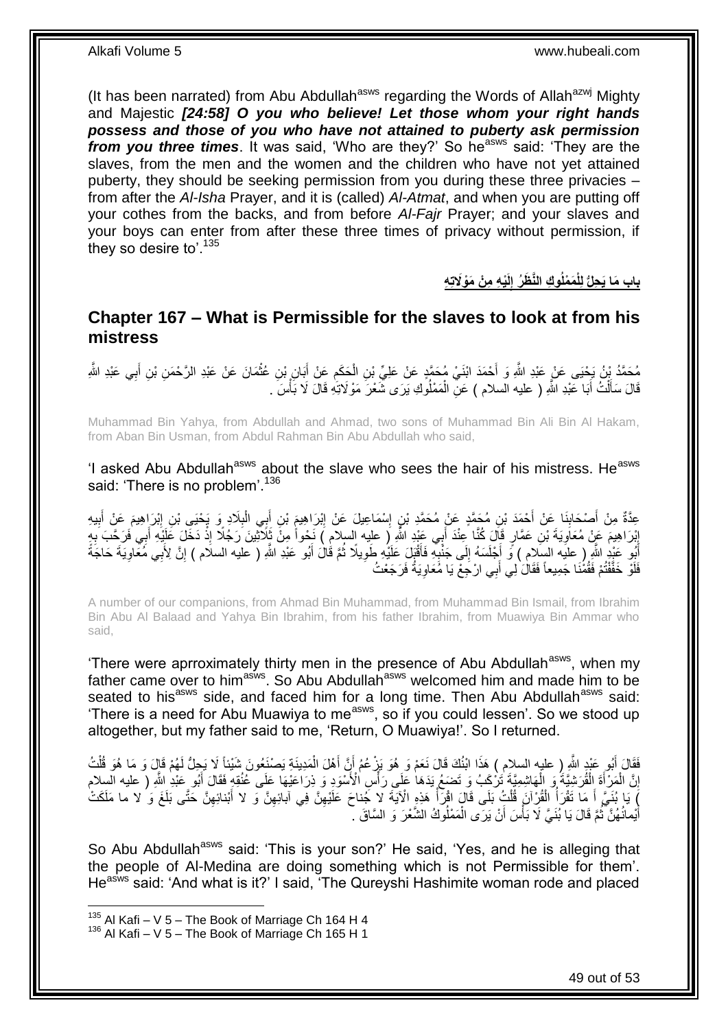(It has been narrated) from Abu Abdullah[asws] regarding the Words of Allah[azwj] Mighty and Majestic ***[24:58] O you who believe! Let those whom your right hands possess and those of you who have not attained to puberty ask permission from you three times***. It was said, 'Who are they?' So he[asws] said: 'They are the slaves, from the men and the women and the children who have not yet attained puberty, they should be seeking permission from you during these three privacies – from after the *Al-Isha* Prayer, and it is (called) *Al-Atmat*, and when you are putting off your cothes from the backs, and from before *Al-Fajr* Prayer; and your slaves and your boys can enter from after these three times of privacy without permission, if they so desire to'.[135]

## باب مَا يَحِلُّ لِلْمَمْلُوكِ النَّظَرُ إِلَيْهِ مِنْ مَوْلَاتِهِ

## Chapter 167 – What is Permissible for the slaves to look at from his mistress

مُحَمَّدُ بْنُ يَحْيَى عَنْ عَبْدِ اللَّهِ وَ أَحْمَدَ ابْنَيْ مُحَمَّدٍ عَنْ عَلِيِّ بْنِ الْحَكَمِ عَنْ أَبَانِ بْنِ عُثْمَانَ عَنْ عَبْدِ الرَّحْمَنِ بْنِ أَبِي عَبْدِ اللَّهِ قَالَ سَأَلْتُ أَبَا عَبْدِ اللَّهِ ( عليه السلام ) عَنِ الْمَمْلُوكِ يَرَى شَعْرَ مَوْلَاتِهِ قَالَ لَا بَأْسَ .

Muhammad Bin Yahya, from Abdullah and Ahmad, two sons of Muhammad Bin Ali Bin Al Hakam, from Aban Bin Usman, from Abdul Rahman Bin Abu Abdullah who said,

'I asked Abu Abdullah[asws] about the slave who sees the hair of his mistress. He[asws] said: 'There is no problem'.[136]

عِدَّةٌ مِنْ أَصْحَابِنَا عَنْ أَحْمَدَ بْنِ مُحَمَّدٍ عَنْ مُحَمَّدِ بْنِ إِسْمَاعِيلَ عَنْ إِبْرَاهِيمَ بْنِ أَبِي الْبِلَادِ وَ يَحْيَى بْنِ إِبْرَاهِيمَ عَنْ أَبِيهِ إِبْرَاهِيمَ عَنْ مُعَاوِيَةَ بْنِ عَمَّارٍ قَالَ كُنَّا عِنْدَ أَبِي عَبْدِ اللَّهِ ( عليه السلام ) نَحْواً مِنْ ثَلَاثِينَ رَجُلًا إِذْ دَخَلَ عَلَيْهِ أَبِي فَرَحَّبَ بِهِ أَبُو عَبْدِ اللَّهِ ( عليه السلام ) وَ أَجْلَسَهُ إِلَى جَنْبِهِ فَأَقْبَلَ عَلَيْهِ طَوِيلًا ثُمَّ قَالَ أَبُو عَبْدِ اللَّهِ ( عليه السلام ) إِنَّ لِأَبِي مُعَاوِيَةَ حَاجَةً فَلَوْ خَفَّفْتُمْ فَقُمْنَا جَمِيعاً فَقَالَ لِي أَبِي ارْجِعْ يَا مُعَاوِيَةُ فَرَجَعْتُ

A number of our companions, from Ahmad Bin Muhammad, from Muhammad Bin Ismail, from Ibrahim Bin Abu Al Balaad and Yahya Bin Ibrahim, from his father Ibrahim, from Muawiya Bin Ammar who said,

'There were aprroximately thirty men in the presence of Abu Abdullah[asws], when my father came over to him[asws]. So Abu Abdullah[asws] welcomed him and made him to be seated to his[asws] side, and faced him for a long time. Then Abu Abdullah[asws] said: 'There is a need for Abu Muawiya to me[asws], so if you could lessen'. So we stood up altogether, but my father said to me, 'Return, O Muawiya!'. So I returned.

فَقَالَ أَبُو عَبْدِ اللَّهِ ( عليه السلام ) هَذَا ابْنُكَ قَالَ نَعَمْ وَ هُوَ يَزْعُمُ أَنَّ أَهْلَ الْمَدِينَةِ يَصْنَعُونَ شَيْئاً لَا يَحِلُّ لَهُمْ قَالَ وَ مَا هُوَ قُلْتُ إِنَّ الْمَرْأَةَ الْقُرَشِيَّةَ وَ الْهَاشِمِيَّةَ تَرْكَبُ وَ تَضَعُ يَدَهَا عَلَى رَأْسِ الْأَسْوَدِ وَ ذِرَاعَيْهَا عَلَى عُنُقِهِ فَقَالَ أَبُو عَبْدِ اللَّهِ ( عليه السلام ) يَا بُنَيَّ أَ مَا تَقْرَأُ الْقُرْآنَ قُلْتُ بَلَى قَالَ اقْرَأْ هَذِهِ الْآيَةَ لا جُناحَ عَلَيْهِنَّ فِي آبائِهِنَّ وَ لا أَبْنائِهِنَّ حَتَّى بَلَغَ وَ لا ما مَلَكَتْ أَيْمانُهُنَّ ثُمَّ قَالَ يَا بُنَيَّ لَا بَأْسَ أَنْ يَرَى الْمَمْلُوكُ الشَّعْرَ وَ السَّاقَ .

So Abu Abdullah[asws] said: 'This is your son?' He said, 'Yes, and he is alleging that the people of Al-Medina are doing something which is not Permissible for them'. He[asws] said: 'And what is it?' I said, 'The Qureyshi Hashimite woman rode and placed

---

[135] Al Kafi – V 5 – The Book of Marriage Ch 164 H 4
[136] Al Kafi – V 5 – The Book of Marriage Ch 165 H 1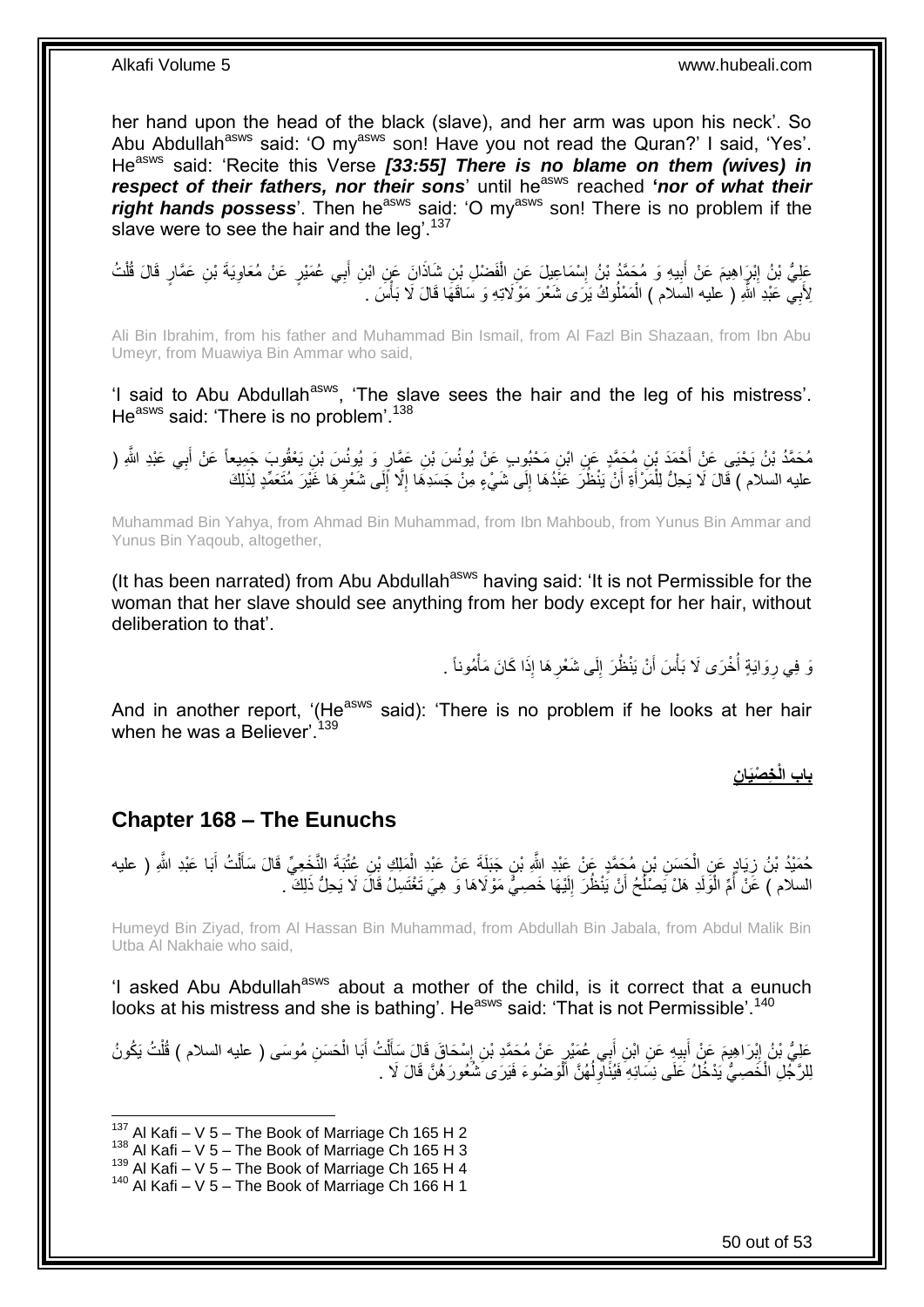her hand upon the head of the black (slave), and her arm was upon his neck'. So Abu Abdullah[asws] said: 'O my[asws] son! Have you not read the Quran?' I said, 'Yes'. He[asws] said: 'Recite this Verse ***[33:55] There is no blame on them (wives) in respect of their fathers, nor their sons***' until he[asws] reached **'*nor of what their right hands possess*'**. Then he[asws] said: 'O my[asws] son! There is no problem if the slave were to see the hair and the leg'.[137]

عَلِيُّ بْنُ إِبْرَاهِيمَ عَنْ أَبِيهِ وَ مُحَمَّدُ بْنُ إِسْمَاعِيلَ عَنِ الْفَضْلِ بْنِ شَاذَانَ عَنِ ابْنِ أَبِي عُمَيْرٍ عَنْ مُعَاوِيَةَ بْنِ عَمَّارٍ قَالَ قُلْتُ لِأَبِي عَبْدِ اللَّهِ ( عليه السلام ) الْمَمْلُوكُ يَرَى شَعْرَ مَوْلَاتِهِ وَ سَاقَهَا قَالَ لَا بَأْسَ .

Ali Bin Ibrahim, from his father and Muhammad Bin Ismail, from Al Fazl Bin Shazaan, from Ibn Abu Umeyr, from Muawiya Bin Ammar who said,

'I said to Abu Abdullah[asws], 'The slave sees the hair and the leg of his mistress'. He[asws] said: 'There is no problem'.[138]

مُحَمَّدُ بْنُ يَحْيَى عَنْ أَحْمَدَ بْنِ مُحَمَّدٍ عَنِ ابْنِ مَحْبُوبٍ عَنْ يُونُسَ بْنِ عَمَّارٍ وَ يُونُسَ بْنِ يَعْقُوبَ جَمِيعاً عَنْ أَبِي عَبْدِ اللَّهِ ( عليه السلام ) قَالَ لَا يَحِلُّ لِلْمَرْأَةِ أَنْ يَنْظُرَ عَبْدُهَا إِلَى شَيْءٍ مِنْ جَسَدِهَا إِلَّا إِلَى شَعْرِهَا غَيْرَ مُتَعَمِّدٍ لِذَلِكَ

Muhammad Bin Yahya, from Ahmad Bin Muhammad, from Ibn Mahboub, from Yunus Bin Ammar and Yunus Bin Yaqoub, altogether,

(It has been narrated) from Abu Abdullah[asws] having said: 'It is not Permissible for the woman that her slave should see anything from her body except for her hair, without deliberation to that'.

وَ فِي رِوَايَةٍ أُخْرَى لَا بَأْسَ أَنْ يَنْظُرَ إِلَى شَعْرِهَا إِذَا كَانَ مَأْمُوناً .

And in another report, '(He[asws] said): 'There is no problem if he looks at her hair when he was a Believer'.[139]

## باب الْخِصْيَانِ

## Chapter 168 – The Eunuchs

حُمَيْدُ بْنُ زِيَادٍ عَنِ الْحَسَنِ بْنِ مُحَمَّدٍ عَنْ عَبْدِ اللَّهِ بْنِ جَبَلَةَ عَنْ عَبْدِ الْمَلِكِ بْنِ عُتْبَةَ النَّخَعِيِّ قَالَ سَأَلْتُ أَبَا عَبْدِ اللَّهِ ( عليه السلام ) عَنْ أُمِّ الْوَلَدِ هَلْ يَصْلُحُ أَنْ يَنْظُرَ إِلَيْهَا خَصِيُّ مَوْلَاهَا وَ هِيَ تَغْتَسِلُ قَالَ لَا يَحِلُّ ذَلِكَ .

Humeyd Bin Ziyad, from Al Hassan Bin Muhammad, from Abdullah Bin Jabala, from Abdul Malik Bin Utba Al Nakhaie who said,

'I asked Abu Abdullah[asws] about a mother of the child, is it correct that a eunuch looks at his mistress and she is bathing'. He[asws] said: 'That is not Permissible'.[140]

عَلِيُّ بْنُ إِبْرَاهِيمَ عَنْ أَبِيهِ عَنِ ابْنِ أَبِي عُمَيْرٍ عَنْ مُحَمَّدِ بْنِ إِسْحَاقَ قَالَ سَأَلْتُ أَبَا الْحَسَنِ مُوسَى ( عليه السلام ) قُلْتُ يَكُونُ لِلرَّجُلِ الْخَصِيُّ يَدْخُلُ عَلَى نِسَائِهِ فَيُنَاوِلُهُنَّ الْوَضُوءَ فَيَرَى شُعُورَهُنَّ قَالَ لَا .

[137] Al Kafi – V 5 – The Book of Marriage Ch 165 H 2
[138] Al Kafi – V 5 – The Book of Marriage Ch 165 H 3
[139] Al Kafi – V 5 – The Book of Marriage Ch 165 H 4
[140] Al Kafi – V 5 – The Book of Marriage Ch 166 H 1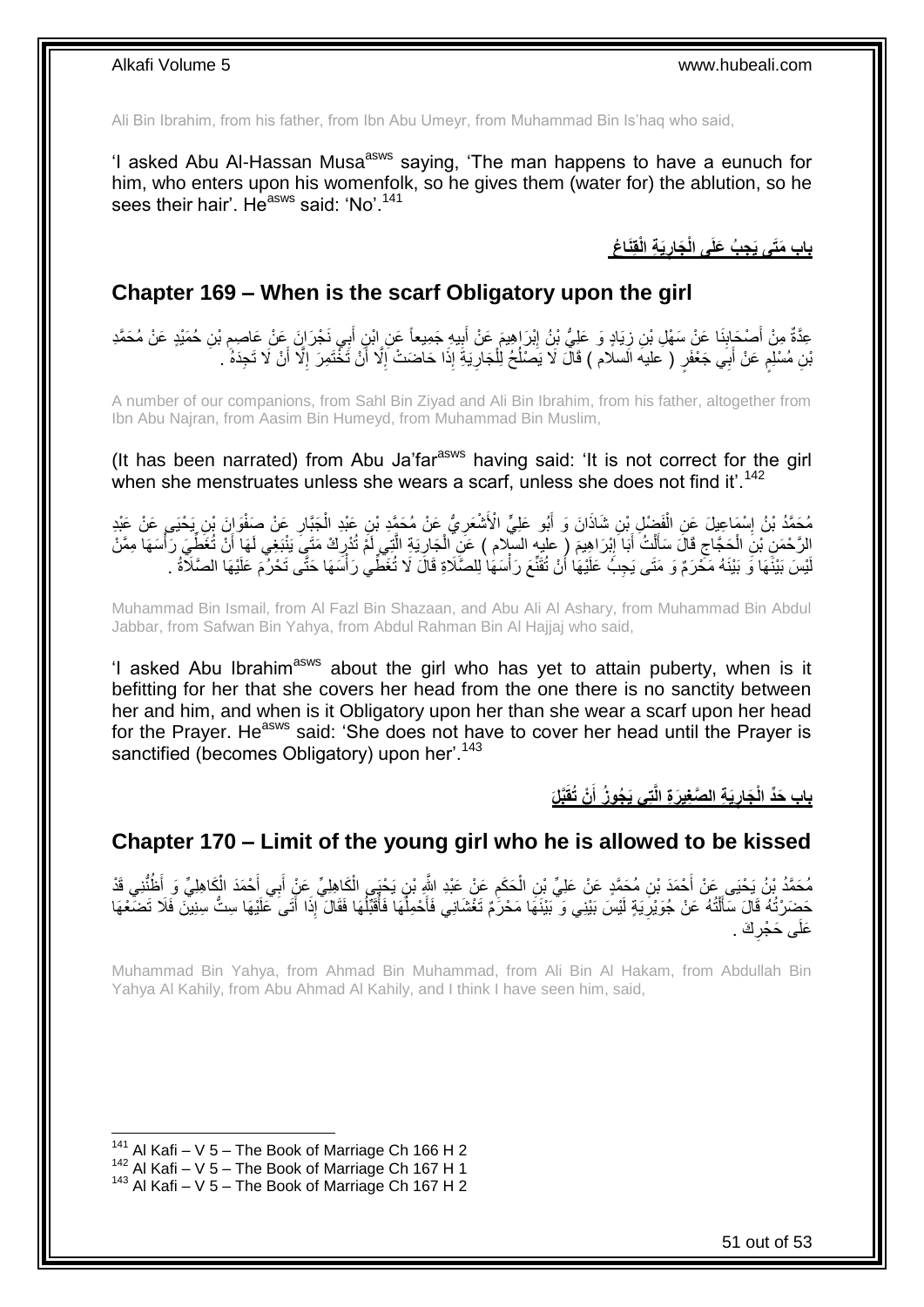Ali Bin Ibrahim, from his father, from Ibn Abu Umeyr, from Muhammad Bin Is'haq who said,

'I asked Abu Al-Hassan Musa[asws] saying, 'The man happens to have a eunuch for him, who enters upon his womenfolk, so he gives them (water for) the ablution, so he sees their hair'. He[asws] said: 'No'.[141]

## باب مَتَى يَجِبُ عَلَى الْجَارِيَةِ الْقِنَاعُ

## Chapter 169 – When is the scarf Obligatory upon the girl

عِدَّةٌ مِنْ أَصْحَابِنَا عَنْ سَهْلِ بْنِ زِيَادٍ وَ عَلِيُّ بْنُ إِبْرَاهِيمَ عَنْ أَبِيهِ جَمِيعاً عَنِ ابْنِ أَبِي نَجْرَانَ عَنْ عَاصِمِ بْنِ حُمَيْدٍ عَنْ مُحَمَّدِ بْنِ مُسْلِمٍ عَنْ أَبِي جَعْفَرٍ ( عليه السلام ) قَالَ لَا يَصْلُحُ لِلْجَارِيَةِ إِذَا حَاضَتْ إِلَّا أَنْ تَخْتَمِرَ إِلَّا أَنْ لَا تَجِدَهُ .

A number of our companions, from Sahl Bin Ziyad and Ali Bin Ibrahim, from his father, altogether from Ibn Abu Najran, from Aasim Bin Humeyd, from Muhammad Bin Muslim,

(It has been narrated) from Abu Ja'far[asws] having said: 'It is not correct for the girl when she menstruates unless she wears a scarf, unless she does not find it'.[142]

مُحَمَّدُ بْنُ إِسْمَاعِيلَ عَنِ الْفَضْلِ بْنِ شَاذَانَ وَ أَبُو عَلِيٍّ الْأَشْعَرِيُّ عَنْ مُحَمَّدِ بْنِ عَبْدِ الْجَبَّارِ عَنْ صَفْوَانَ بْنِ يَحْيَى عَنْ عَبْدِ الرَّحْمَنِ بْنِ الْحَجَّاجِ قَالَ سَأَلْتُ أَبَا إِبْرَاهِيمَ ( عليه السلام ) عَنِ الْجَارِيَةِ الَّتِي لَمْ تُدْرِكْ مَتَى يَنْبَغِي لَهَا أَنْ تُغَطِّيَ رَأْسَهَا مِمَّنْ لَيْسَ بَيْنَهَا وَ بَيْنَهُ مَحْرَمٌ وَ مَتَى يَجِبُ عَلَيْهَا أَنْ تُقَنِّعَ رَأْسَهَا لِلصَّلَاةِ قَالَ لَا تُغَطِّي رَأْسَهَا حَتَّى تَحْرُمَ عَلَيْهَا الصَّلَاةُ .

Muhammad Bin Ismail, from Al Fazl Bin Shazaan, and Abu Ali Al Ashary, from Muhammad Bin Abdul Jabbar, from Safwan Bin Yahya, from Abdul Rahman Bin Al Hajjaj who said,

'I asked Abu Ibrahim[asws] about the girl who has yet to attain puberty, when is it befitting for her that she covers her head from the one there is no sanctity between her and him, and when is it Obligatory upon her than she wear a scarf upon her head for the Prayer. He[asws] said: 'She does not have to cover her head until the Prayer is sanctified (becomes Obligatory) upon her'.[143]

## باب حَدِّ الْجَارِيَةِ الصَّغِيرَةِ الَّتِي يَجُوزُ أَنْ تُقَبَّلَ

## Chapter 170 – Limit of the young girl who he is allowed to be kissed

مُحَمَّدُ بْنُ يَحْيَى عَنْ أَحْمَدَ بْنِ مُحَمَّدٍ عَنْ عَلِيِّ بْنِ الْحَكَمِ عَنْ عَبْدِ اللَّهِ بْنِ يَحْيَى الْكَاهِلِيِّ عَنْ أَبِي أَحْمَدَ الْكَاهِلِيِّ وَ أَظُنُّنِي قَدْ حَضَرْتُهُ قَالَ سَأَلْتُهُ عَنْ جُوَيْرِيَةٍ لَيْسَ بَيْنِي وَ بَيْنَهَا مَحْرَمٌ تَغْشَانِي فَأَحْمِلُهَا فَأُقَبِّلُهَا فَقَالَ إِذَا أَتَى عَلَيْهَا سِتُّ سِنِينَ فَلَا تَضَعْهَا عَلَى حَجْرِكَ .

Muhammad Bin Yahya, from Ahmad Bin Muhammad, from Ali Bin Al Hakam, from Abdullah Bin Yahya Al Kahily, from Abu Ahmad Al Kahily, and I think I have seen him, said,

[141] Al Kafi – V 5 – The Book of Marriage Ch 166 H 2
[142] Al Kafi – V 5 – The Book of Marriage Ch 167 H 1
[143] Al Kafi – V 5 – The Book of Marriage Ch 167 H 2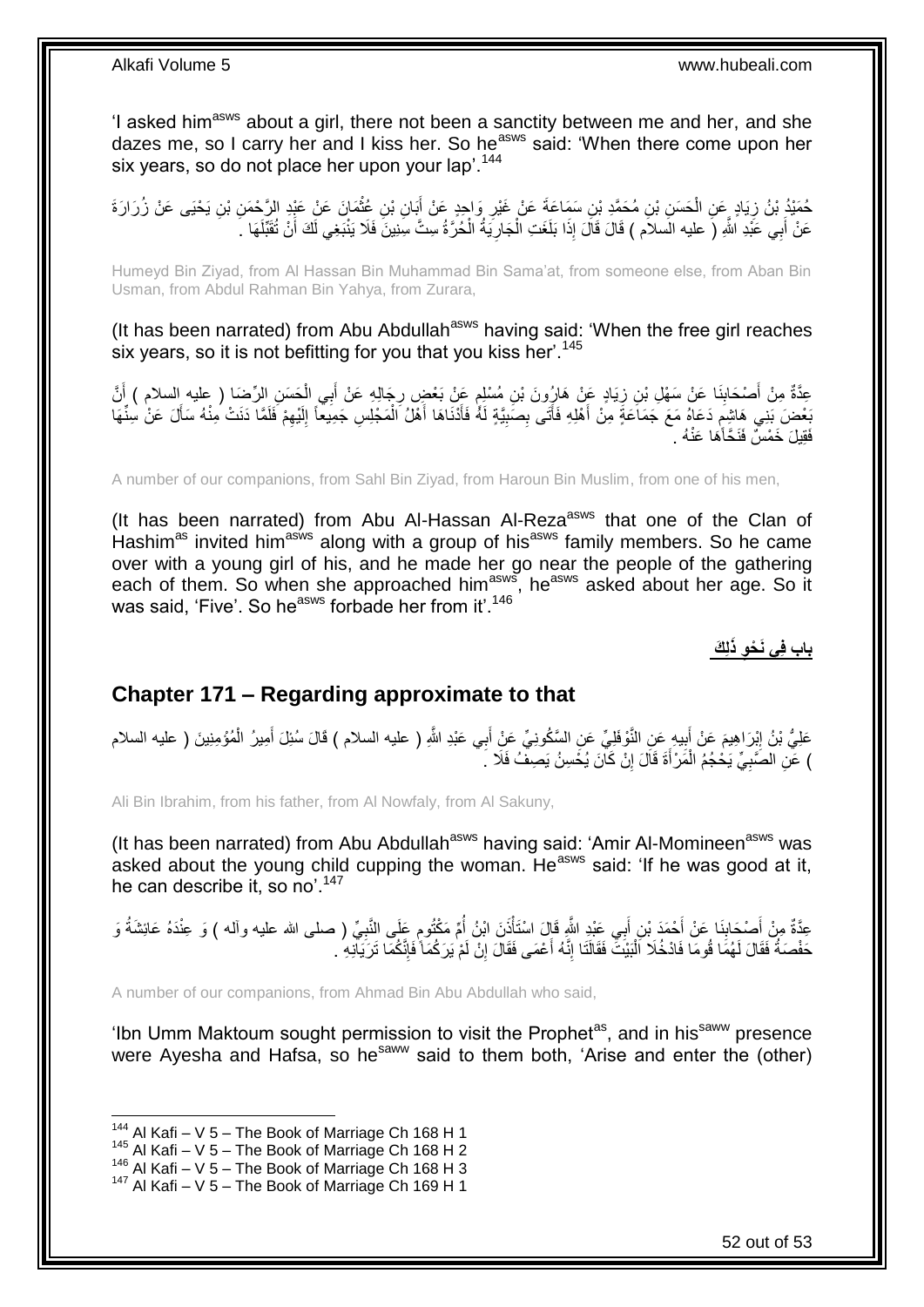'I asked him[asws] about a girl, there not been a sanctity between me and her, and she dazes me, so I carry her and I kiss her. So he[asws] said: 'When there come upon her six years, so do not place her upon your lap'.[144]

حُمَيْدُ بْنُ زِيَادٍ عَنِ الْحَسَنِ بْنِ مُحَمَّدِ بْنِ سَمَاعَةَ عَنْ غَيْرِ وَاحِدٍ عَنْ أَبَانِ بْنِ عُثْمَانَ عَنْ عَبْدِ الرَّحْمَنِ بْنِ يَحْيَى عَنْ زُرَارَةَ عَنْ أَبِي عَبْدِ اللَّهِ ( عليه السلام ) قَالَ قَالَ إِذَا بَلَغَتِ الْجَارِيَةُ الْحُرَّةُ سِتَّ سِنِينَ فَلَا يَنْبَغِي لَكَ أَنْ تُقَبِّلَهَا .

Humeyd Bin Ziyad, from Al Hassan Bin Muhammad Bin Sama'at, from someone else, from Aban Bin Usman, from Abdul Rahman Bin Yahya, from Zurara,

(It has been narrated) from Abu Abdullah[asws] having said: 'When the free girl reaches six years, so it is not befitting for you that you kiss her'.[145]

عِدَّةٌ مِنْ أَصْحَابِنَا عَنْ سَهْلِ بْنِ زِيَادٍ عَنْ هَارُونَ بْنِ مُسْلِمٍ عَنْ بَعْضِ رِجَالِهِ عَنْ أَبِي الْحَسَنِ الرِّضَا ( عليه السلام ) أَنَّ بَعْضَ بَنِي هَاشِمٍ دَعَاهُ مَعَ جَمَاعَةٍ مِنْ أَهْلِهِ فَأَتَى بِصَبِيَّةٍ لَهُ فَأَدْنَاهَا أَهْلُ الْمَجْلِسِ جَمِيعاً إِلَيْهِمْ فَلَمَّا دَنَتْ مِنْهُ سَأَلَ عَنْ سِنِّهَا فَقِيلَ خَمْسٌ فَنَحَّاهَا عَنْهُ .

A number of our companions, from Sahl Bin Ziyad, from Haroun Bin Muslim, from one of his men,

(It has been narrated) from Abu Al-Hassan Al-Reza[asws] that one of the Clan of Hashim[as] invited him[asws] along with a group of his[asws] family members. So he came over with a young girl of his, and he made her go near the people of the gathering each of them. So when she approached him[asws], he[asws] asked about her age. So it was said, 'Five'. So he[asws] forbade her from it'.[146]

**بَابٌ فِي نَحْوِ ذَلِكَ**

## Chapter 171 – Regarding approximate to that

عَلِيُّ بْنُ إِبْرَاهِيمَ عَنْ أَبِيهِ عَنِ النَّوْفَلِيِّ عَنِ السَّكُونِيِّ عَنْ أَبِي عَبْدِ اللَّهِ ( عليه السلام ) قَالَ سُئِلَ أَمِيرُ الْمُؤْمِنِينَ ( عليه السلام ) عَنِ الصَّبِيِّ يَحْجُمُ الْمَرْأَةَ قَالَ إِنْ كَانَ يُحْسِنُ يَصِفُ فَلَا .

Ali Bin Ibrahim, from his father, from Al Nowfaly, from Al Sakuny,

(It has been narrated) from Abu Abdullah[asws] having said: 'Amir Al-Momineen[asws] was asked about the young child cupping the woman. He[asws] said: 'If he was good at it, he can describe it, so no'.[147]

عِدَّةٌ مِنْ أَصْحَابِنَا عَنْ أَحْمَدَ بْنِ أَبِي عَبْدِ اللَّهِ قَالَ اسْتَأْذَنَ ابْنُ أُمِّ مَكْتُومٍ عَلَى النَّبِيِّ ( صلى الله عليه وآله ) وَ عِنْدَهُ عَائِشَةُ وَ حَفْصَةُ فَقَالَ لَهُمَا قُومَا فَادْخُلَا الْبَيْتَ فَقَالَتَا إِنَّهُ أَعْمَى فَقَالَ إِنْ لَمْ يَرَكُمَا فَإِنَّكُمَا تَرَيَانِهِ .

A number of our companions, from Ahmad Bin Abu Abdullah who said,

'Ibn Umm Maktoum sought permission to visit the Prophet[as], and in his[saww] presence were Ayesha and Hafsa, so he[saww] said to them both, 'Arise and enter the (other)

---

[144] Al Kafi – V 5 – The Book of Marriage Ch 168 H 1
[145] Al Kafi – V 5 – The Book of Marriage Ch 168 H 2
[146] Al Kafi – V 5 – The Book of Marriage Ch 168 H 3
[147] Al Kafi – V 5 – The Book of Marriage Ch 169 H 1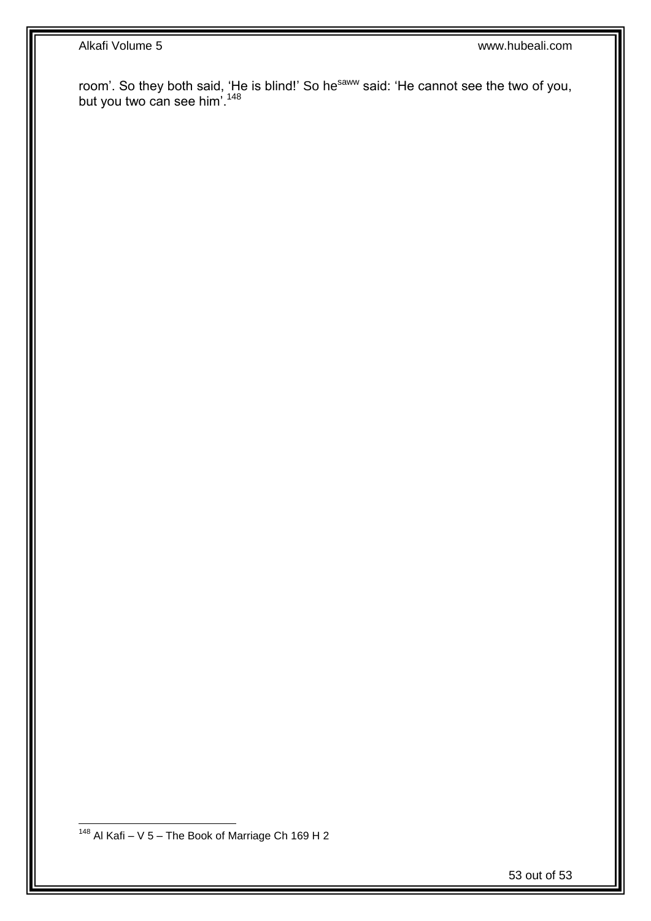room'. So they both said, 'He is blind!' So he[saww] said: 'He cannot see the two of you, but you two can see him'.[148]

[148] Al Kafi – V 5 – The Book of Marriage Ch 169 H 2